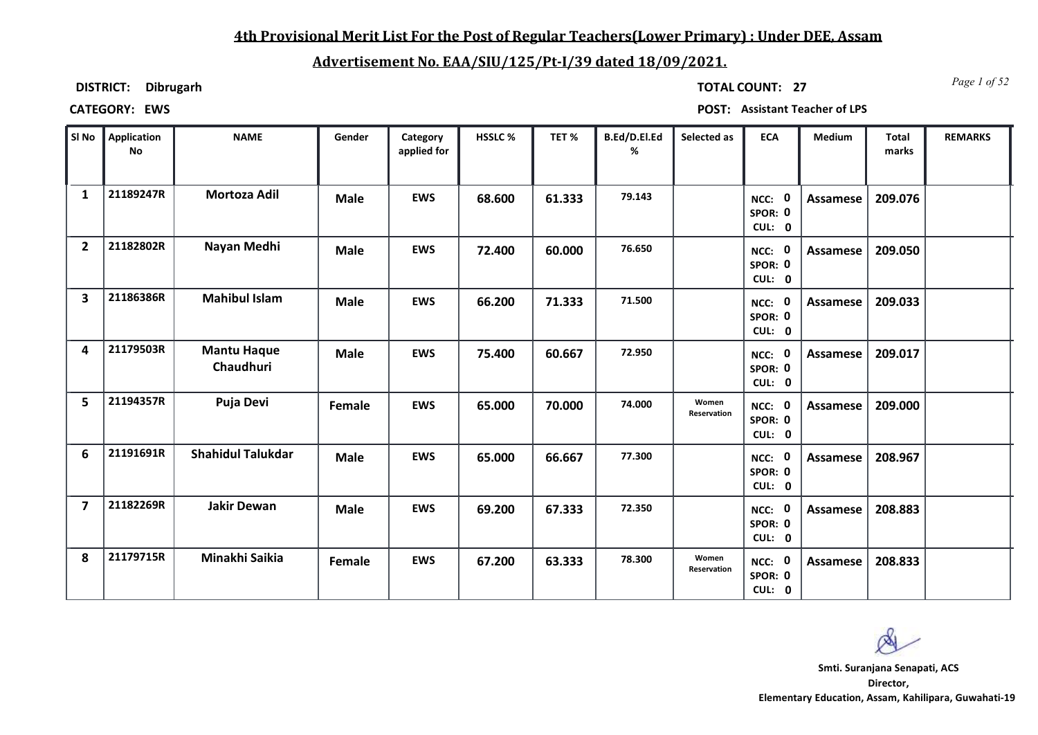# 4th Provisional Merit List For the Post of Regular Teachers(Lower Primary) : Under DEE, Assam

## Advertisement No. EAA/SIU/125/Pt-I/39 dated 18/09/2021.

**DISTRICT:** Dibrugarh

**TOTAL COUNT:** 27

**CATEGORY:** EWS

**POST:** Assistant Teacher of LPS

| Sl No | Application No | NAME | Gender | Category applied for | HSSLC % | TET % | B.Ed/D.El.Ed % | Selected as | ECA | Medium | Total marks | REMARKS |
|---|---|---|---|---|---|---|---|---|---|---|---|---|
| 1 | 21189247R | Mortoza Adil | Male | EWS | 68.600 | 61.333 | 79.143 | | NCC: 0 SPOR: 0 CUL: 0 | Assamese | 209.076 | |
| 2 | 21182802R | Nayan Medhi | Male | EWS | 72.400 | 60.000 | 76.650 | | NCC: 0 SPOR: 0 CUL: 0 | Assamese | 209.050 | |
| 3 | 21186386R | Mahibul Islam | Male | EWS | 66.200 | 71.333 | 71.500 | | NCC: 0 SPOR: 0 CUL: 0 | Assamese | 209.033 | |
| 4 | 21179503R | Mantu Haque Chaudhuri | Male | EWS | 75.400 | 60.667 | 72.950 | | NCC: 0 SPOR: 0 CUL: 0 | Assamese | 209.017 | |
| 5 | 21194357R | Puja Devi | Female | EWS | 65.000 | 70.000 | 74.000 | Women Reservation | NCC: 0 SPOR: 0 CUL: 0 | Assamese | 209.000 | |
| 6 | 21191691R | Shahidul Talukdar | Male | EWS | 65.000 | 66.667 | 77.300 | | NCC: 0 SPOR: 0 CUL: 0 | Assamese | 208.967 | |
| 7 | 21182269R | Jakir Dewan | Male | EWS | 69.200 | 67.333 | 72.350 | | NCC: 0 SPOR: 0 CUL: 0 | Assamese | 208.883 | |
| 8 | 21179715R | Minakhi Saikia | Female | EWS | 67.200 | 63.333 | 78.300 | Women Reservation | NCC: 0 SPOR: 0 CUL: 0 | Assamese | 208.833 | |

**Smti. Suranjana Senapati, ACS**
**Director,**
**Elementary Education, Assam, Kahilipara, Guwahati-19**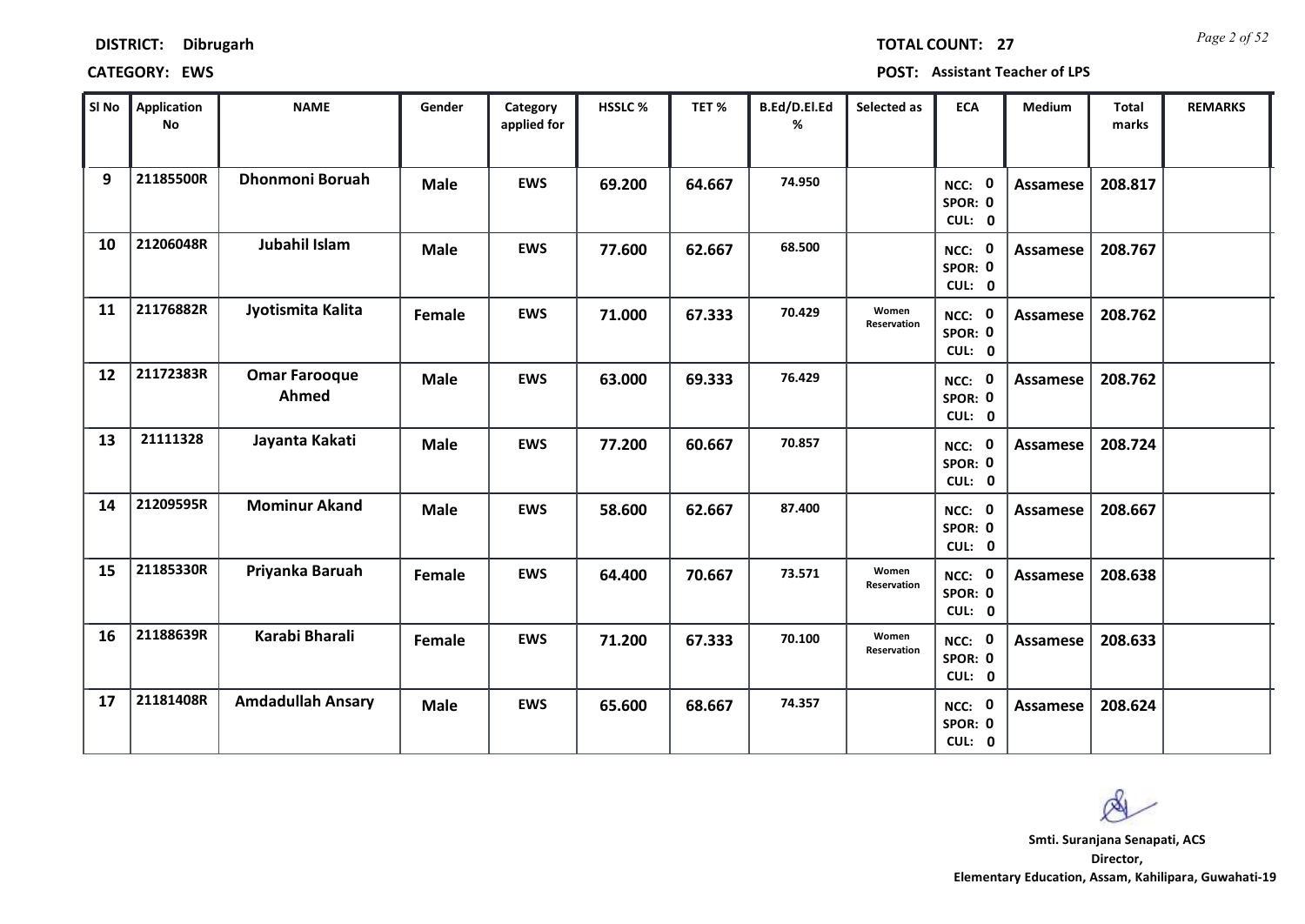**DISTRICT:** Dibrugarh

**TOTAL COUNT:** 27

**CATEGORY:** EWS

**POST:** Assistant Teacher of LPS

| Sl No | Application No | NAME | Gender | Category applied for | HSSLC % | TET % | B.Ed/D.El.Ed % | Selected as | ECA | Medium | Total marks | REMARKS |
|---|---|---|---|---|---|---|---|---|---|---|---|---|
| 9 | 21185500R | Dhonmoni Boruah | Male | EWS | 69.200 | 64.667 | 74.950 | | NCC: 0 SPOR: 0 CUL: 0 | Assamese | 208.817 | |
| 10 | 21206048R | Jubahil Islam | Male | EWS | 77.600 | 62.667 | 68.500 | | NCC: 0 SPOR: 0 CUL: 0 | Assamese | 208.767 | |
| 11 | 21176882R | Jyotismita Kalita | Female | EWS | 71.000 | 67.333 | 70.429 | Women Reservation | NCC: 0 SPOR: 0 CUL: 0 | Assamese | 208.762 | |
| 12 | 21172383R | Omar Farooque Ahmed | Male | EWS | 63.000 | 69.333 | 76.429 | | NCC: 0 SPOR: 0 CUL: 0 | Assamese | 208.762 | |
| 13 | 21111328 | Jayanta Kakati | Male | EWS | 77.200 | 60.667 | 70.857 | | NCC: 0 SPOR: 0 CUL: 0 | Assamese | 208.724 | |
| 14 | 21209595R | Mominur Akand | Male | EWS | 58.600 | 62.667 | 87.400 | | NCC: 0 SPOR: 0 CUL: 0 | Assamese | 208.667 | |
| 15 | 21185330R | Priyanka Baruah | Female | EWS | 64.400 | 70.667 | 73.571 | Women Reservation | NCC: 0 SPOR: 0 CUL: 0 | Assamese | 208.638 | |
| 16 | 21188639R | Karabi Bharali | Female | EWS | 71.200 | 67.333 | 70.100 | Women Reservation | NCC: 0 SPOR: 0 CUL: 0 | Assamese | 208.633 | |
| 17 | 21181408R | Amdadullah Ansary | Male | EWS | 65.600 | 68.667 | 74.357 | | NCC: 0 SPOR: 0 CUL: 0 | Assamese | 208.624 | |

**Smti. Suranjana Senapati, ACS**
**Director,**
**Elementary Education, Assam, Kahilipara, Guwahati-19**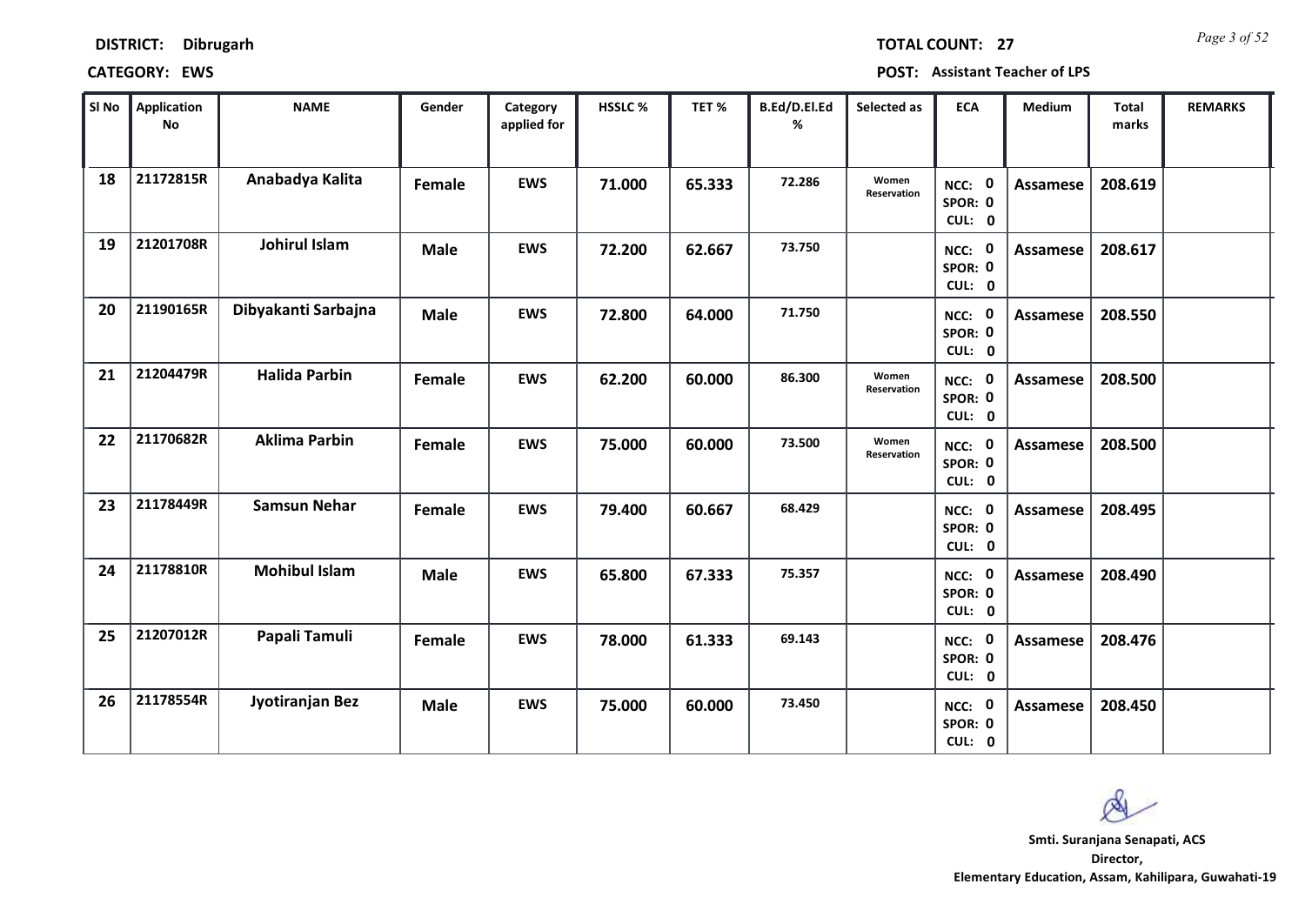**DISTRICT:** Dibrugarh

**CATEGORY:** EWS

**TOTAL COUNT:** 27

**POST:** Assistant Teacher of LPS

| Sl No | Application No | NAME | Gender | Category applied for | HSSLC % | TET % | B.Ed/D.El.Ed % | Selected as | ECA | Medium | Total marks | REMARKS |
|---|---|---|---|---|---|---|---|---|---|---|---|---|
| 18 | 21172815R | Anabadya Kalita | Female | EWS | 71.000 | 65.333 | 72.286 | Women Reservation | NCC: 0 SPOR: 0 CUL: 0 | Assamese | 208.619 | |
| 19 | 21201708R | Johirul Islam | Male | EWS | 72.200 | 62.667 | 73.750 | | NCC: 0 SPOR: 0 CUL: 0 | Assamese | 208.617 | |
| 20 | 21190165R | Dibyakanti Sarbajna | Male | EWS | 72.800 | 64.000 | 71.750 | | NCC: 0 SPOR: 0 CUL: 0 | Assamese | 208.550 | |
| 21 | 21204479R | Halida Parbin | Female | EWS | 62.200 | 60.000 | 86.300 | Women Reservation | NCC: 0 SPOR: 0 CUL: 0 | Assamese | 208.500 | |
| 22 | 21170682R | Aklima Parbin | Female | EWS | 75.000 | 60.000 | 73.500 | Women Reservation | NCC: 0 SPOR: 0 CUL: 0 | Assamese | 208.500 | |
| 23 | 21178449R | Samsun Nehar | Female | EWS | 79.400 | 60.667 | 68.429 | | NCC: 0 SPOR: 0 CUL: 0 | Assamese | 208.495 | |
| 24 | 21178810R | Mohibul Islam | Male | EWS | 65.800 | 67.333 | 75.357 | | NCC: 0 SPOR: 0 CUL: 0 | Assamese | 208.490 | |
| 25 | 21207012R | Papali Tamuli | Female | EWS | 78.000 | 61.333 | 69.143 | | NCC: 0 SPOR: 0 CUL: 0 | Assamese | 208.476 | |
| 26 | 21178554R | Jyotiranjan Bez | Male | EWS | 75.000 | 60.000 | 73.450 | | NCC: 0 SPOR: 0 CUL: 0 | Assamese | 208.450 | |

**Smti. Suranjana Senapati, ACS**
**Director,**
**Elementary Education, Assam, Kahilipara, Guwahati-19**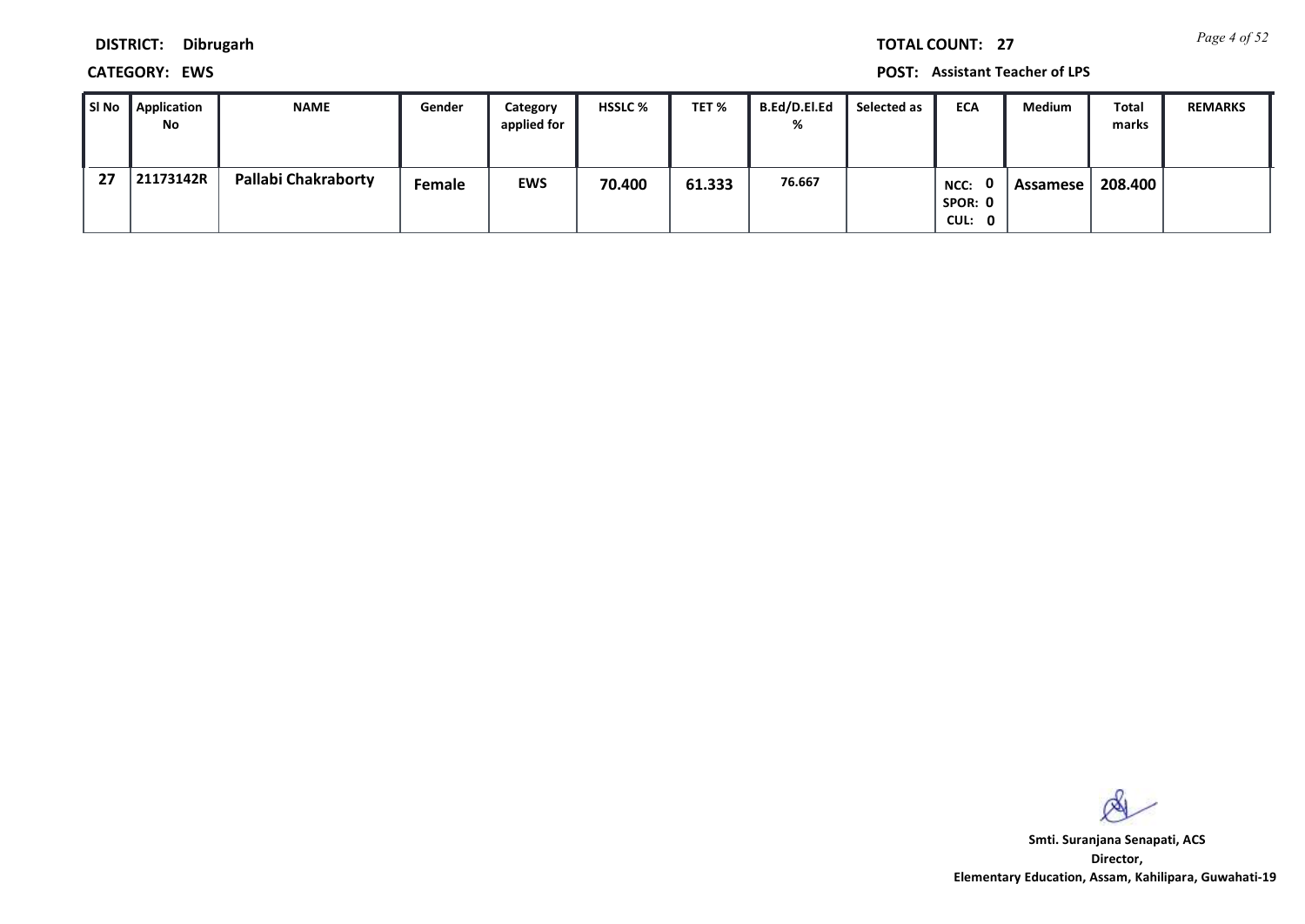**DISTRICT:** Dibrugarh

**TOTAL COUNT:** 27

**CATEGORY:** EWS

**POST:** Assistant Teacher of LPS

| Sl No | Application No | NAME | Gender | Category applied for | HSSLC % | TET % | B.Ed/D.El.Ed % | Selected as | ECA | Medium | Total marks | REMARKS |
|---|---|---|---|---|---|---|---|---|---|---|---|---|
| 27 | 21173142R | Pallabi Chakraborty | Female | EWS | 70.400 | 61.333 | 76.667 | | NCC: 0 SPOR: 0 CUL: 0 | Assamese | 208.400 | |

**Smti. Suranjana Senapati, ACS**
**Director,**
**Elementary Education, Assam, Kahilipara, Guwahati-19**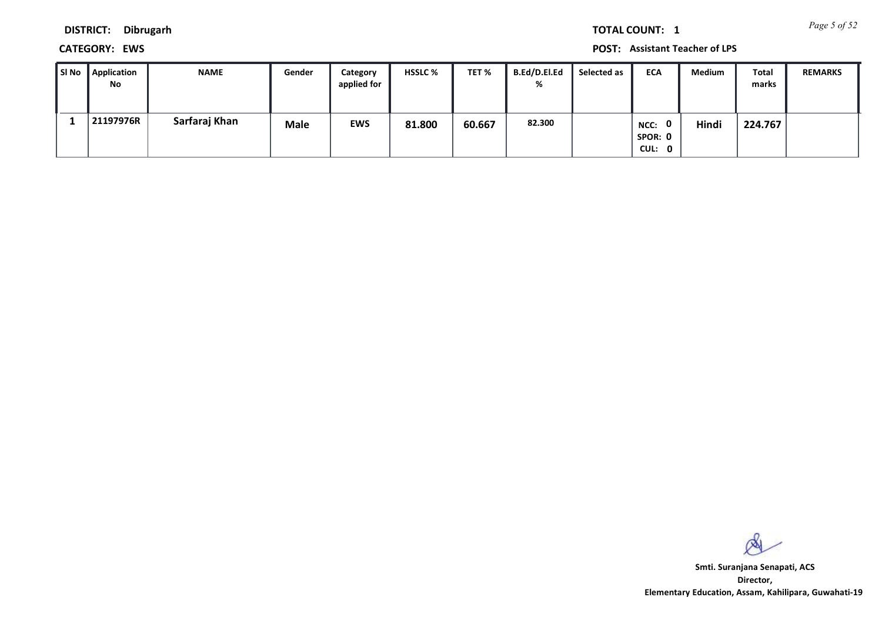**DISTRICT:** Dibrugarh

**TOTAL COUNT:** 1

**CATEGORY:** EWS

**POST:** Assistant Teacher of LPS

| Sl No | Application No | NAME | Gender | Category applied for | HSSLC % | TET % | B.Ed/D.El.Ed % | Selected as | ECA | Medium | Total marks | REMARKS |
|---|---|---|---|---|---|---|---|---|---|---|---|---|
| 1 | 21197976R | Sarfaraj Khan | Male | EWS | 81.800 | 60.667 | 82.300 | | NCC: 0 SPOR: 0 CUL: 0 | Hindi | 224.767 | |

**Smti. Suranjana Senapati, ACS**
**Director,**
**Elementary Education, Assam, Kahilipara, Guwahati-19**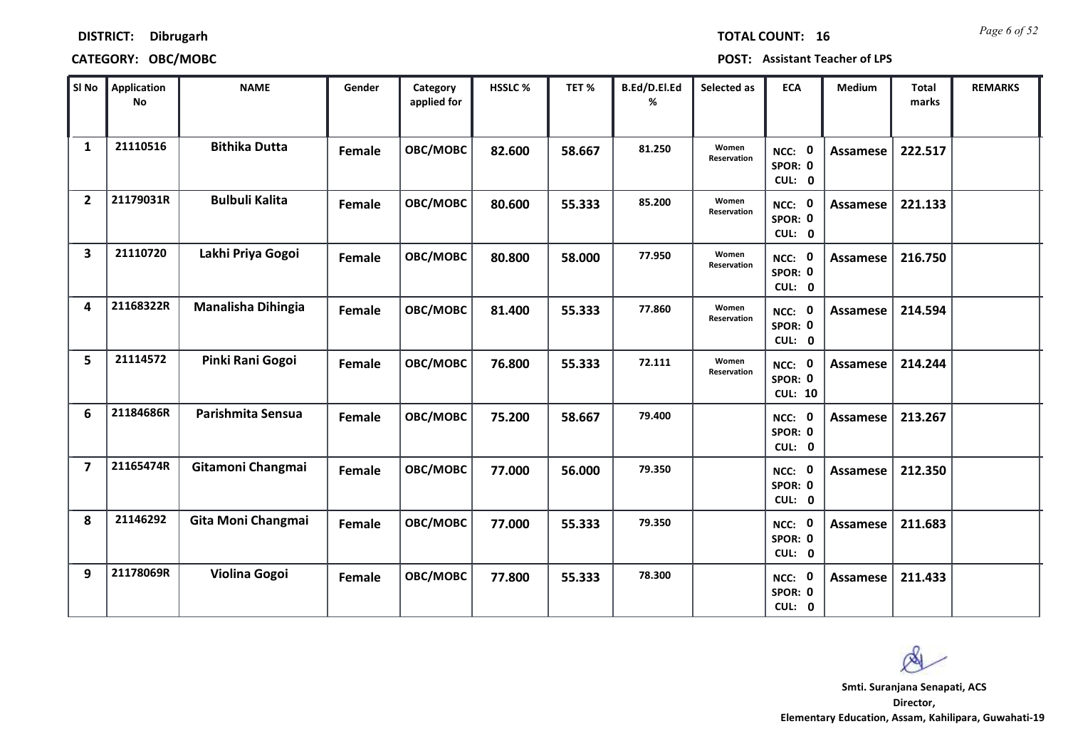**DISTRICT:** Dibrugarh

**TOTAL COUNT:** 16

**CATEGORY:** OBC/MOBC

**POST:** Assistant Teacher of LPS

| Sl No | Application No | NAME | Gender | Category applied for | HSSLC % | TET % | B.Ed/D.El.Ed % | Selected as | ECA | Medium | Total marks | REMARKS |
|---|---|---|---|---|---|---|---|---|---|---|---|---|
| 1 | 21110516 | Bithika Dutta | Female | OBC/MOBC | 82.600 | 58.667 | 81.250 | Women Reservation | NCC: 0 SPOR: 0 CUL: 0 | Assamese | 222.517 | |
| 2 | 21179031R | Bulbuli Kalita | Female | OBC/MOBC | 80.600 | 55.333 | 85.200 | Women Reservation | NCC: 0 SPOR: 0 CUL: 0 | Assamese | 221.133 | |
| 3 | 21110720 | Lakhi Priya Gogoi | Female | OBC/MOBC | 80.800 | 58.000 | 77.950 | Women Reservation | NCC: 0 SPOR: 0 CUL: 0 | Assamese | 216.750 | |
| 4 | 21168322R | Manalisha Dihingia | Female | OBC/MOBC | 81.400 | 55.333 | 77.860 | Women Reservation | NCC: 0 SPOR: 0 CUL: 0 | Assamese | 214.594 | |
| 5 | 21114572 | Pinki Rani Gogoi | Female | OBC/MOBC | 76.800 | 55.333 | 72.111 | Women Reservation | NCC: 0 SPOR: 0 CUL: 10 | Assamese | 214.244 | |
| 6 | 21184686R | Parishmita Sensua | Female | OBC/MOBC | 75.200 | 58.667 | 79.400 | | NCC: 0 SPOR: 0 CUL: 0 | Assamese | 213.267 | |
| 7 | 21165474R | Gitamoni Changmai | Female | OBC/MOBC | 77.000 | 56.000 | 79.350 | | NCC: 0 SPOR: 0 CUL: 0 | Assamese | 212.350 | |
| 8 | 21146292 | Gita Moni Changmai | Female | OBC/MOBC | 77.000 | 55.333 | 79.350 | | NCC: 0 SPOR: 0 CUL: 0 | Assamese | 211.683 | |
| 9 | 21178069R | Violina Gogoi | Female | OBC/MOBC | 77.800 | 55.333 | 78.300 | | NCC: 0 SPOR: 0 CUL: 0 | Assamese | 211.433 | |

**Smti. Suranjana Senapati, ACS**
**Director,**
**Elementary Education, Assam, Kahilipara, Guwahati-19**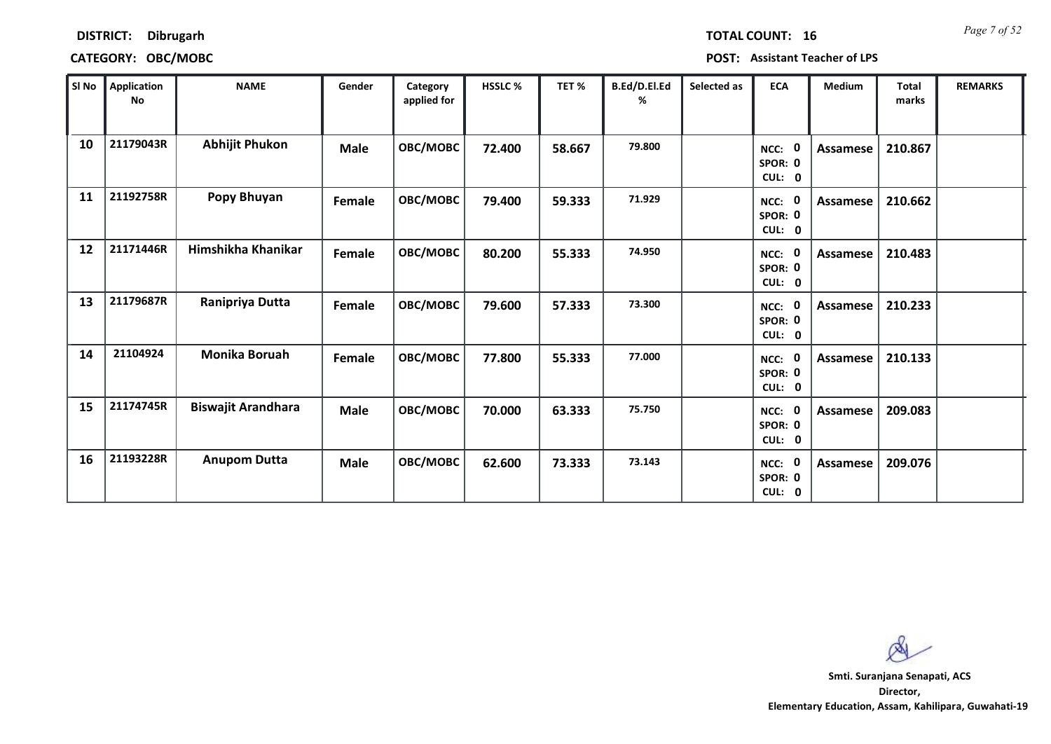**DISTRICT: Dibrugarh**

**TOTAL COUNT: 16**

**CATEGORY: OBC/MOBC**

**POST: Assistant Teacher of LPS**

| Sl No | Application No | NAME | Gender | Category applied for | HSSLC % | TET % | B.Ed/D.El.Ed % | Selected as | ECA | Medium | Total marks | REMARKS |
|---|---|---|---|---|---|---|---|---|---|---|---|---|
| 10 | 21179043R | Abhijit Phukon | Male | OBC/MOBC | 72.400 | 58.667 | 79.800 | | NCC: 0 SPOR: 0 CUL: 0 | Assamese | 210.867 | |
| 11 | 21192758R | Popy Bhuyan | Female | OBC/MOBC | 79.400 | 59.333 | 71.929 | | NCC: 0 SPOR: 0 CUL: 0 | Assamese | 210.662 | |
| 12 | 21171446R | Himshikha Khanikar | Female | OBC/MOBC | 80.200 | 55.333 | 74.950 | | NCC: 0 SPOR: 0 CUL: 0 | Assamese | 210.483 | |
| 13 | 21179687R | Ranipriya Dutta | Female | OBC/MOBC | 79.600 | 57.333 | 73.300 | | NCC: 0 SPOR: 0 CUL: 0 | Assamese | 210.233 | |
| 14 | 21104924 | Monika Boruah | Female | OBC/MOBC | 77.800 | 55.333 | 77.000 | | NCC: 0 SPOR: 0 CUL: 0 | Assamese | 210.133 | |
| 15 | 21174745R | Biswajit Arandhara | Male | OBC/MOBC | 70.000 | 63.333 | 75.750 | | NCC: 0 SPOR: 0 CUL: 0 | Assamese | 209.083 | |
| 16 | 21193228R | Anupom Dutta | Male | OBC/MOBC | 62.600 | 73.333 | 73.143 | | NCC: 0 SPOR: 0 CUL: 0 | Assamese | 209.076 | |

**Smti. Suranjana Senapati, ACS**
**Director,**
**Elementary Education, Assam, Kahilipara, Guwahati-19**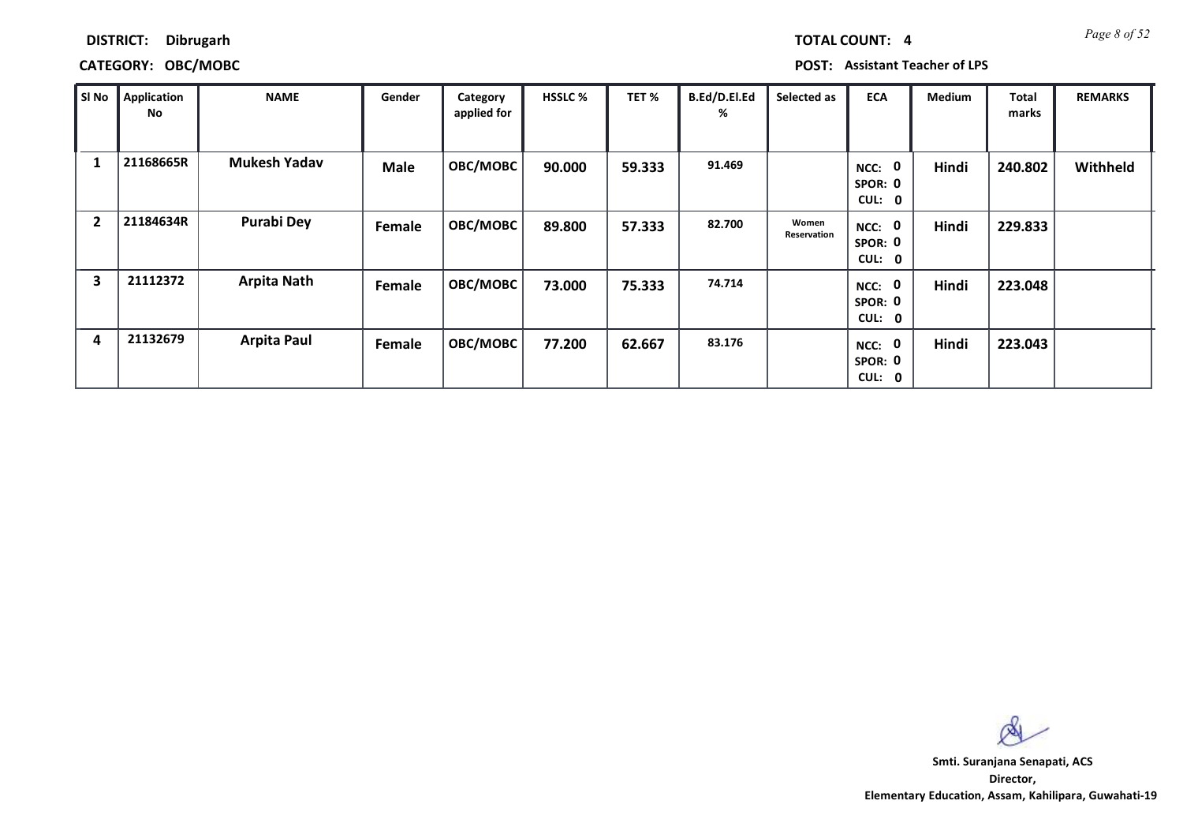**DISTRICT:** Dibrugarh

**CATEGORY:** OBC/MOBC

**TOTAL COUNT:** 4

**POST:** Assistant Teacher of LPS

| Sl No | Application No | NAME | Gender | Category applied for | HSSLC % | TET % | B.Ed/D.El.Ed % | Selected as | ECA | Medium | Total marks | REMARKS |
|---|---|---|---|---|---|---|---|---|---|---|---|---|
| 1 | 21168665R | Mukesh Yadav | Male | OBC/MOBC | 90.000 | 59.333 | 91.469 | | NCC: 0 SPOR: 0 CUL: 0 | Hindi | 240.802 | Withheld |
| 2 | 21184634R | Purabi Dey | Female | OBC/MOBC | 89.800 | 57.333 | 82.700 | Women Reservation | NCC: 0 SPOR: 0 CUL: 0 | Hindi | 229.833 | |
| 3 | 21112372 | Arpita Nath | Female | OBC/MOBC | 73.000 | 75.333 | 74.714 | | NCC: 0 SPOR: 0 CUL: 0 | Hindi | 223.048 | |
| 4 | 21132679 | Arpita Paul | Female | OBC/MOBC | 77.200 | 62.667 | 83.176 | | NCC: 0 SPOR: 0 CUL: 0 | Hindi | 223.043 | |

**Smti. Suranjana Senapati, ACS**
**Director,**
**Elementary Education, Assam, Kahilipara, Guwahati-19**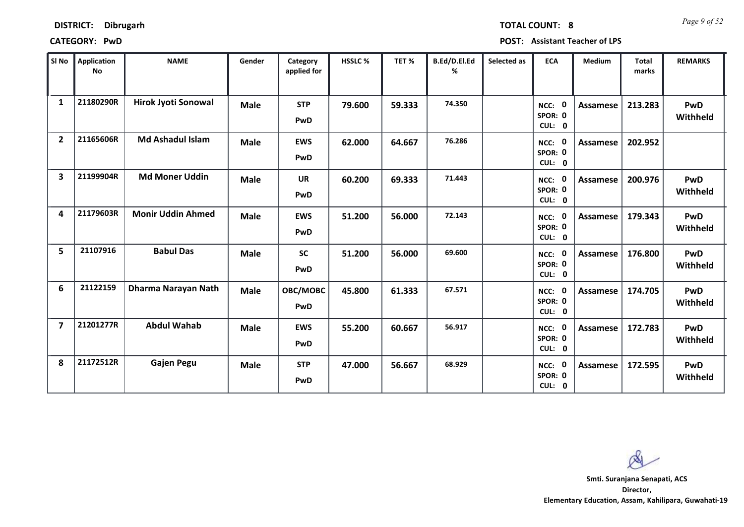**DISTRICT: Dibrugarh** | **TOTAL COUNT: 8**

**CATEGORY: PwD** | **POST: Assistant Teacher of LPS**

| Sl No | Application No | NAME | Gender | Category applied for | HSSLC % | TET % | B.Ed/D.El.Ed % | Selected as | ECA | Medium | Total marks | REMARKS |
|---|---|---|---|---|---|---|---|---|---|---|---|---|
| 1 | 21180290R | Hirok Jyoti Sonowal | Male | STP PwD | 79.600 | 59.333 | 74.350 | | NCC: 0 SPOR: 0 CUL: 0 | Assamese | 213.283 | PwD Withheld |
| 2 | 21165606R | Md Ashadul Islam | Male | EWS PwD | 62.000 | 64.667 | 76.286 | | NCC: 0 SPOR: 0 CUL: 0 | Assamese | 202.952 | |
| 3 | 21199904R | Md Moner Uddin | Male | UR PwD | 60.200 | 69.333 | 71.443 | | NCC: 0 SPOR: 0 CUL: 0 | Assamese | 200.976 | PwD Withheld |
| 4 | 21179603R | Monir Uddin Ahmed | Male | EWS PwD | 51.200 | 56.000 | 72.143 | | NCC: 0 SPOR: 0 CUL: 0 | Assamese | 179.343 | PwD Withheld |
| 5 | 21107916 | Babul Das | Male | SC PwD | 51.200 | 56.000 | 69.600 | | NCC: 0 SPOR: 0 CUL: 0 | Assamese | 176.800 | PwD Withheld |
| 6 | 21122159 | Dharma Narayan Nath | Male | OBC/MOBC PwD | 45.800 | 61.333 | 67.571 | | NCC: 0 SPOR: 0 CUL: 0 | Assamese | 174.705 | PwD Withheld |
| 7 | 21201277R | Abdul Wahab | Male | EWS PwD | 55.200 | 60.667 | 56.917 | | NCC: 0 SPOR: 0 CUL: 0 | Assamese | 172.783 | PwD Withheld |
| 8 | 21172512R | Gajen Pegu | Male | STP PwD | 47.000 | 56.667 | 68.929 | | NCC: 0 SPOR: 0 CUL: 0 | Assamese | 172.595 | PwD Withheld |

**Smti. Suranjana Senapati, ACS**
**Director,**
**Elementary Education, Assam, Kahilipara, Guwahati-19**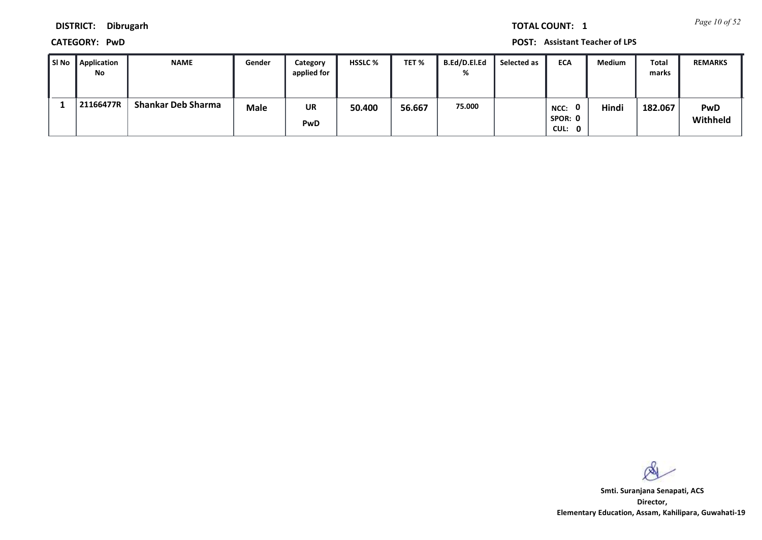**DISTRICT:** Dibrugarh

**CATEGORY:** PwD

**TOTAL COUNT:** 1

**POST:** Assistant Teacher of LPS

| Sl No | Application No | NAME | Gender | Category applied for | HSSLC % | TET % | B.Ed/D.El.Ed % | Selected as | ECA | Medium | Total marks | REMARKS |
|---|---|---|---|---|---|---|---|---|---|---|---|---|
| 1 | 21166477R | Shankar Deb Sharma | Male | UR PwD | 50.400 | 56.667 | 75.000 | | NCC: 0 SPOR: 0 CUL: 0 | Hindi | 182.067 | PwD Withheld |

**Smti. Suranjana Senapati, ACS**
**Director,**
**Elementary Education, Assam, Kahilipara, Guwahati-19**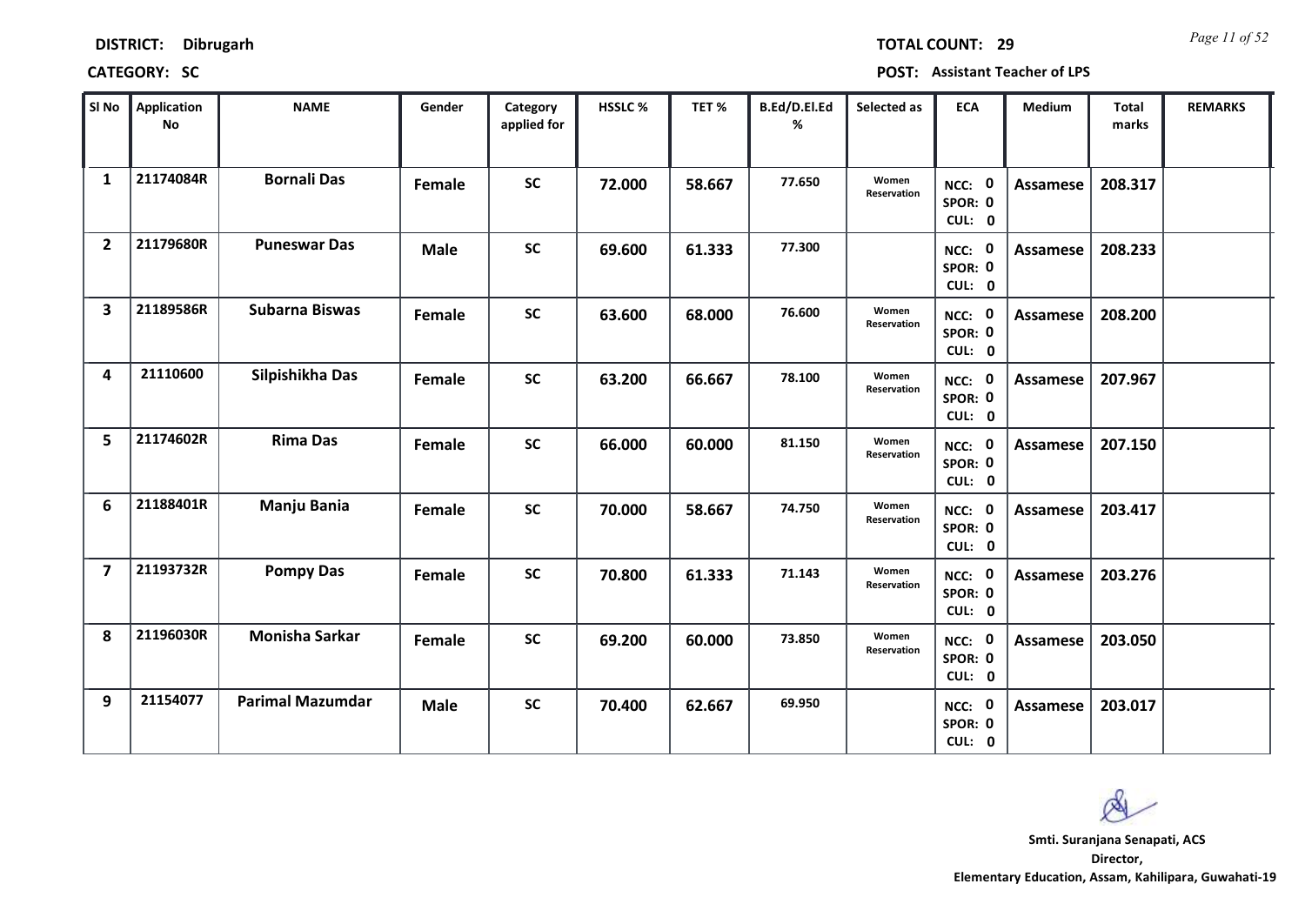**DISTRICT:** Dibrugarh  **TOTAL COUNT:** 29

**CATEGORY:** SC  **POST:** Assistant Teacher of LPS

| Sl No | Application No | NAME | Gender | Category applied for | HSSLC % | TET % | B.Ed/D.El.Ed % | Selected as | ECA | Medium | Total marks | REMARKS |
|---|---|---|---|---|---|---|---|---|---|---|---|---|
| 1 | 21174084R | Bornali Das | Female | SC | 72.000 | 58.667 | 77.650 | Women Reservation | NCC: 0 SPOR: 0 CUL: 0 | Assamese | 208.317 | |
| 2 | 21179680R | Puneswar Das | Male | SC | 69.600 | 61.333 | 77.300 | | NCC: 0 SPOR: 0 CUL: 0 | Assamese | 208.233 | |
| 3 | 21189586R | Subarna Biswas | Female | SC | 63.600 | 68.000 | 76.600 | Women Reservation | NCC: 0 SPOR: 0 CUL: 0 | Assamese | 208.200 | |
| 4 | 21110600 | Silpishikha Das | Female | SC | 63.200 | 66.667 | 78.100 | Women Reservation | NCC: 0 SPOR: 0 CUL: 0 | Assamese | 207.967 | |
| 5 | 21174602R | Rima Das | Female | SC | 66.000 | 60.000 | 81.150 | Women Reservation | NCC: 0 SPOR: 0 CUL: 0 | Assamese | 207.150 | |
| 6 | 21188401R | Manju Bania | Female | SC | 70.000 | 58.667 | 74.750 | Women Reservation | NCC: 0 SPOR: 0 CUL: 0 | Assamese | 203.417 | |
| 7 | 21193732R | Pompy Das | Female | SC | 70.800 | 61.333 | 71.143 | Women Reservation | NCC: 0 SPOR: 0 CUL: 0 | Assamese | 203.276 | |
| 8 | 21196030R | Monisha Sarkar | Female | SC | 69.200 | 60.000 | 73.850 | Women Reservation | NCC: 0 SPOR: 0 CUL: 0 | Assamese | 203.050 | |
| 9 | 21154077 | Parimal Mazumdar | Male | SC | 70.400 | 62.667 | 69.950 | | NCC: 0 SPOR: 0 CUL: 0 | Assamese | 203.017 | |

**Smti. Suranjana Senapati, ACS**
**Director,**
**Elementary Education, Assam, Kahilipara, Guwahati-19**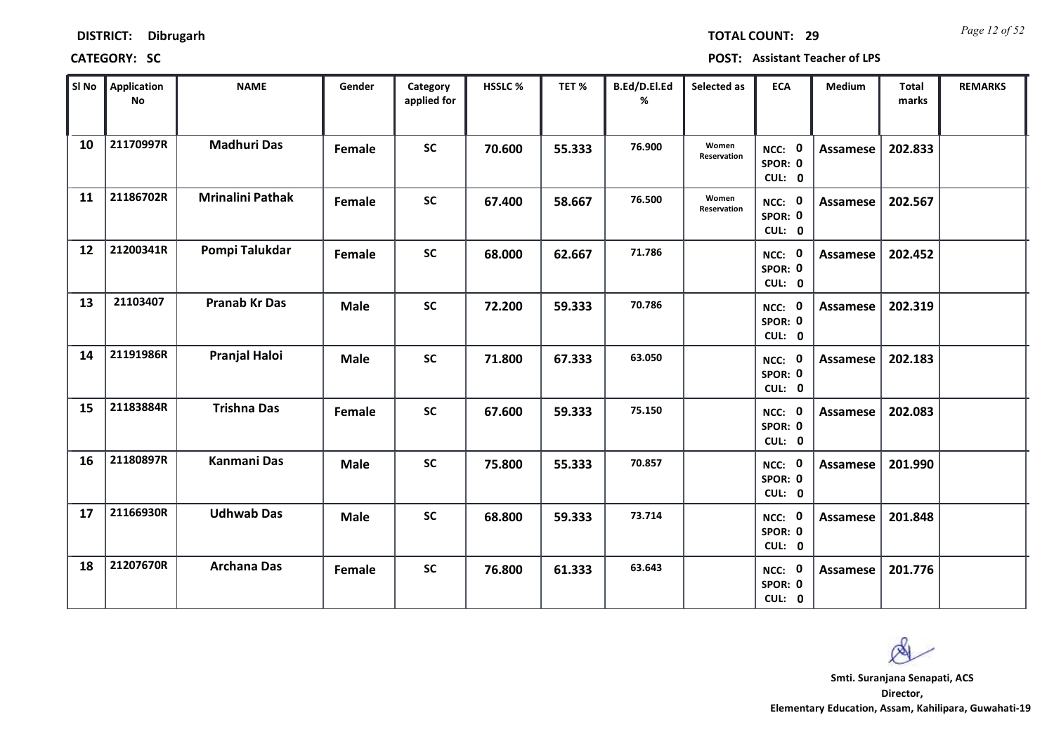**DISTRICT:** Dibrugarh

**TOTAL COUNT:** 29

**CATEGORY:** SC

**POST:** Assistant Teacher of LPS

| Sl No | Application No | NAME | Gender | Category applied for | HSSLC % | TET % | B.Ed/D.El.Ed % | Selected as | ECA | Medium | Total marks | REMARKS |
|---|---|---|---|---|---|---|---|---|---|---|---|---|
| 10 | 21170997R | Madhuri Das | Female | SC | 70.600 | 55.333 | 76.900 | Women Reservation | NCC: 0 SPOR: 0 CUL: 0 | Assamese | 202.833 | |
| 11 | 21186702R | Mrinalini Pathak | Female | SC | 67.400 | 58.667 | 76.500 | Women Reservation | NCC: 0 SPOR: 0 CUL: 0 | Assamese | 202.567 | |
| 12 | 21200341R | Pompi Talukdar | Female | SC | 68.000 | 62.667 | 71.786 | | NCC: 0 SPOR: 0 CUL: 0 | Assamese | 202.452 | |
| 13 | 21103407 | Pranab Kr Das | Male | SC | 72.200 | 59.333 | 70.786 | | NCC: 0 SPOR: 0 CUL: 0 | Assamese | 202.319 | |
| 14 | 21191986R | Pranjal Haloi | Male | SC | 71.800 | 67.333 | 63.050 | | NCC: 0 SPOR: 0 CUL: 0 | Assamese | 202.183 | |
| 15 | 21183884R | Trishna Das | Female | SC | 67.600 | 59.333 | 75.150 | | NCC: 0 SPOR: 0 CUL: 0 | Assamese | 202.083 | |
| 16 | 21180897R | Kanmani Das | Male | SC | 75.800 | 55.333 | 70.857 | | NCC: 0 SPOR: 0 CUL: 0 | Assamese | 201.990 | |
| 17 | 21166930R | Udhwab Das | Male | SC | 68.800 | 59.333 | 73.714 | | NCC: 0 SPOR: 0 CUL: 0 | Assamese | 201.848 | |
| 18 | 21207670R | Archana Das | Female | SC | 76.800 | 61.333 | 63.643 | | NCC: 0 SPOR: 0 CUL: 0 | Assamese | 201.776 | |

**Smti. Suranjana Senapati, ACS**
**Director,**
**Elementary Education, Assam, Kahilipara, Guwahati-19**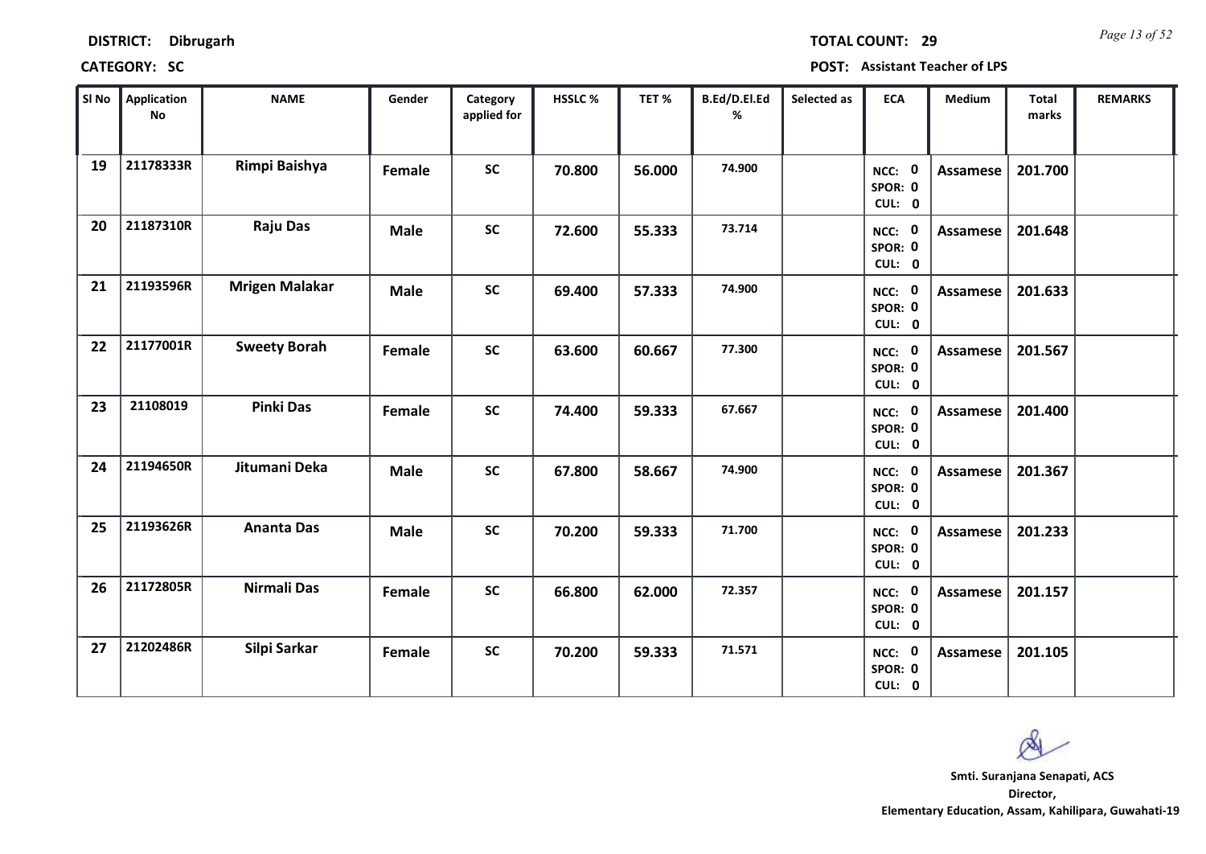**DISTRICT: Dibrugarh** **TOTAL COUNT: 29**

**CATEGORY: SC** **POST: Assistant Teacher of LPS**

| Sl No | Application No | NAME | Gender | Category applied for | HSSLC % | TET % | B.Ed/D.El.Ed % | Selected as | ECA | Medium | Total marks | REMARKS |
|---|---|---|---|---|---|---|---|---|---|---|---|---|
| 19 | 21178333R | Rimpi Baishya | Female | SC | 70.800 | 56.000 | 74.900 | | NCC: 0 SPOR: 0 CUL: 0 | Assamese | 201.700 | |
| 20 | 21187310R | Raju Das | Male | SC | 72.600 | 55.333 | 73.714 | | NCC: 0 SPOR: 0 CUL: 0 | Assamese | 201.648 | |
| 21 | 21193596R | Mrigen Malakar | Male | SC | 69.400 | 57.333 | 74.900 | | NCC: 0 SPOR: 0 CUL: 0 | Assamese | 201.633 | |
| 22 | 21177001R | Sweety Borah | Female | SC | 63.600 | 60.667 | 77.300 | | NCC: 0 SPOR: 0 CUL: 0 | Assamese | 201.567 | |
| 23 | 21108019 | Pinki Das | Female | SC | 74.400 | 59.333 | 67.667 | | NCC: 0 SPOR: 0 CUL: 0 | Assamese | 201.400 | |
| 24 | 21194650R | Jitumani Deka | Male | SC | 67.800 | 58.667 | 74.900 | | NCC: 0 SPOR: 0 CUL: 0 | Assamese | 201.367 | |
| 25 | 21193626R | Ananta Das | Male | SC | 70.200 | 59.333 | 71.700 | | NCC: 0 SPOR: 0 CUL: 0 | Assamese | 201.233 | |
| 26 | 21172805R | Nirmali Das | Female | SC | 66.800 | 62.000 | 72.357 | | NCC: 0 SPOR: 0 CUL: 0 | Assamese | 201.157 | |
| 27 | 21202486R | Silpi Sarkar | Female | SC | 70.200 | 59.333 | 71.571 | | NCC: 0 SPOR: 0 CUL: 0 | Assamese | 201.105 | |

**Smti. Suranjana Senapati, ACS**
**Director,**
**Elementary Education, Assam, Kahilipara, Guwahati-19**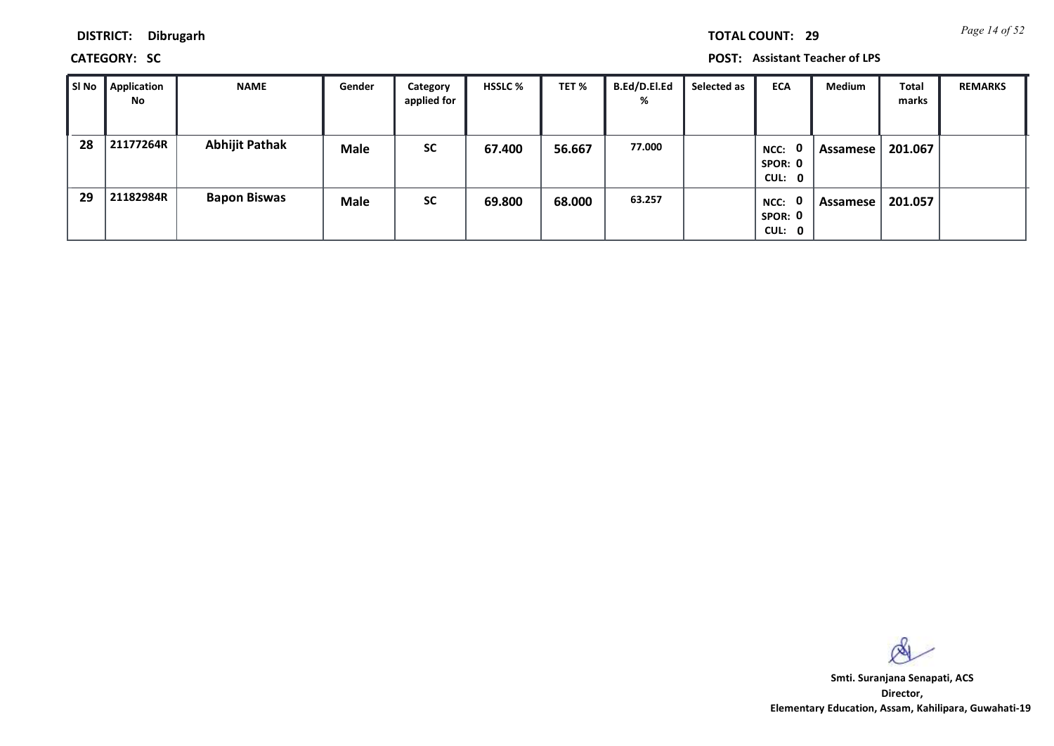**DISTRICT:** Dibrugarh

**TOTAL COUNT:** 29

**CATEGORY:** SC

**POST:** Assistant Teacher of LPS

| Sl No | Application No | NAME | Gender | Category applied for | HSSLC % | TET % | B.Ed/D.El.Ed % | Selected as | ECA | Medium | Total marks | REMARKS |
|---|---|---|---|---|---|---|---|---|---|---|---|---|
| 28 | 21177264R | Abhijit Pathak | Male | SC | 67.400 | 56.667 | 77.000 | | NCC: 0 SPOR: 0 CUL: 0 | Assamese | 201.067 | |
| 29 | 21182984R | Bapon Biswas | Male | SC | 69.800 | 68.000 | 63.257 | | NCC: 0 SPOR: 0 CUL: 0 | Assamese | 201.057 | |

**Smti. Suranjana Senapati, ACS**
**Director,**
**Elementary Education, Assam, Kahilipara, Guwahati-19**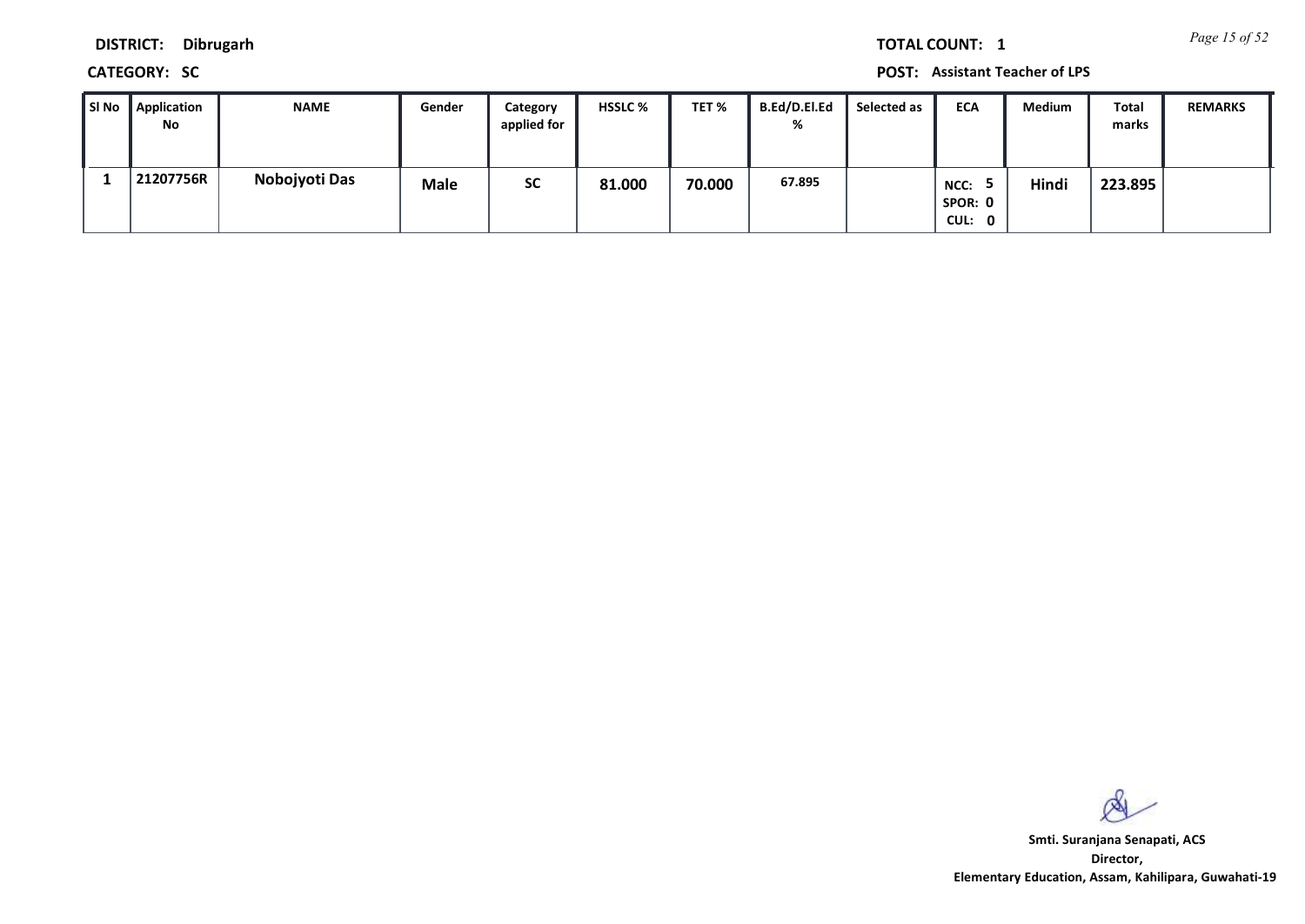**DISTRICT:** Dibrugarh

**CATEGORY:** SC

**TOTAL COUNT:** 1

**POST:** Assistant Teacher of LPS

| Sl No | Application No | NAME | Gender | Category applied for | HSSLC % | TET % | B.Ed/D.El.Ed % | Selected as | ECA | Medium | Total marks | REMARKS |
|---|---|---|---|---|---|---|---|---|---|---|---|---|
| 1 | 21207756R | Nobojyoti Das | Male | SC | 81.000 | 70.000 | 67.895 | | NCC: 5 SPOR: 0 CUL: 0 | Hindi | 223.895 | |

**Smti. Suranjana Senapati, ACS**
**Director,**
**Elementary Education, Assam, Kahilipara, Guwahati-19**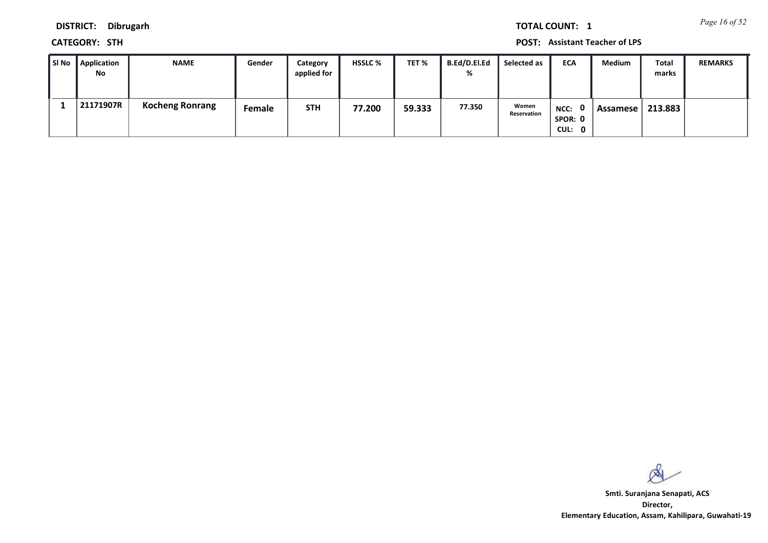**DISTRICT: Dibrugarh** | **TOTAL COUNT: 1**

**CATEGORY: STH** | **POST: Assistant Teacher of LPS**

| Sl No | Application No | NAME | Gender | Category applied for | HSSLC % | TET % | B.Ed/D.El.Ed % | Selected as | ECA | Medium | Total marks | REMARKS |
|---|---|---|---|---|---|---|---|---|---|---|---|---|
| 1 | 21171907R | Kocheng Ronrang | Female | STH | 77.200 | 59.333 | 77.350 | Women Reservation | NCC: 0 SPOR: 0 CUL: 0 | Assamese | 213.883 | |

**Smti. Suranjana Senapati, ACS**
**Director,**
**Elementary Education, Assam, Kahilipara, Guwahati-19**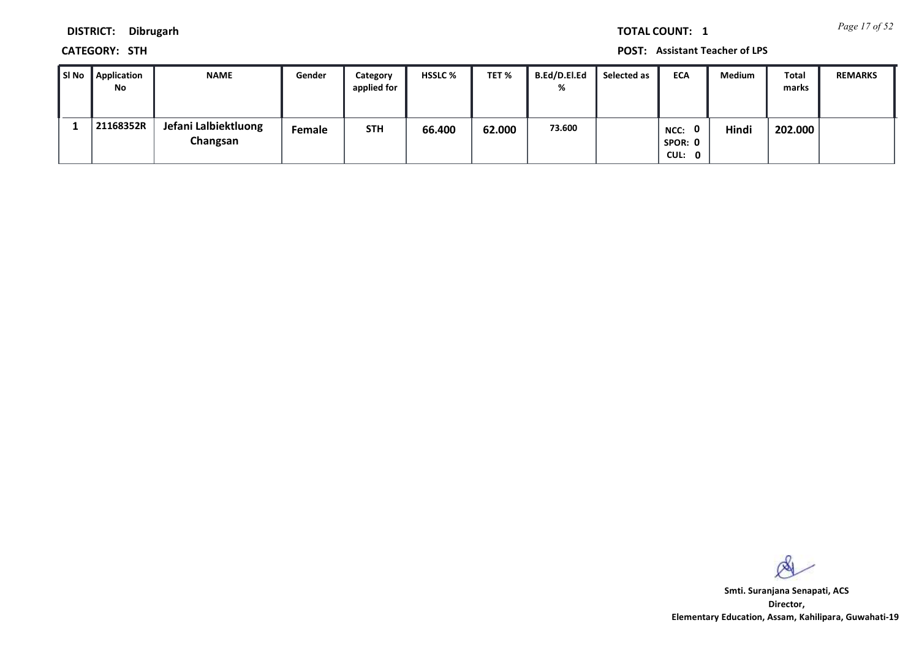**DISTRICT:** Dibrugarh

**CATEGORY:** STH

**TOTAL COUNT:** 1

**POST:** Assistant Teacher of LPS

| Sl No | Application No | NAME | Gender | Category applied for | HSSLC % | TET % | B.Ed/D.El.Ed % | Selected as | ECA | Medium | Total marks | REMARKS |
|---|---|---|---|---|---|---|---|---|---|---|---|---|
| 1 | 21168352R | Jefani Lalbiektluong Changsan | Female | STH | 66.400 | 62.000 | 73.600 | | NCC: 0 SPOR: 0 CUL: 0 | Hindi | 202.000 | |

**Smti. Suranjana Senapati, ACS**
**Director,**
**Elementary Education, Assam, Kahilipara, Guwahati-19**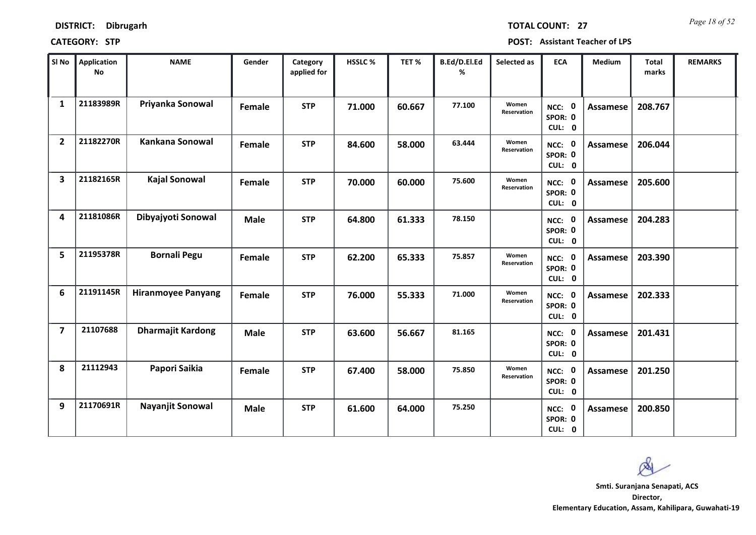**DISTRICT:** Dibrugarh

**TOTAL COUNT:** 27

**CATEGORY:** STP

**POST:** Assistant Teacher of LPS

| Sl No | Application No | NAME | Gender | Category applied for | HSSLC % | TET % | B.Ed/D.El.Ed % | Selected as | ECA | Medium | Total marks | REMARKS |
|---|---|---|---|---|---|---|---|---|---|---|---|---|
| 1 | 21183989R | Priyanka Sonowal | Female | STP | 71.000 | 60.667 | 77.100 | Women Reservation | NCC: 0 SPOR: 0 CUL: 0 | Assamese | 208.767 | |
| 2 | 21182270R | Kankana Sonowal | Female | STP | 84.600 | 58.000 | 63.444 | Women Reservation | NCC: 0 SPOR: 0 CUL: 0 | Assamese | 206.044 | |
| 3 | 21182165R | Kajal Sonowal | Female | STP | 70.000 | 60.000 | 75.600 | Women Reservation | NCC: 0 SPOR: 0 CUL: 0 | Assamese | 205.600 | |
| 4 | 21181086R | Dibyajyoti Sonowal | Male | STP | 64.800 | 61.333 | 78.150 | | NCC: 0 SPOR: 0 CUL: 0 | Assamese | 204.283 | |
| 5 | 21195378R | Bornali Pegu | Female | STP | 62.200 | 65.333 | 75.857 | Women Reservation | NCC: 0 SPOR: 0 CUL: 0 | Assamese | 203.390 | |
| 6 | 21191145R | Hiranmoyee Panyang | Female | STP | 76.000 | 55.333 | 71.000 | Women Reservation | NCC: 0 SPOR: 0 CUL: 0 | Assamese | 202.333 | |
| 7 | 21107688 | Dharmajit Kardong | Male | STP | 63.600 | 56.667 | 81.165 | | NCC: 0 SPOR: 0 CUL: 0 | Assamese | 201.431 | |
| 8 | 21112943 | Papori Saikia | Female | STP | 67.400 | 58.000 | 75.850 | Women Reservation | NCC: 0 SPOR: 0 CUL: 0 | Assamese | 201.250 | |
| 9 | 21170691R | Nayanjit Sonowal | Male | STP | 61.600 | 64.000 | 75.250 | | NCC: 0 SPOR: 0 CUL: 0 | Assamese | 200.850 | |

**Smti. Suranjana Senapati, ACS**
**Director,**
**Elementary Education, Assam, Kahilipara, Guwahati-19**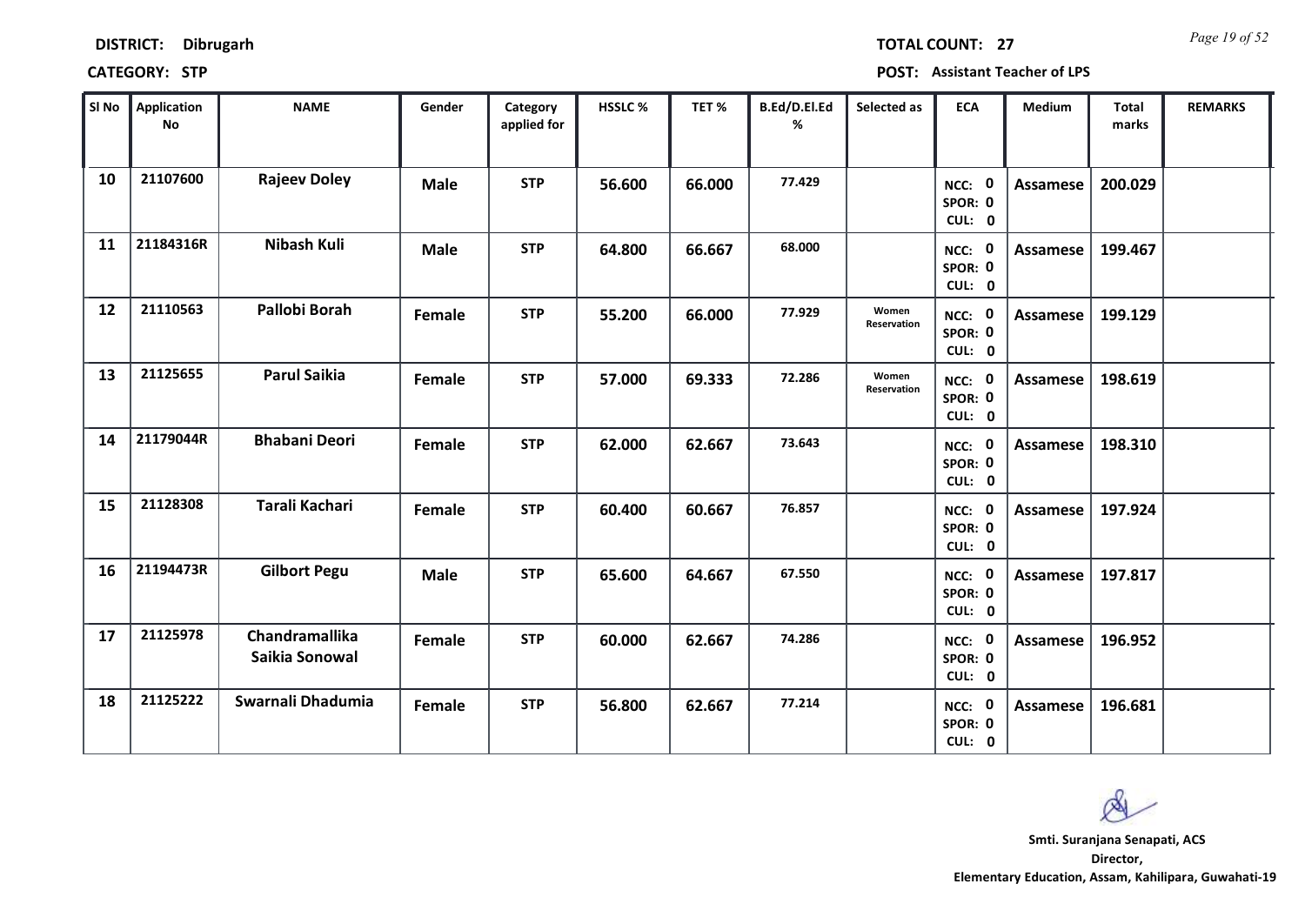**DISTRICT:** Dibrugarh

**TOTAL COUNT:** 27

**CATEGORY:** STP

**POST:** Assistant Teacher of LPS

| Sl No | Application No | NAME | Gender | Category applied for | HSSLC % | TET % | B.Ed/D.El.Ed % | Selected as | ECA | Medium | Total marks | REMARKS |
|---|---|---|---|---|---|---|---|---|---|---|---|---|
| 10 | 21107600 | Rajeev Doley | Male | STP | 56.600 | 66.000 | 77.429 | | NCC: 0 SPOR: 0 CUL: 0 | Assamese | 200.029 | |
| 11 | 21184316R | Nibash Kuli | Male | STP | 64.800 | 66.667 | 68.000 | | NCC: 0 SPOR: 0 CUL: 0 | Assamese | 199.467 | |
| 12 | 21110563 | Pallobi Borah | Female | STP | 55.200 | 66.000 | 77.929 | Women Reservation | NCC: 0 SPOR: 0 CUL: 0 | Assamese | 199.129 | |
| 13 | 21125655 | Parul Saikia | Female | STP | 57.000 | 69.333 | 72.286 | Women Reservation | NCC: 0 SPOR: 0 CUL: 0 | Assamese | 198.619 | |
| 14 | 21179044R | Bhabani Deori | Female | STP | 62.000 | 62.667 | 73.643 | | NCC: 0 SPOR: 0 CUL: 0 | Assamese | 198.310 | |
| 15 | 21128308 | Tarali Kachari | Female | STP | 60.400 | 60.667 | 76.857 | | NCC: 0 SPOR: 0 CUL: 0 | Assamese | 197.924 | |
| 16 | 21194473R | Gilbort Pegu | Male | STP | 65.600 | 64.667 | 67.550 | | NCC: 0 SPOR: 0 CUL: 0 | Assamese | 197.817 | |
| 17 | 21125978 | Chandramallika Saikia Sonowal | Female | STP | 60.000 | 62.667 | 74.286 | | NCC: 0 SPOR: 0 CUL: 0 | Assamese | 196.952 | |
| 18 | 21125222 | Swarnali Dhadumia | Female | STP | 56.800 | 62.667 | 77.214 | | NCC: 0 SPOR: 0 CUL: 0 | Assamese | 196.681 | |

**Smti. Suranjana Senapati, ACS**
**Director,**
**Elementary Education, Assam, Kahilipara, Guwahati-19**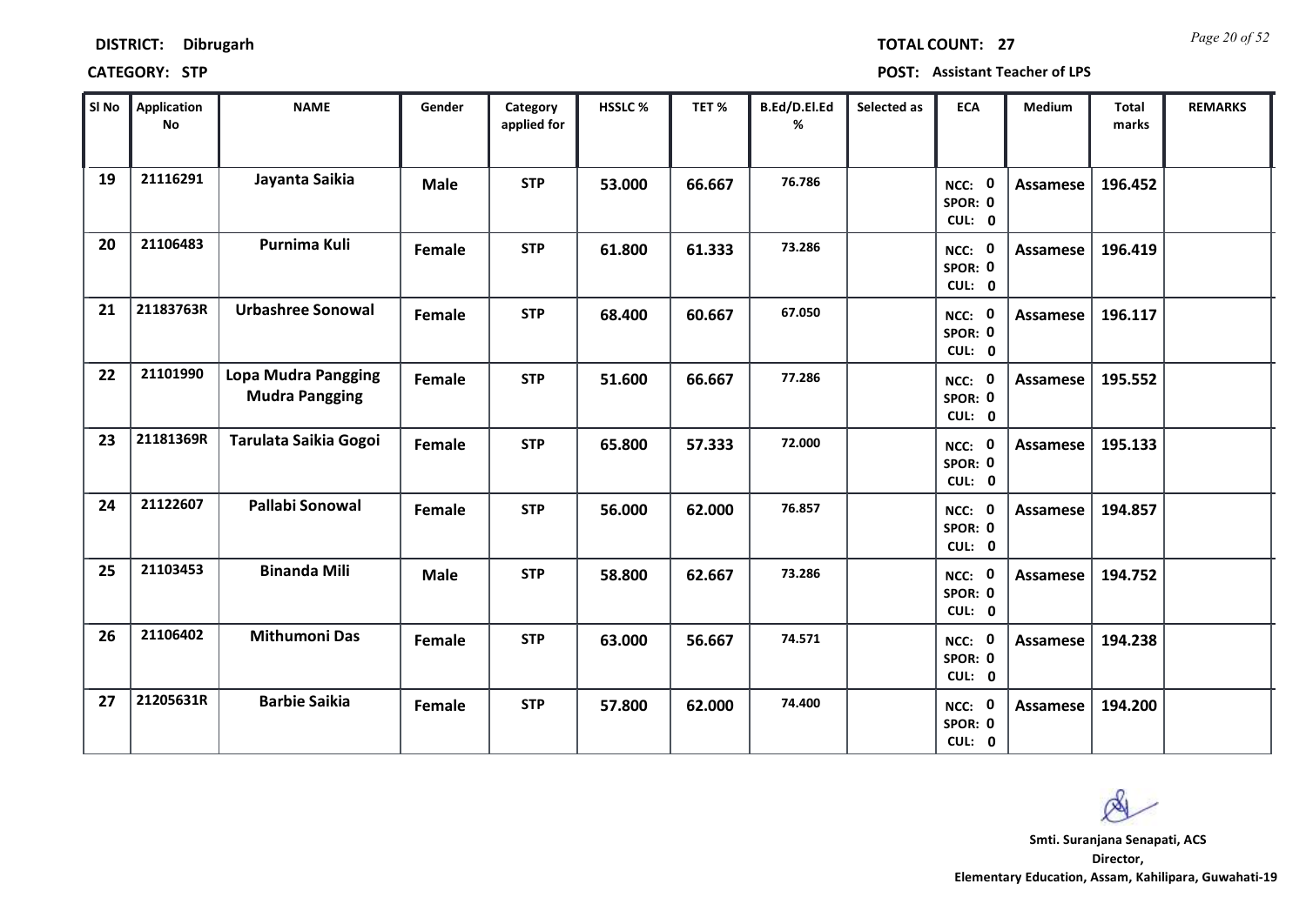**DISTRICT:** Dibrugarh **TOTAL COUNT:** 27

**CATEGORY:** STP **POST:** Assistant Teacher of LPS

| Sl No | Application No | NAME | Gender | Category applied for | HSSLC % | TET % | B.Ed/D.El.Ed % | Selected as | ECA | Medium | Total marks | REMARKS |
|---|---|---|---|---|---|---|---|---|---|---|---|---|
| 19 | 21116291 | Jayanta Saikia | Male | STP | 53.000 | 66.667 | 76.786 | | NCC: 0 SPOR: 0 CUL: 0 | Assamese | 196.452 | |
| 20 | 21106483 | Purnima Kuli | Female | STP | 61.800 | 61.333 | 73.286 | | NCC: 0 SPOR: 0 CUL: 0 | Assamese | 196.419 | |
| 21 | 21183763R | Urbashree Sonowal | Female | STP | 68.400 | 60.667 | 67.050 | | NCC: 0 SPOR: 0 CUL: 0 | Assamese | 196.117 | |
| 22 | 21101990 | Lopa Mudra Pangging Mudra Pangging | Female | STP | 51.600 | 66.667 | 77.286 | | NCC: 0 SPOR: 0 CUL: 0 | Assamese | 195.552 | |
| 23 | 21181369R | Tarulata Saikia Gogoi | Female | STP | 65.800 | 57.333 | 72.000 | | NCC: 0 SPOR: 0 CUL: 0 | Assamese | 195.133 | |
| 24 | 21122607 | Pallabi Sonowal | Female | STP | 56.000 | 62.000 | 76.857 | | NCC: 0 SPOR: 0 CUL: 0 | Assamese | 194.857 | |
| 25 | 21103453 | Binanda Mili | Male | STP | 58.800 | 62.667 | 73.286 | | NCC: 0 SPOR: 0 CUL: 0 | Assamese | 194.752 | |
| 26 | 21106402 | Mithumoni Das | Female | STP | 63.000 | 56.667 | 74.571 | | NCC: 0 SPOR: 0 CUL: 0 | Assamese | 194.238 | |
| 27 | 21205631R | Barbie Saikia | Female | STP | 57.800 | 62.000 | 74.400 | | NCC: 0 SPOR: 0 CUL: 0 | Assamese | 194.200 | |

**Smti. Suranjana Senapati, ACS**
**Director,**
**Elementary Education, Assam, Kahilipara, Guwahati-19**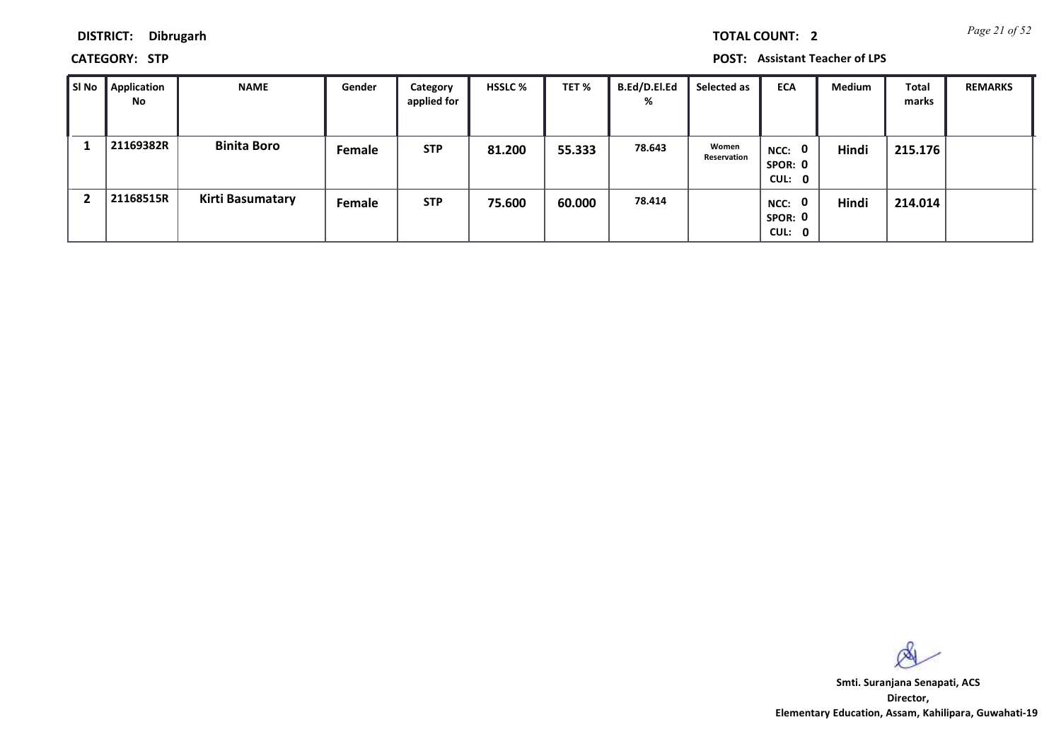**DISTRICT:** Dibrugarh

**TOTAL COUNT:** 2

**CATEGORY:** STP

**POST:** Assistant Teacher of LPS

| Sl No | Application No | NAME | Gender | Category applied for | HSSLC % | TET % | B.Ed/D.El.Ed % | Selected as | ECA | Medium | Total marks | REMARKS |
|---|---|---|---|---|---|---|---|---|---|---|---|---|
| 1 | 21169382R | Binita Boro | Female | STP | 81.200 | 55.333 | 78.643 | Women Reservation | NCC: 0 SPOR: 0 CUL: 0 | Hindi | 215.176 | |
| 2 | 21168515R | Kirti Basumatary | Female | STP | 75.600 | 60.000 | 78.414 | | NCC: 0 SPOR: 0 CUL: 0 | Hindi | 214.014 | |

**Smti. Suranjana Senapati, ACS**
**Director,**
**Elementary Education, Assam, Kahilipara, Guwahati-19**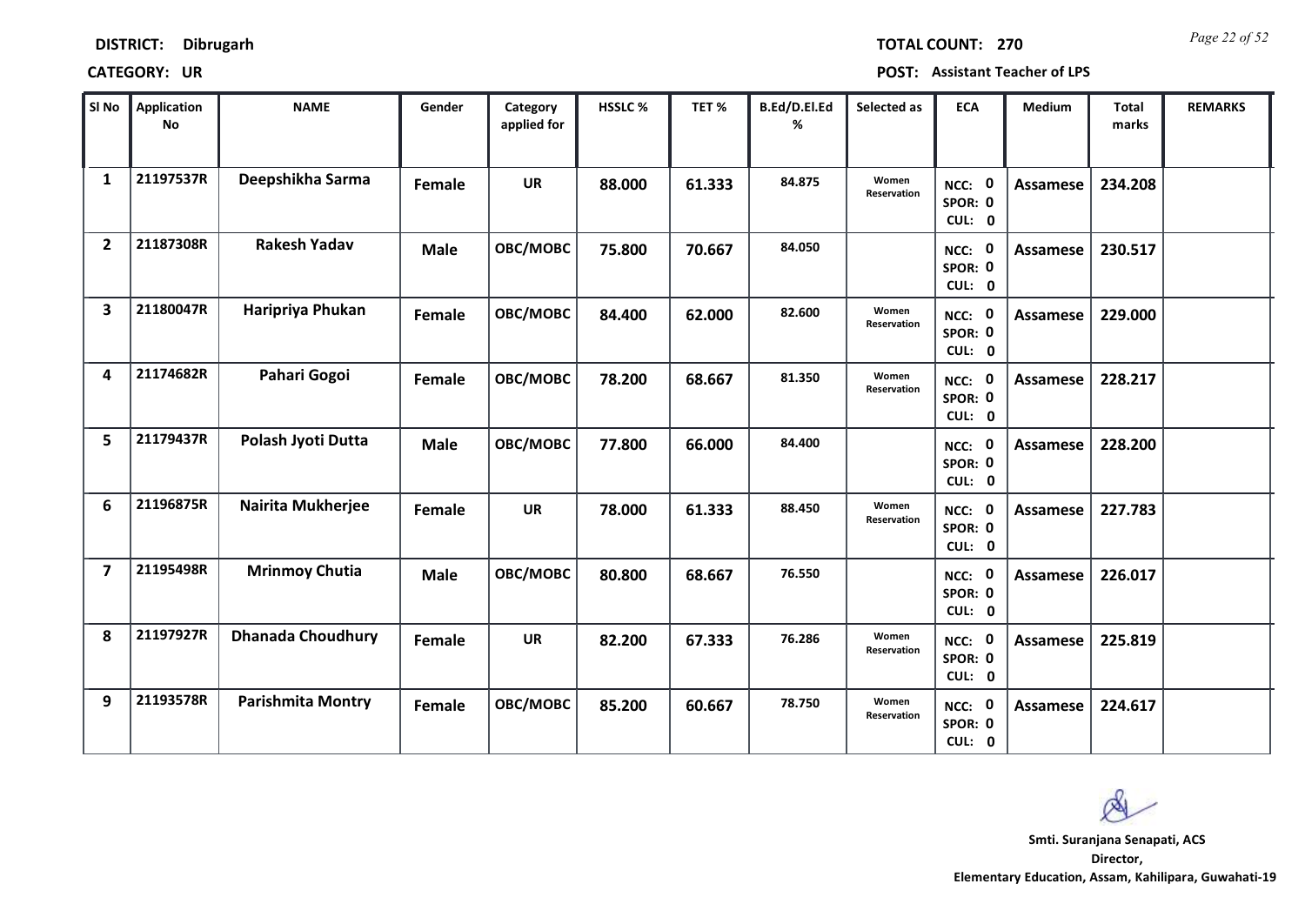**DISTRICT: Dibrugarh** **TOTAL COUNT: 270**

**CATEGORY: UR** **POST: Assistant Teacher of LPS**

| Sl No | Application No | NAME | Gender | Category applied for | HSSLC % | TET % | B.Ed/D.El.Ed % | Selected as | ECA | Medium | Total marks | REMARKS |
|---|---|---|---|---|---|---|---|---|---|---|---|---|
| 1 | 21197537R | Deepshikha Sarma | Female | UR | 88.000 | 61.333 | 84.875 | Women Reservation | NCC: 0 SPOR: 0 CUL: 0 | Assamese | 234.208 | |
| 2 | 21187308R | Rakesh Yadav | Male | OBC/MOBC | 75.800 | 70.667 | 84.050 | | NCC: 0 SPOR: 0 CUL: 0 | Assamese | 230.517 | |
| 3 | 21180047R | Haripriya Phukan | Female | OBC/MOBC | 84.400 | 62.000 | 82.600 | Women Reservation | NCC: 0 SPOR: 0 CUL: 0 | Assamese | 229.000 | |
| 4 | 21174682R | Pahari Gogoi | Female | OBC/MOBC | 78.200 | 68.667 | 81.350 | Women Reservation | NCC: 0 SPOR: 0 CUL: 0 | Assamese | 228.217 | |
| 5 | 21179437R | Polash Jyoti Dutta | Male | OBC/MOBC | 77.800 | 66.000 | 84.400 | | NCC: 0 SPOR: 0 CUL: 0 | Assamese | 228.200 | |
| 6 | 21196875R | Nairita Mukherjee | Female | UR | 78.000 | 61.333 | 88.450 | Women Reservation | NCC: 0 SPOR: 0 CUL: 0 | Assamese | 227.783 | |
| 7 | 21195498R | Mrinmoy Chutia | Male | OBC/MOBC | 80.800 | 68.667 | 76.550 | | NCC: 0 SPOR: 0 CUL: 0 | Assamese | 226.017 | |
| 8 | 21197927R | Dhanada Choudhury | Female | UR | 82.200 | 67.333 | 76.286 | Women Reservation | NCC: 0 SPOR: 0 CUL: 0 | Assamese | 225.819 | |
| 9 | 21193578R | Parishmita Montry | Female | OBC/MOBC | 85.200 | 60.667 | 78.750 | Women Reservation | NCC: 0 SPOR: 0 CUL: 0 | Assamese | 224.617 | |

**Smti. Suranjana Senapati, ACS**
**Director,**
**Elementary Education, Assam, Kahilipara, Guwahati-19**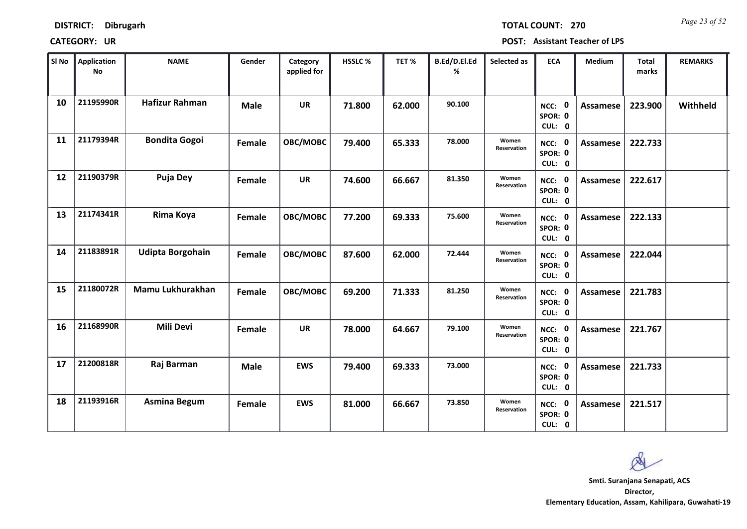**DISTRICT: Dibrugarh** **TOTAL COUNT: 270**

**CATEGORY: UR** **POST: Assistant Teacher of LPS**

| Sl No | Application No | NAME | Gender | Category applied for | HSSLC % | TET % | B.Ed/D.El.Ed % | Selected as | ECA | Medium | Total marks | REMARKS |
|---|---|---|---|---|---|---|---|---|---|---|---|---|
| 10 | 21195990R | Hafizur Rahman | Male | UR | 71.800 | 62.000 | 90.100 | | NCC: 0 SPOR: 0 CUL: 0 | Assamese | 223.900 | Withheld |
| 11 | 21179394R | Bondita Gogoi | Female | OBC/MOBC | 79.400 | 65.333 | 78.000 | Women Reservation | NCC: 0 SPOR: 0 CUL: 0 | Assamese | 222.733 | |
| 12 | 21190379R | Puja Dey | Female | UR | 74.600 | 66.667 | 81.350 | Women Reservation | NCC: 0 SPOR: 0 CUL: 0 | Assamese | 222.617 | |
| 13 | 21174341R | Rima Koya | Female | OBC/MOBC | 77.200 | 69.333 | 75.600 | Women Reservation | NCC: 0 SPOR: 0 CUL: 0 | Assamese | 222.133 | |
| 14 | 21183891R | Udipta Borgohain | Female | OBC/MOBC | 87.600 | 62.000 | 72.444 | Women Reservation | NCC: 0 SPOR: 0 CUL: 0 | Assamese | 222.044 | |
| 15 | 21180072R | Mamu Lukhurakhan | Female | OBC/MOBC | 69.200 | 71.333 | 81.250 | Women Reservation | NCC: 0 SPOR: 0 CUL: 0 | Assamese | 221.783 | |
| 16 | 21168990R | Mili Devi | Female | UR | 78.000 | 64.667 | 79.100 | Women Reservation | NCC: 0 SPOR: 0 CUL: 0 | Assamese | 221.767 | |
| 17 | 21200818R | Raj Barman | Male | EWS | 79.400 | 69.333 | 73.000 | | NCC: 0 SPOR: 0 CUL: 0 | Assamese | 221.733 | |
| 18 | 21193916R | Asmina Begum | Female | EWS | 81.000 | 66.667 | 73.850 | Women Reservation | NCC: 0 SPOR: 0 CUL: 0 | Assamese | 221.517 | |

**Smti. Suranjana Senapati, ACS**
**Director,**
**Elementary Education, Assam, Kahilipara, Guwahati-19**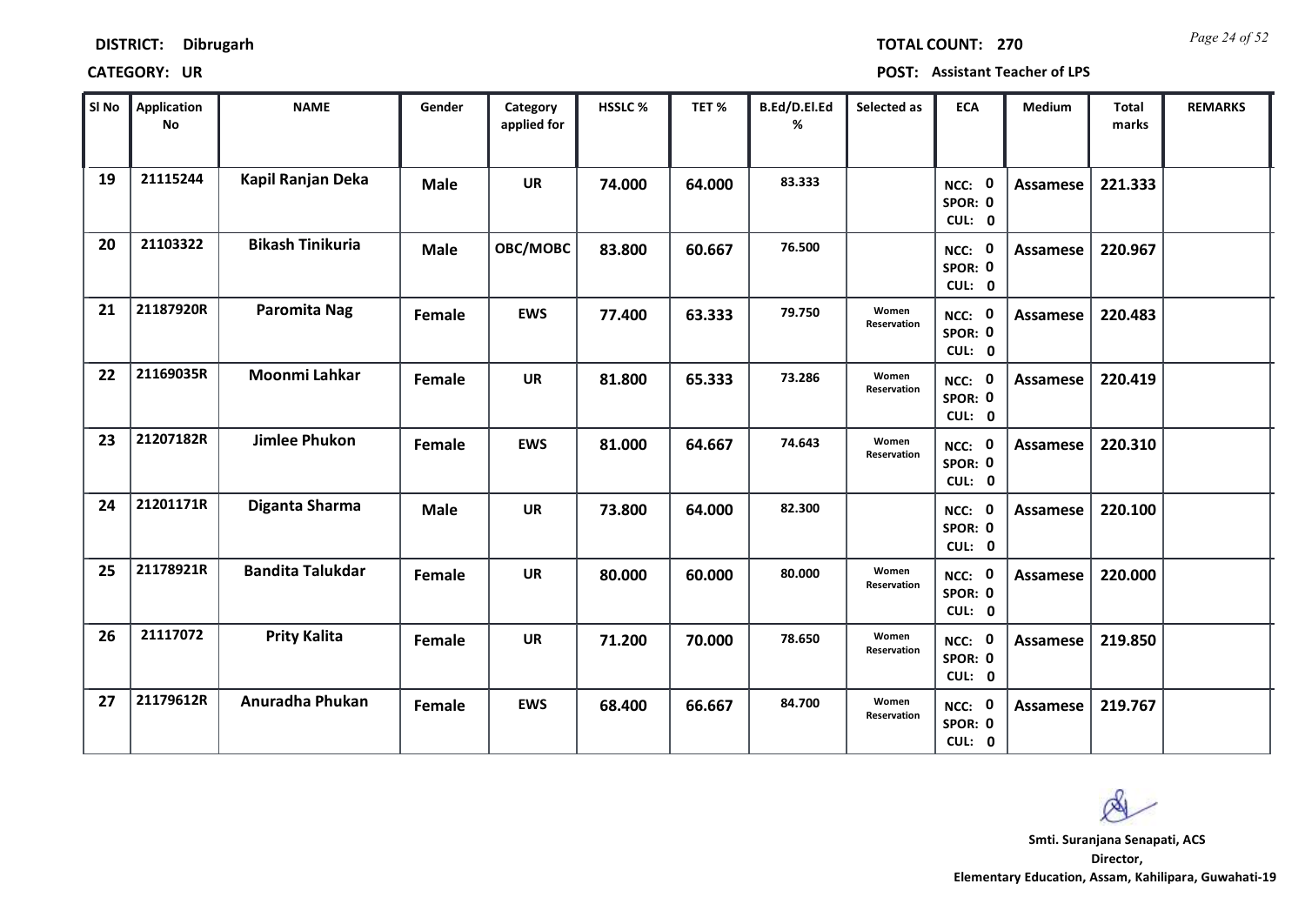**DISTRICT: Dibrugarh** | **TOTAL COUNT: 270**

**CATEGORY: UR** | **POST: Assistant Teacher of LPS**

| Sl No | Application No | NAME | Gender | Category applied for | HSSLC % | TET % | B.Ed/D.El.Ed % | Selected as | ECA | Medium | Total marks | REMARKS |
|---|---|---|---|---|---|---|---|---|---|---|---|---|
| 19 | 21115244 | Kapil Ranjan Deka | Male | UR | 74.000 | 64.000 | 83.333 | | NCC: 0 SPOR: 0 CUL: 0 | Assamese | 221.333 | |
| 20 | 21103322 | Bikash Tinikuria | Male | OBC/MOBC | 83.800 | 60.667 | 76.500 | | NCC: 0 SPOR: 0 CUL: 0 | Assamese | 220.967 | |
| 21 | 21187920R | Paromita Nag | Female | EWS | 77.400 | 63.333 | 79.750 | Women Reservation | NCC: 0 SPOR: 0 CUL: 0 | Assamese | 220.483 | |
| 22 | 21169035R | Moonmi Lahkar | Female | UR | 81.800 | 65.333 | 73.286 | Women Reservation | NCC: 0 SPOR: 0 CUL: 0 | Assamese | 220.419 | |
| 23 | 21207182R | Jimlee Phukon | Female | EWS | 81.000 | 64.667 | 74.643 | Women Reservation | NCC: 0 SPOR: 0 CUL: 0 | Assamese | 220.310 | |
| 24 | 21201171R | Diganta Sharma | Male | UR | 73.800 | 64.000 | 82.300 | | NCC: 0 SPOR: 0 CUL: 0 | Assamese | 220.100 | |
| 25 | 21178921R | Bandita Talukdar | Female | UR | 80.000 | 60.000 | 80.000 | Women Reservation | NCC: 0 SPOR: 0 CUL: 0 | Assamese | 220.000 | |
| 26 | 21117072 | Prity Kalita | Female | UR | 71.200 | 70.000 | 78.650 | Women Reservation | NCC: 0 SPOR: 0 CUL: 0 | Assamese | 219.850 | |
| 27 | 21179612R | Anuradha Phukan | Female | EWS | 68.400 | 66.667 | 84.700 | Women Reservation | NCC: 0 SPOR: 0 CUL: 0 | Assamese | 219.767 | |

**Smti. Suranjana Senapati, ACS**
**Director,**
**Elementary Education, Assam, Kahilipara, Guwahati-19**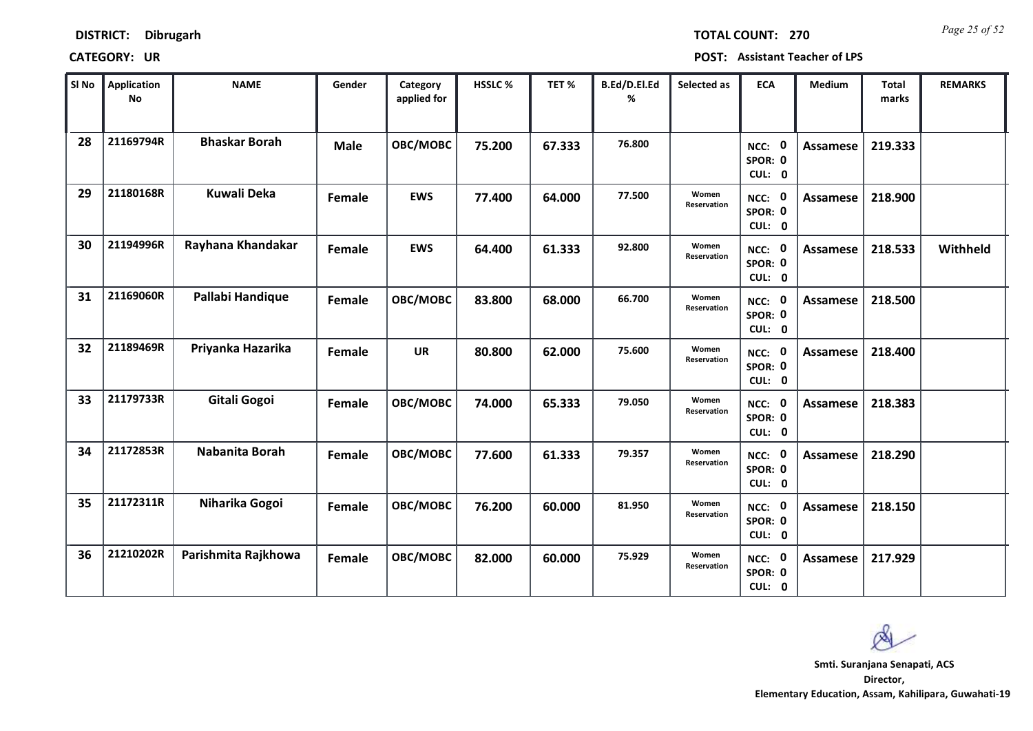**DISTRICT:** Dibrugarh

**TOTAL COUNT:** 270

**CATEGORY:** UR

**POST:** Assistant Teacher of LPS

| Sl No | Application No | NAME | Gender | Category applied for | HSSLC % | TET % | B.Ed/D.El.Ed % | Selected as | ECA | Medium | Total marks | REMARKS |
|---|---|---|---|---|---|---|---|---|---|---|---|---|
| 28 | 21169794R | Bhaskar Borah | Male | OBC/MOBC | 75.200 | 67.333 | 76.800 | | NCC: 0 SPOR: 0 CUL: 0 | Assamese | 219.333 | |
| 29 | 21180168R | Kuwali Deka | Female | EWS | 77.400 | 64.000 | 77.500 | Women Reservation | NCC: 0 SPOR: 0 CUL: 0 | Assamese | 218.900 | |
| 30 | 21194996R | Rayhana Khandakar | Female | EWS | 64.400 | 61.333 | 92.800 | Women Reservation | NCC: 0 SPOR: 0 CUL: 0 | Assamese | 218.533 | Withheld |
| 31 | 21169060R | Pallabi Handique | Female | OBC/MOBC | 83.800 | 68.000 | 66.700 | Women Reservation | NCC: 0 SPOR: 0 CUL: 0 | Assamese | 218.500 | |
| 32 | 21189469R | Priyanka Hazarika | Female | UR | 80.800 | 62.000 | 75.600 | Women Reservation | NCC: 0 SPOR: 0 CUL: 0 | Assamese | 218.400 | |
| 33 | 21179733R | Gitali Gogoi | Female | OBC/MOBC | 74.000 | 65.333 | 79.050 | Women Reservation | NCC: 0 SPOR: 0 CUL: 0 | Assamese | 218.383 | |
| 34 | 21172853R | Nabanita Borah | Female | OBC/MOBC | 77.600 | 61.333 | 79.357 | Women Reservation | NCC: 0 SPOR: 0 CUL: 0 | Assamese | 218.290 | |
| 35 | 21172311R | Niharika Gogoi | Female | OBC/MOBC | 76.200 | 60.000 | 81.950 | Women Reservation | NCC: 0 SPOR: 0 CUL: 0 | Assamese | 218.150 | |
| 36 | 21210202R | Parishmita Rajkhowa | Female | OBC/MOBC | 82.000 | 60.000 | 75.929 | Women Reservation | NCC: 0 SPOR: 0 CUL: 0 | Assamese | 217.929 | |

**Smti. Suranjana Senapati, ACS**
**Director,**
**Elementary Education, Assam, Kahilipara, Guwahati-19**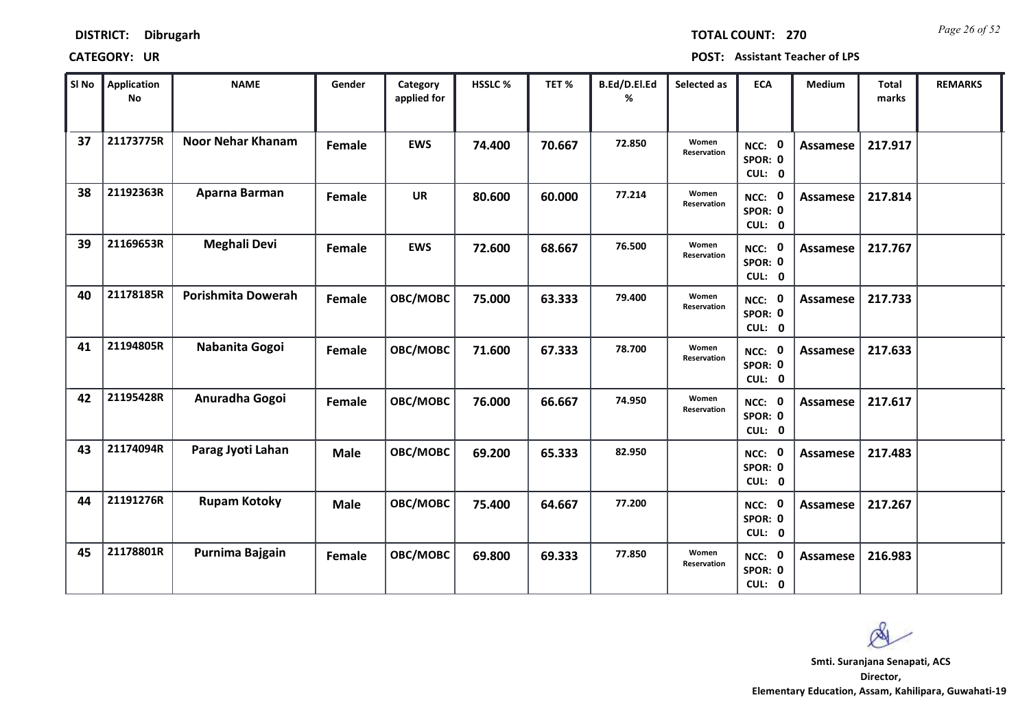**DISTRICT: Dibrugarh** **TOTAL COUNT: 270**

**CATEGORY: UR** **POST: Assistant Teacher of LPS**

| Sl No | Application No | NAME | Gender | Category applied for | HSSLC % | TET % | B.Ed/D.El.Ed % | Selected as | ECA | Medium | Total marks | REMARKS |
|---|---|---|---|---|---|---|---|---|---|---|---|---|
| 37 | 21173775R | Noor Nehar Khanam | Female | EWS | 74.400 | 70.667 | 72.850 | Women Reservation | NCC: 0 SPOR: 0 CUL: 0 | Assamese | 217.917 | |
| 38 | 21192363R | Aparna Barman | Female | UR | 80.600 | 60.000 | 77.214 | Women Reservation | NCC: 0 SPOR: 0 CUL: 0 | Assamese | 217.814 | |
| 39 | 21169653R | Meghali Devi | Female | EWS | 72.600 | 68.667 | 76.500 | Women Reservation | NCC: 0 SPOR: 0 CUL: 0 | Assamese | 217.767 | |
| 40 | 21178185R | Porishmita Dowerah | Female | OBC/MOBC | 75.000 | 63.333 | 79.400 | Women Reservation | NCC: 0 SPOR: 0 CUL: 0 | Assamese | 217.733 | |
| 41 | 21194805R | Nabanita Gogoi | Female | OBC/MOBC | 71.600 | 67.333 | 78.700 | Women Reservation | NCC: 0 SPOR: 0 CUL: 0 | Assamese | 217.633 | |
| 42 | 21195428R | Anuradha Gogoi | Female | OBC/MOBC | 76.000 | 66.667 | 74.950 | Women Reservation | NCC: 0 SPOR: 0 CUL: 0 | Assamese | 217.617 | |
| 43 | 21174094R | Parag Jyoti Lahan | Male | OBC/MOBC | 69.200 | 65.333 | 82.950 | | NCC: 0 SPOR: 0 CUL: 0 | Assamese | 217.483 | |
| 44 | 21191276R | Rupam Kotoky | Male | OBC/MOBC | 75.400 | 64.667 | 77.200 | | NCC: 0 SPOR: 0 CUL: 0 | Assamese | 217.267 | |
| 45 | 21178801R | Purnima Bajgain | Female | OBC/MOBC | 69.800 | 69.333 | 77.850 | Women Reservation | NCC: 0 SPOR: 0 CUL: 0 | Assamese | 216.983 | |

**Smti. Suranjana Senapati, ACS**
**Director,**
**Elementary Education, Assam, Kahilipara, Guwahati-19**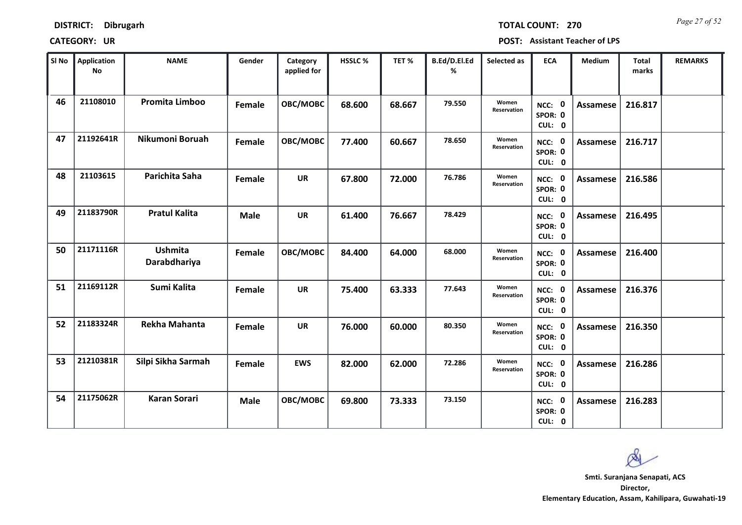**DISTRICT: Dibrugarh**

**TOTAL COUNT: 270**

**CATEGORY: UR**

**POST: Assistant Teacher of LPS**

| Sl No | Application No | NAME | Gender | Category applied for | HSSLC % | TET % | B.Ed/D.El.Ed % | Selected as | ECA | Medium | Total marks | REMARKS |
|---|---|---|---|---|---|---|---|---|---|---|---|---|
| 46 | 21108010 | Promita Limboo | Female | OBC/MOBC | 68.600 | 68.667 | 79.550 | Women Reservation | NCC: 0 SPOR: 0 CUL: 0 | Assamese | 216.817 | |
| 47 | 21192641R | Nikumoni Boruah | Female | OBC/MOBC | 77.400 | 60.667 | 78.650 | Women Reservation | NCC: 0 SPOR: 0 CUL: 0 | Assamese | 216.717 | |
| 48 | 21103615 | Parichita Saha | Female | UR | 67.800 | 72.000 | 76.786 | Women Reservation | NCC: 0 SPOR: 0 CUL: 0 | Assamese | 216.586 | |
| 49 | 21183790R | Pratul Kalita | Male | UR | 61.400 | 76.667 | 78.429 | | NCC: 0 SPOR: 0 CUL: 0 | Assamese | 216.495 | |
| 50 | 21171116R | Ushmita Darabdhariya | Female | OBC/MOBC | 84.400 | 64.000 | 68.000 | Women Reservation | NCC: 0 SPOR: 0 CUL: 0 | Assamese | 216.400 | |
| 51 | 21169112R | Sumi Kalita | Female | UR | 75.400 | 63.333 | 77.643 | Women Reservation | NCC: 0 SPOR: 0 CUL: 0 | Assamese | 216.376 | |
| 52 | 21183324R | Rekha Mahanta | Female | UR | 76.000 | 60.000 | 80.350 | Women Reservation | NCC: 0 SPOR: 0 CUL: 0 | Assamese | 216.350 | |
| 53 | 21210381R | Silpi Sikha Sarmah | Female | EWS | 82.000 | 62.000 | 72.286 | Women Reservation | NCC: 0 SPOR: 0 CUL: 0 | Assamese | 216.286 | |
| 54 | 21175062R | Karan Sorari | Male | OBC/MOBC | 69.800 | 73.333 | 73.150 | | NCC: 0 SPOR: 0 CUL: 0 | Assamese | 216.283 | |

**Smti. Suranjana Senapati, ACS**
**Director,**
**Elementary Education, Assam, Kahilipara, Guwahati-19**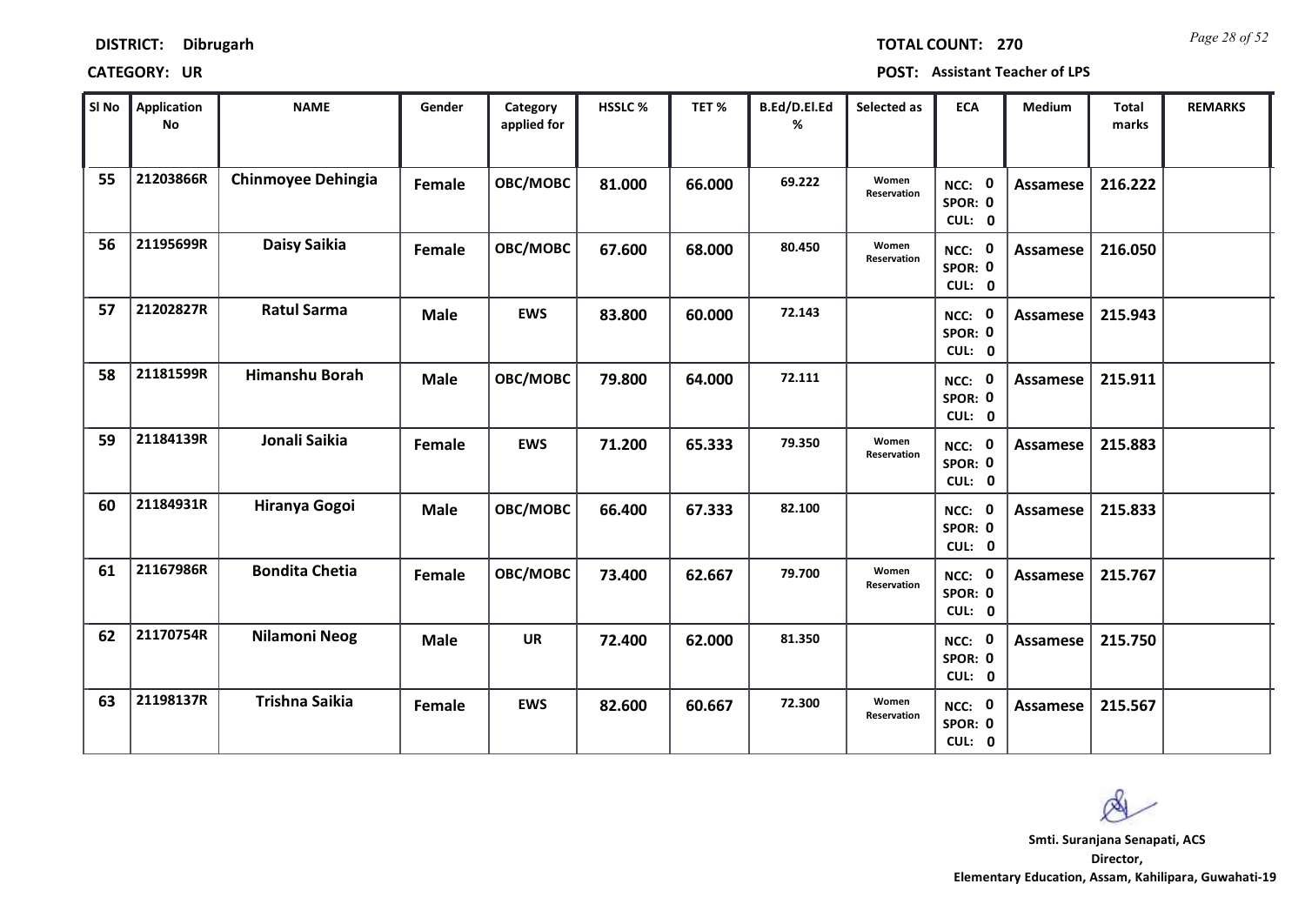**DISTRICT:** Dibrugarh **TOTAL COUNT:** 270

**CATEGORY:** UR **POST:** Assistant Teacher of LPS

| Sl No | Application No | NAME | Gender | Category applied for | HSSLC % | TET % | B.Ed/D.El.Ed % | Selected as | ECA | Medium | Total marks | REMARKS |
|---|---|---|---|---|---|---|---|---|---|---|---|---|
| 55 | 21203866R | Chinmoyee Dehingia | Female | OBC/MOBC | 81.000 | 66.000 | 69.222 | Women Reservation | NCC: 0 SPOR: 0 CUL: 0 | Assamese | 216.222 | |
| 56 | 21195699R | Daisy Saikia | Female | OBC/MOBC | 67.600 | 68.000 | 80.450 | Women Reservation | NCC: 0 SPOR: 0 CUL: 0 | Assamese | 216.050 | |
| 57 | 21202827R | Ratul Sarma | Male | EWS | 83.800 | 60.000 | 72.143 | | NCC: 0 SPOR: 0 CUL: 0 | Assamese | 215.943 | |
| 58 | 21181599R | Himanshu Borah | Male | OBC/MOBC | 79.800 | 64.000 | 72.111 | | NCC: 0 SPOR: 0 CUL: 0 | Assamese | 215.911 | |
| 59 | 21184139R | Jonali Saikia | Female | EWS | 71.200 | 65.333 | 79.350 | Women Reservation | NCC: 0 SPOR: 0 CUL: 0 | Assamese | 215.883 | |
| 60 | 21184931R | Hiranya Gogoi | Male | OBC/MOBC | 66.400 | 67.333 | 82.100 | | NCC: 0 SPOR: 0 CUL: 0 | Assamese | 215.833 | |
| 61 | 21167986R | Bondita Chetia | Female | OBC/MOBC | 73.400 | 62.667 | 79.700 | Women Reservation | NCC: 0 SPOR: 0 CUL: 0 | Assamese | 215.767 | |
| 62 | 21170754R | Nilamoni Neog | Male | UR | 72.400 | 62.000 | 81.350 | | NCC: 0 SPOR: 0 CUL: 0 | Assamese | 215.750 | |
| 63 | 21198137R | Trishna Saikia | Female | EWS | 82.600 | 60.667 | 72.300 | Women Reservation | NCC: 0 SPOR: 0 CUL: 0 | Assamese | 215.567 | |

**Smti. Suranjana Senapati, ACS**
**Director,**
**Elementary Education, Assam, Kahilipara, Guwahati-19**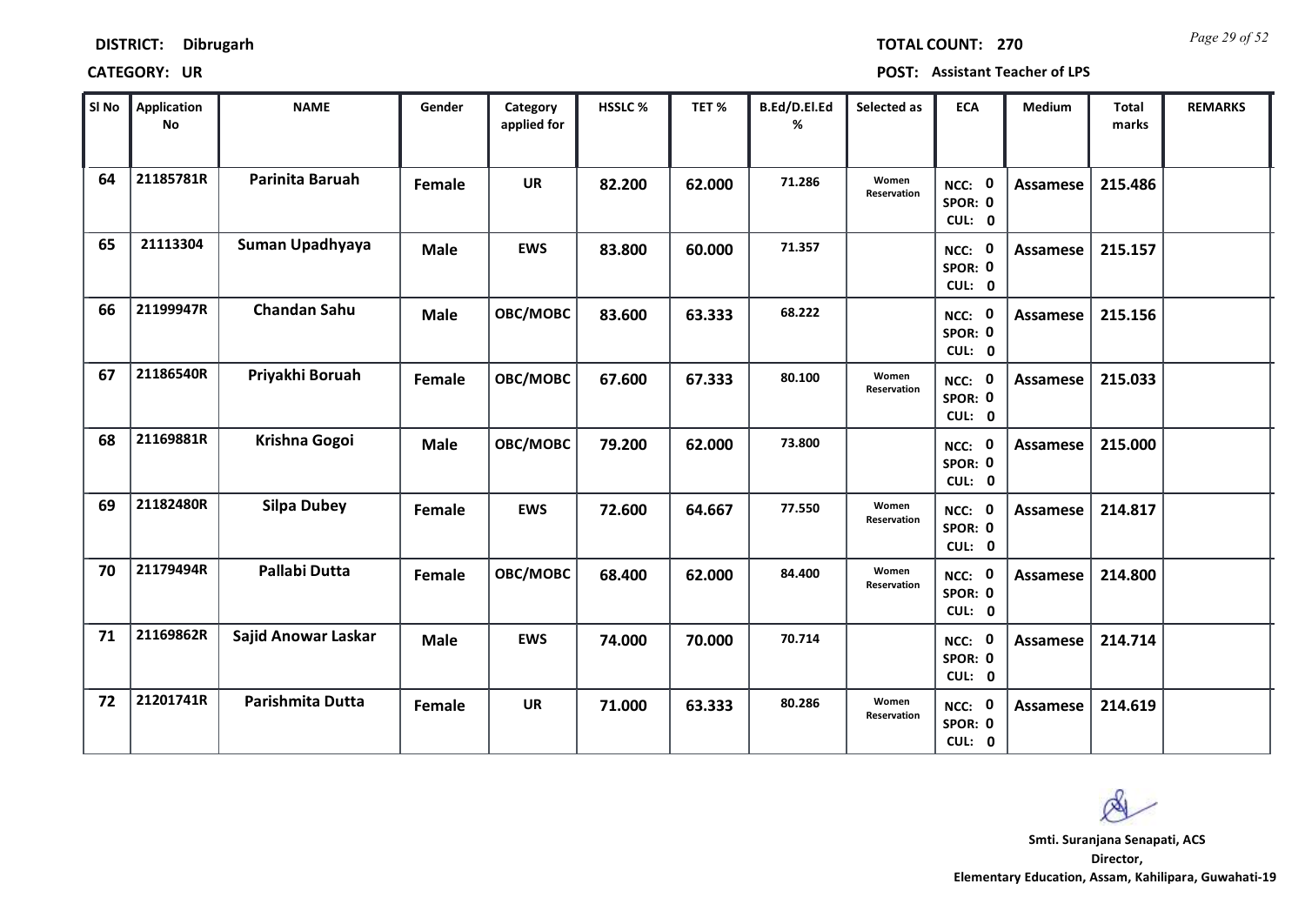**DISTRICT:** Dibrugarh **TOTAL COUNT:** 270

**CATEGORY:** UR **POST:** Assistant Teacher of LPS

| Sl No | Application No | NAME | Gender | Category applied for | HSSLC % | TET % | B.Ed/D.El.Ed % | Selected as | ECA | Medium | Total marks | REMARKS |
|---|---|---|---|---|---|---|---|---|---|---|---|---|
| 64 | 21185781R | Parinita Baruah | Female | UR | 82.200 | 62.000 | 71.286 | Women Reservation | NCC: 0 SPOR: 0 CUL: 0 | Assamese | 215.486 | |
| 65 | 21113304 | Suman Upadhyaya | Male | EWS | 83.800 | 60.000 | 71.357 | | NCC: 0 SPOR: 0 CUL: 0 | Assamese | 215.157 | |
| 66 | 21199947R | Chandan Sahu | Male | OBC/MOBC | 83.600 | 63.333 | 68.222 | | NCC: 0 SPOR: 0 CUL: 0 | Assamese | 215.156 | |
| 67 | 21186540R | Priyakhi Boruah | Female | OBC/MOBC | 67.600 | 67.333 | 80.100 | Women Reservation | NCC: 0 SPOR: 0 CUL: 0 | Assamese | 215.033 | |
| 68 | 21169881R | Krishna Gogoi | Male | OBC/MOBC | 79.200 | 62.000 | 73.800 | | NCC: 0 SPOR: 0 CUL: 0 | Assamese | 215.000 | |
| 69 | 21182480R | Silpa Dubey | Female | EWS | 72.600 | 64.667 | 77.550 | Women Reservation | NCC: 0 SPOR: 0 CUL: 0 | Assamese | 214.817 | |
| 70 | 21179494R | Pallabi Dutta | Female | OBC/MOBC | 68.400 | 62.000 | 84.400 | Women Reservation | NCC: 0 SPOR: 0 CUL: 0 | Assamese | 214.800 | |
| 71 | 21169862R | Sajid Anowar Laskar | Male | EWS | 74.000 | 70.000 | 70.714 | | NCC: 0 SPOR: 0 CUL: 0 | Assamese | 214.714 | |
| 72 | 21201741R | Parishmita Dutta | Female | UR | 71.000 | 63.333 | 80.286 | Women Reservation | NCC: 0 SPOR: 0 CUL: 0 | Assamese | 214.619 | |

Smti. Suranjana Senapati, ACS
Director,
Elementary Education, Assam, Kahilipara, Guwahati-19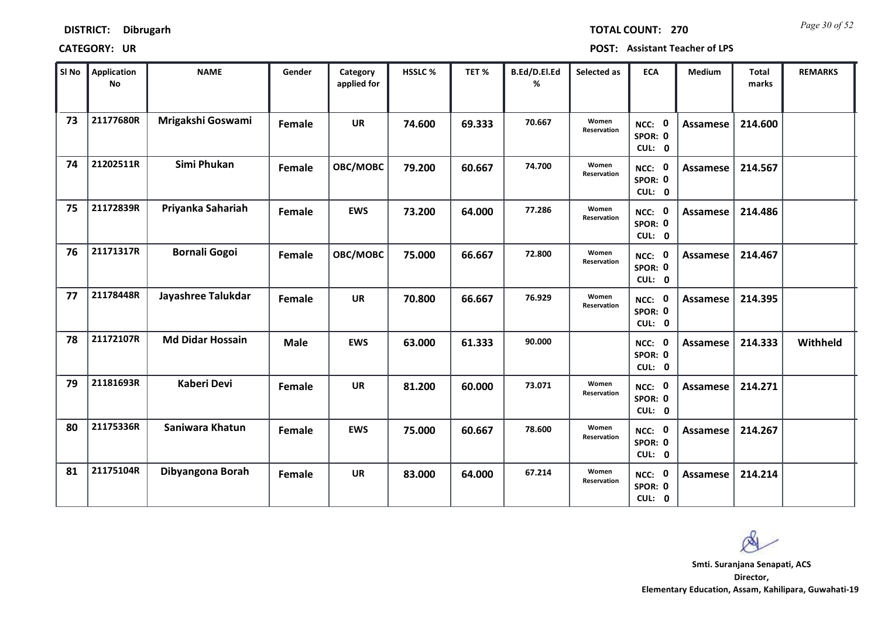**DISTRICT:** Dibrugarh  **TOTAL COUNT:** 270

**CATEGORY:** UR  **POST:** Assistant Teacher of LPS

| Sl No | Application No | NAME | Gender | Category applied for | HSSLC % | TET % | B.Ed/D.El.Ed % | Selected as | ECA | Medium | Total marks | REMARKS |
|---|---|---|---|---|---|---|---|---|---|---|---|---|
| 73 | 21177680R | Mrigakshi Goswami | Female | UR | 74.600 | 69.333 | 70.667 | Women Reservation | NCC: 0 SPOR: 0 CUL: 0 | Assamese | 214.600 | |
| 74 | 21202511R | Simi Phukan | Female | OBC/MOBC | 79.200 | 60.667 | 74.700 | Women Reservation | NCC: 0 SPOR: 0 CUL: 0 | Assamese | 214.567 | |
| 75 | 21172839R | Priyanka Sahariah | Female | EWS | 73.200 | 64.000 | 77.286 | Women Reservation | NCC: 0 SPOR: 0 CUL: 0 | Assamese | 214.486 | |
| 76 | 21171317R | Bornali Gogoi | Female | OBC/MOBC | 75.000 | 66.667 | 72.800 | Women Reservation | NCC: 0 SPOR: 0 CUL: 0 | Assamese | 214.467 | |
| 77 | 21178448R | Jayashree Talukdar | Female | UR | 70.800 | 66.667 | 76.929 | Women Reservation | NCC: 0 SPOR: 0 CUL: 0 | Assamese | 214.395 | |
| 78 | 21172107R | Md Didar Hossain | Male | EWS | 63.000 | 61.333 | 90.000 | | NCC: 0 SPOR: 0 CUL: 0 | Assamese | 214.333 | Withheld |
| 79 | 21181693R | Kaberi Devi | Female | UR | 81.200 | 60.000 | 73.071 | Women Reservation | NCC: 0 SPOR: 0 CUL: 0 | Assamese | 214.271 | |
| 80 | 21175336R | Saniwara Khatun | Female | EWS | 75.000 | 60.667 | 78.600 | Women Reservation | NCC: 0 SPOR: 0 CUL: 0 | Assamese | 214.267 | |
| 81 | 21175104R | Dibyangona Borah | Female | UR | 83.000 | 64.000 | 67.214 | Women Reservation | NCC: 0 SPOR: 0 CUL: 0 | Assamese | 214.214 | |

**Smti. Suranjana Senapati, ACS**
**Director,**
**Elementary Education, Assam, Kahilipara, Guwahati-19**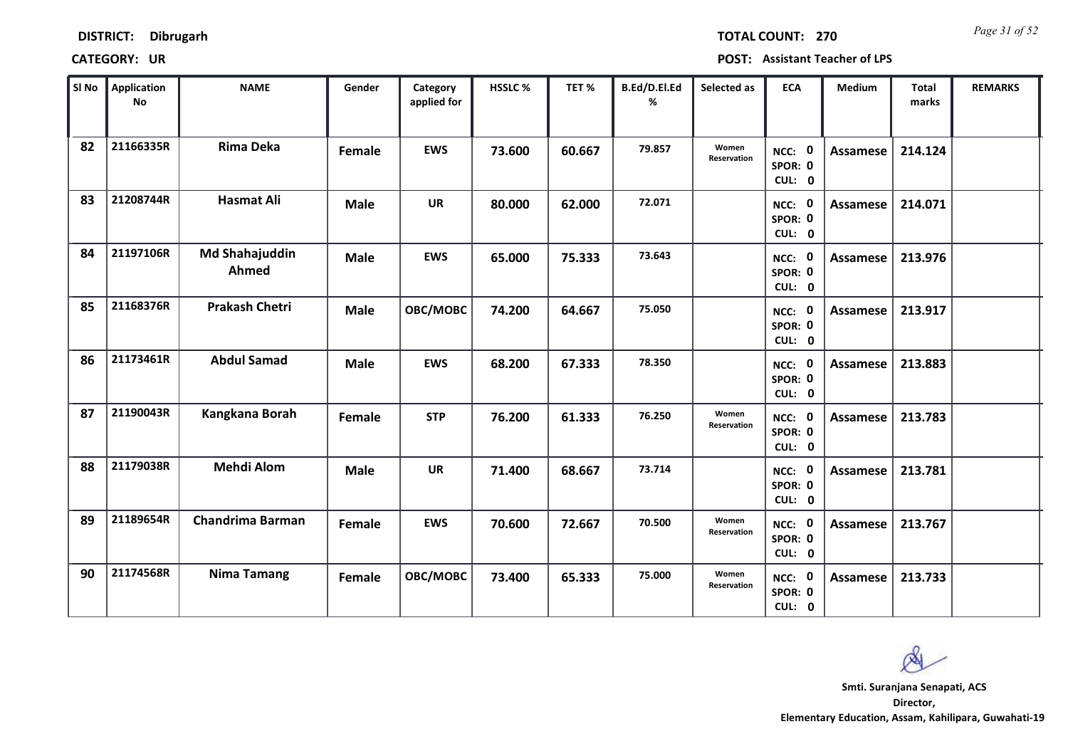**DISTRICT: Dibrugarh**

**TOTAL COUNT: 270**

**CATEGORY: UR**

**POST: Assistant Teacher of LPS**

| Sl No | Application No | NAME | Gender | Category applied for | HSSLC % | TET % | B.Ed/D.El.Ed % | Selected as | ECA | Medium | Total marks | REMARKS |
|---|---|---|---|---|---|---|---|---|---|---|---|---|
| 82 | 21166335R | Rima Deka | Female | EWS | 73.600 | 60.667 | 79.857 | Women Reservation | NCC: 0 SPOR: 0 CUL: 0 | Assamese | 214.124 | |
| 83 | 21208744R | Hasmat Ali | Male | UR | 80.000 | 62.000 | 72.071 | | NCC: 0 SPOR: 0 CUL: 0 | Assamese | 214.071 | |
| 84 | 21197106R | Md Shahajuddin Ahmed | Male | EWS | 65.000 | 75.333 | 73.643 | | NCC: 0 SPOR: 0 CUL: 0 | Assamese | 213.976 | |
| 85 | 21168376R | Prakash Chetri | Male | OBC/MOBC | 74.200 | 64.667 | 75.050 | | NCC: 0 SPOR: 0 CUL: 0 | Assamese | 213.917 | |
| 86 | 21173461R | Abdul Samad | Male | EWS | 68.200 | 67.333 | 78.350 | | NCC: 0 SPOR: 0 CUL: 0 | Assamese | 213.883 | |
| 87 | 21190043R | Kangkana Borah | Female | STP | 76.200 | 61.333 | 76.250 | Women Reservation | NCC: 0 SPOR: 0 CUL: 0 | Assamese | 213.783 | |
| 88 | 21179038R | Mehdi Alom | Male | UR | 71.400 | 68.667 | 73.714 | | NCC: 0 SPOR: 0 CUL: 0 | Assamese | 213.781 | |
| 89 | 21189654R | Chandrima Barman | Female | EWS | 70.600 | 72.667 | 70.500 | Women Reservation | NCC: 0 SPOR: 0 CUL: 0 | Assamese | 213.767 | |
| 90 | 21174568R | Nima Tamang | Female | OBC/MOBC | 73.400 | 65.333 | 75.000 | Women Reservation | NCC: 0 SPOR: 0 CUL: 0 | Assamese | 213.733 | |

**Smti. Suranjana Senapati, ACS**
**Director,**
**Elementary Education, Assam, Kahilipara, Guwahati-19**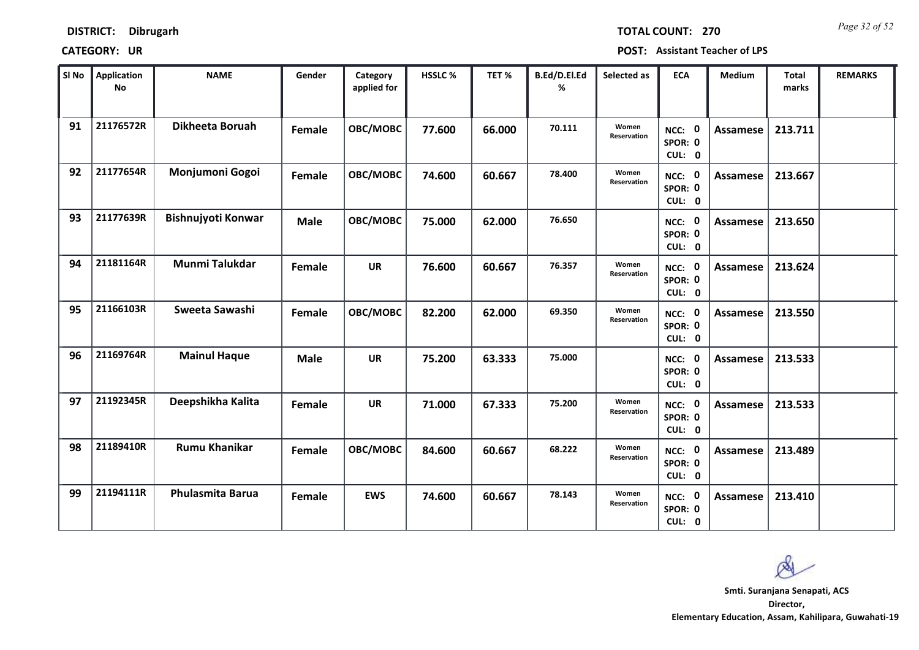**DISTRICT: Dibrugarh** | **TOTAL COUNT: 270**

**CATEGORY: UR** | **POST: Assistant Teacher of LPS**

| Sl No | Application No | NAME | Gender | Category applied for | HSSLC % | TET % | B.Ed/D.El.Ed % | Selected as | ECA | Medium | Total marks | REMARKS |
|---|---|---|---|---|---|---|---|---|---|---|---|---|
| 91 | 21176572R | Dikheeta Boruah | Female | OBC/MOBC | 77.600 | 66.000 | 70.111 | Women Reservation | NCC: 0 SPOR: 0 CUL: 0 | Assamese | 213.711 | |
| 92 | 21177654R | Monjumoni Gogoi | Female | OBC/MOBC | 74.600 | 60.667 | 78.400 | Women Reservation | NCC: 0 SPOR: 0 CUL: 0 | Assamese | 213.667 | |
| 93 | 21177639R | Bishnujyoti Konwar | Male | OBC/MOBC | 75.000 | 62.000 | 76.650 | | NCC: 0 SPOR: 0 CUL: 0 | Assamese | 213.650 | |
| 94 | 21181164R | Munmi Talukdar | Female | UR | 76.600 | 60.667 | 76.357 | Women Reservation | NCC: 0 SPOR: 0 CUL: 0 | Assamese | 213.624 | |
| 95 | 21166103R | Sweeta Sawashi | Female | OBC/MOBC | 82.200 | 62.000 | 69.350 | Women Reservation | NCC: 0 SPOR: 0 CUL: 0 | Assamese | 213.550 | |
| 96 | 21169764R | Mainul Haque | Male | UR | 75.200 | 63.333 | 75.000 | | NCC: 0 SPOR: 0 CUL: 0 | Assamese | 213.533 | |
| 97 | 21192345R | Deepshikha Kalita | Female | UR | 71.000 | 67.333 | 75.200 | Women Reservation | NCC: 0 SPOR: 0 CUL: 0 | Assamese | 213.533 | |
| 98 | 21189410R | Rumu Khanikar | Female | OBC/MOBC | 84.600 | 60.667 | 68.222 | Women Reservation | NCC: 0 SPOR: 0 CUL: 0 | Assamese | 213.489 | |
| 99 | 21194111R | Phulasmita Barua | Female | EWS | 74.600 | 60.667 | 78.143 | Women Reservation | NCC: 0 SPOR: 0 CUL: 0 | Assamese | 213.410 | |

**Smti. Suranjana Senapati, ACS**
**Director,**
**Elementary Education, Assam, Kahilipara, Guwahati-19**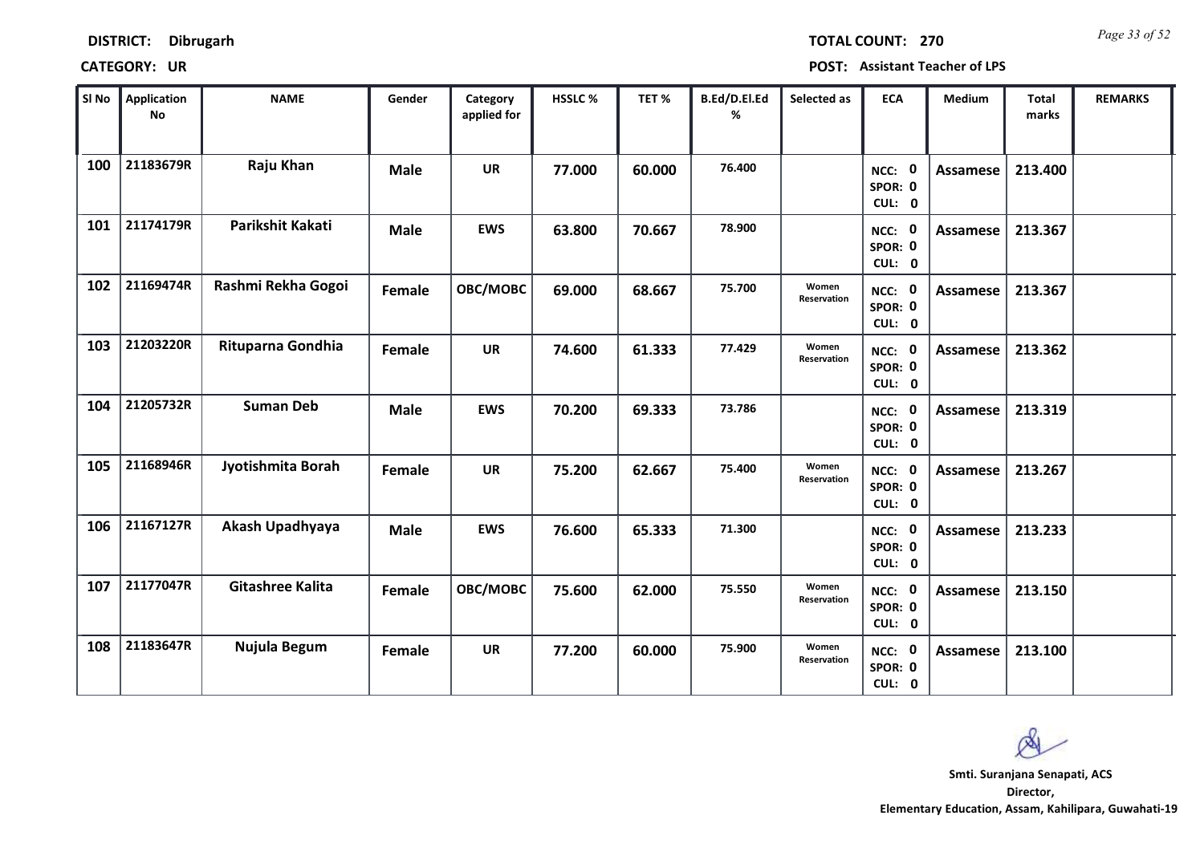**DISTRICT:** Dibrugarh

**TOTAL COUNT:** 270

**CATEGORY:** UR

**POST:** Assistant Teacher of LPS

| Sl No | Application No | NAME | Gender | Category applied for | HSSLC % | TET % | B.Ed/D.El.Ed % | Selected as | ECA | Medium | Total marks | REMARKS |
|---|---|---|---|---|---|---|---|---|---|---|---|---|
| 100 | 21183679R | Raju Khan | Male | UR | 77.000 | 60.000 | 76.400 | | NCC: 0 SPOR: 0 CUL: 0 | Assamese | 213.400 | |
| 101 | 21174179R | Parikshit Kakati | Male | EWS | 63.800 | 70.667 | 78.900 | | NCC: 0 SPOR: 0 CUL: 0 | Assamese | 213.367 | |
| 102 | 21169474R | Rashmi Rekha Gogoi | Female | OBC/MOBC | 69.000 | 68.667 | 75.700 | Women Reservation | NCC: 0 SPOR: 0 CUL: 0 | Assamese | 213.367 | |
| 103 | 21203220R | Rituparna Gondhia | Female | UR | 74.600 | 61.333 | 77.429 | Women Reservation | NCC: 0 SPOR: 0 CUL: 0 | Assamese | 213.362 | |
| 104 | 21205732R | Suman Deb | Male | EWS | 70.200 | 69.333 | 73.786 | | NCC: 0 SPOR: 0 CUL: 0 | Assamese | 213.319 | |
| 105 | 21168946R | Jyotishmita Borah | Female | UR | 75.200 | 62.667 | 75.400 | Women Reservation | NCC: 0 SPOR: 0 CUL: 0 | Assamese | 213.267 | |
| 106 | 21167127R | Akash Upadhyaya | Male | EWS | 76.600 | 65.333 | 71.300 | | NCC: 0 SPOR: 0 CUL: 0 | Assamese | 213.233 | |
| 107 | 21177047R | Gitashree Kalita | Female | OBC/MOBC | 75.600 | 62.000 | 75.550 | Women Reservation | NCC: 0 SPOR: 0 CUL: 0 | Assamese | 213.150 | |
| 108 | 21183647R | Nujula Begum | Female | UR | 77.200 | 60.000 | 75.900 | Women Reservation | NCC: 0 SPOR: 0 CUL: 0 | Assamese | 213.100 | |

**Smti. Suranjana Senapati, ACS**
**Director,**
**Elementary Education, Assam, Kahilipara, Guwahati-19**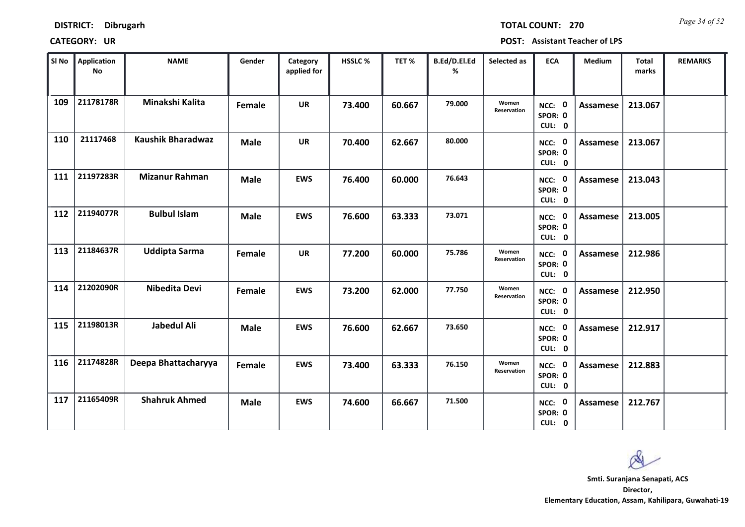**DISTRICT: Dibrugarh** **TOTAL COUNT: 270**

**CATEGORY: UR** **POST: Assistant Teacher of LPS**

| Sl No | Application No | NAME | Gender | Category applied for | HSSLC % | TET % | B.Ed/D.El.Ed % | Selected as | ECA | Medium | Total marks | REMARKS |
|---|---|---|---|---|---|---|---|---|---|---|---|---|
| 109 | 21178178R | Minakshi Kalita | Female | UR | 73.400 | 60.667 | 79.000 | Women Reservation | NCC: 0 SPOR: 0 CUL: 0 | Assamese | 213.067 | |
| 110 | 21117468 | Kaushik Bharadwaz | Male | UR | 70.400 | 62.667 | 80.000 | | NCC: 0 SPOR: 0 CUL: 0 | Assamese | 213.067 | |
| 111 | 21197283R | Mizanur Rahman | Male | EWS | 76.400 | 60.000 | 76.643 | | NCC: 0 SPOR: 0 CUL: 0 | Assamese | 213.043 | |
| 112 | 21194077R | Bulbul Islam | Male | EWS | 76.600 | 63.333 | 73.071 | | NCC: 0 SPOR: 0 CUL: 0 | Assamese | 213.005 | |
| 113 | 21184637R | Uddipta Sarma | Female | UR | 77.200 | 60.000 | 75.786 | Women Reservation | NCC: 0 SPOR: 0 CUL: 0 | Assamese | 212.986 | |
| 114 | 21202090R | Nibedita Devi | Female | EWS | 73.200 | 62.000 | 77.750 | Women Reservation | NCC: 0 SPOR: 0 CUL: 0 | Assamese | 212.950 | |
| 115 | 21198013R | Jabedul Ali | Male | EWS | 76.600 | 62.667 | 73.650 | | NCC: 0 SPOR: 0 CUL: 0 | Assamese | 212.917 | |
| 116 | 21174828R | Deepa Bhattacharyya | Female | EWS | 73.400 | 63.333 | 76.150 | Women Reservation | NCC: 0 SPOR: 0 CUL: 0 | Assamese | 212.883 | |
| 117 | 21165409R | Shahruk Ahmed | Male | EWS | 74.600 | 66.667 | 71.500 | | NCC: 0 SPOR: 0 CUL: 0 | Assamese | 212.767 | |

**Smti. Suranjana Senapati, ACS**
**Director,**
**Elementary Education, Assam, Kahilipara, Guwahati-19**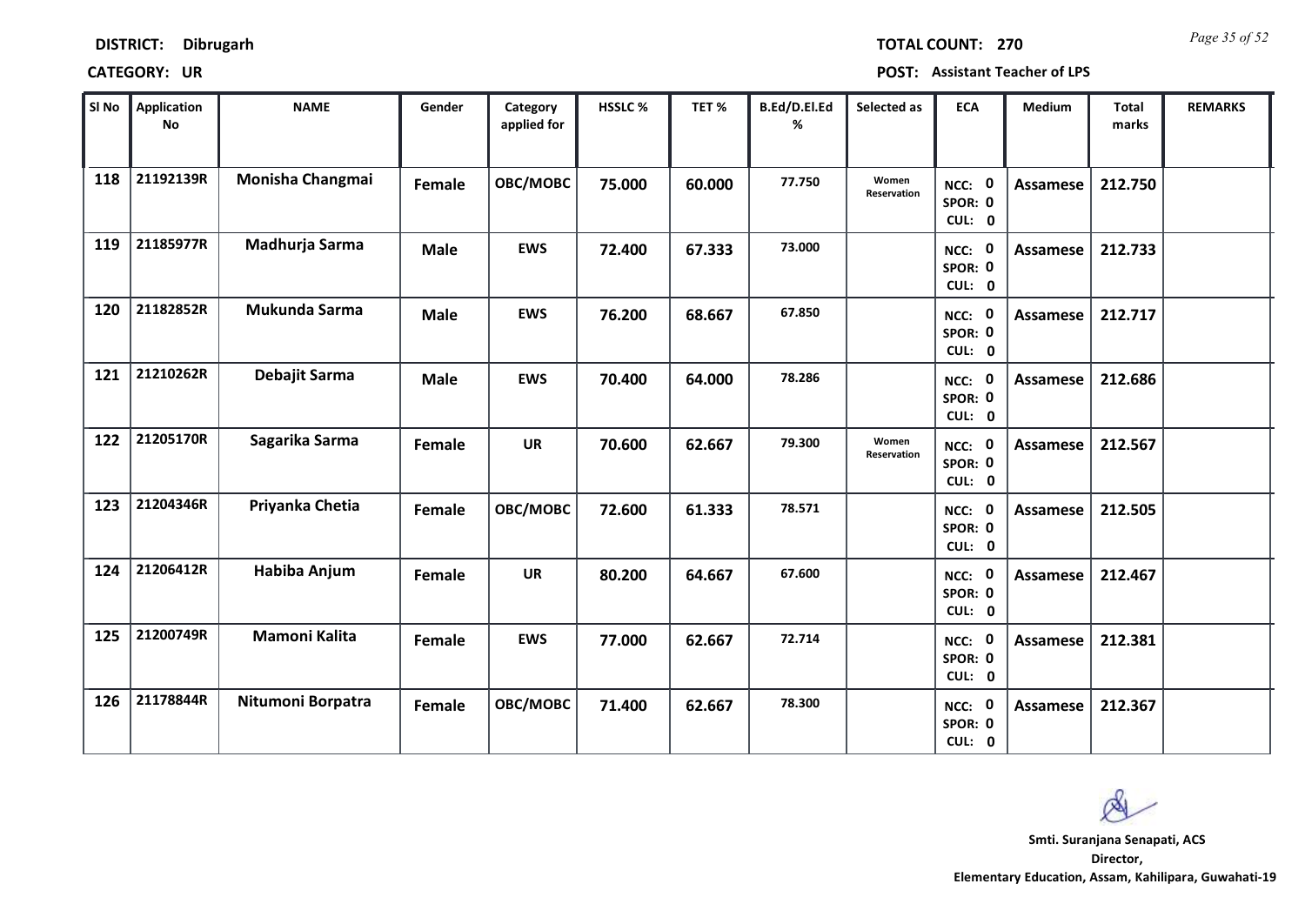**DISTRICT: Dibrugarh**

**TOTAL COUNT: 270**

**CATEGORY: UR**

**POST: Assistant Teacher of LPS**

| Sl No | Application No | NAME | Gender | Category applied for | HSSLC % | TET % | B.Ed/D.El.Ed % | Selected as | ECA | Medium | Total marks | REMARKS |
|---|---|---|---|---|---|---|---|---|---|---|---|---|
| 118 | 21192139R | Monisha Changmai | Female | OBC/MOBC | 75.000 | 60.000 | 77.750 | Women Reservation | NCC: 0 SPOR: 0 CUL: 0 | Assamese | 212.750 | |
| 119 | 21185977R | Madhurja Sarma | Male | EWS | 72.400 | 67.333 | 73.000 | | NCC: 0 SPOR: 0 CUL: 0 | Assamese | 212.733 | |
| 120 | 21182852R | Mukunda Sarma | Male | EWS | 76.200 | 68.667 | 67.850 | | NCC: 0 SPOR: 0 CUL: 0 | Assamese | 212.717 | |
| 121 | 21210262R | Debajit Sarma | Male | EWS | 70.400 | 64.000 | 78.286 | | NCC: 0 SPOR: 0 CUL: 0 | Assamese | 212.686 | |
| 122 | 21205170R | Sagarika Sarma | Female | UR | 70.600 | 62.667 | 79.300 | Women Reservation | NCC: 0 SPOR: 0 CUL: 0 | Assamese | 212.567 | |
| 123 | 21204346R | Priyanka Chetia | Female | OBC/MOBC | 72.600 | 61.333 | 78.571 | | NCC: 0 SPOR: 0 CUL: 0 | Assamese | 212.505 | |
| 124 | 21206412R | Habiba Anjum | Female | UR | 80.200 | 64.667 | 67.600 | | NCC: 0 SPOR: 0 CUL: 0 | Assamese | 212.467 | |
| 125 | 21200749R | Mamoni Kalita | Female | EWS | 77.000 | 62.667 | 72.714 | | NCC: 0 SPOR: 0 CUL: 0 | Assamese | 212.381 | |
| 126 | 21178844R | Nitumoni Borpatra | Female | OBC/MOBC | 71.400 | 62.667 | 78.300 | | NCC: 0 SPOR: 0 CUL: 0 | Assamese | 212.367 | |

**Smti. Suranjana Senapati, ACS**
**Director,**
**Elementary Education, Assam, Kahilipara, Guwahati-19**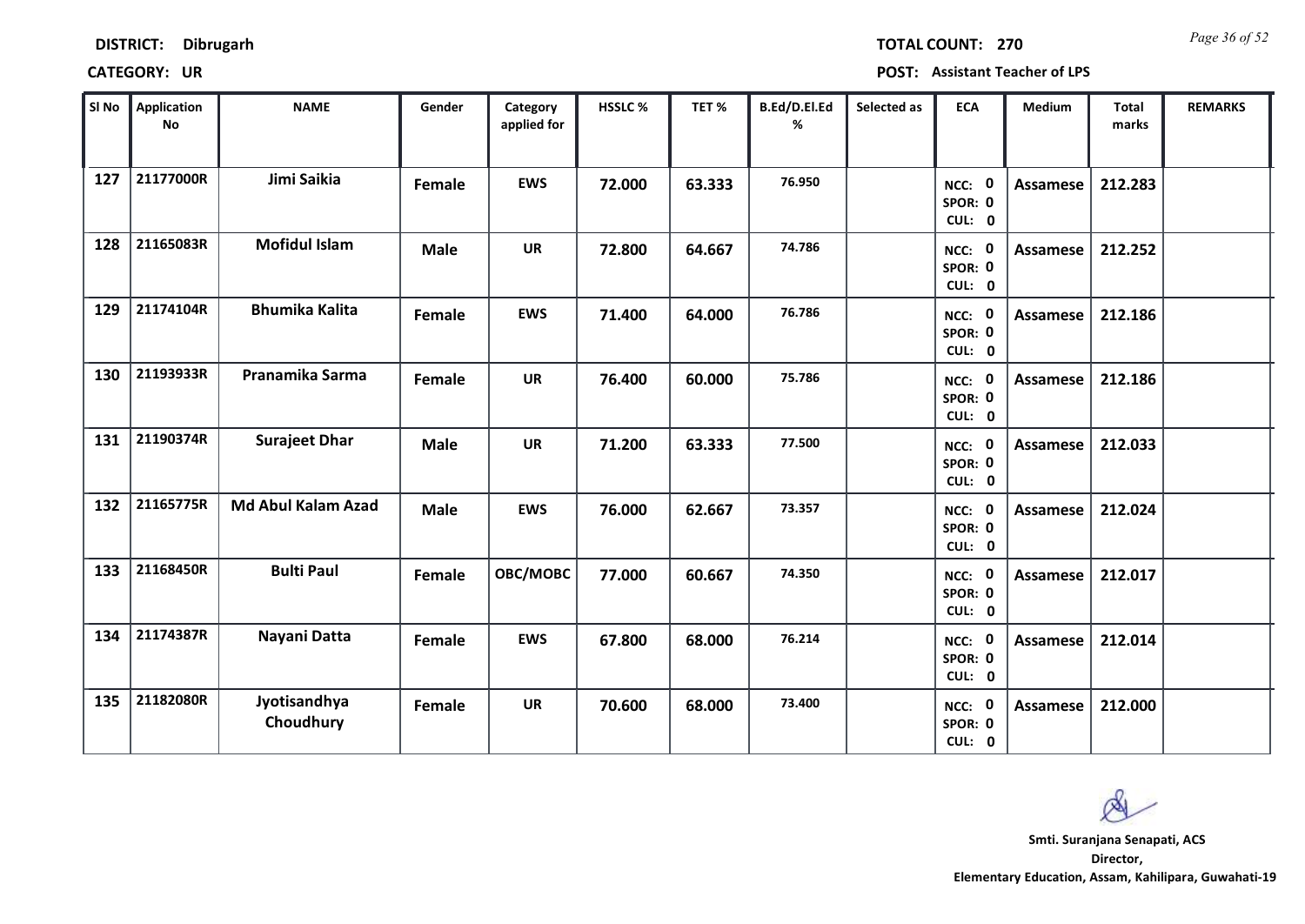**DISTRICT: Dibrugarh** **TOTAL COUNT: 270**

**CATEGORY: UR** **POST: Assistant Teacher of LPS**

| Sl No | Application No | NAME | Gender | Category applied for | HSSLC % | TET % | B.Ed/D.El.Ed % | Selected as | ECA | Medium | Total marks | REMARKS |
|---|---|---|---|---|---|---|---|---|---|---|---|---|
| 127 | 21177000R | Jimi Saikia | Female | EWS | 72.000 | 63.333 | 76.950 | | NCC: 0 SPOR: 0 CUL: 0 | Assamese | 212.283 | |
| 128 | 21165083R | Mofidul Islam | Male | UR | 72.800 | 64.667 | 74.786 | | NCC: 0 SPOR: 0 CUL: 0 | Assamese | 212.252 | |
| 129 | 21174104R | Bhumika Kalita | Female | EWS | 71.400 | 64.000 | 76.786 | | NCC: 0 SPOR: 0 CUL: 0 | Assamese | 212.186 | |
| 130 | 21193933R | Pranamika Sarma | Female | UR | 76.400 | 60.000 | 75.786 | | NCC: 0 SPOR: 0 CUL: 0 | Assamese | 212.186 | |
| 131 | 21190374R | Surajeet Dhar | Male | UR | 71.200 | 63.333 | 77.500 | | NCC: 0 SPOR: 0 CUL: 0 | Assamese | 212.033 | |
| 132 | 21165775R | Md Abul Kalam Azad | Male | EWS | 76.000 | 62.667 | 73.357 | | NCC: 0 SPOR: 0 CUL: 0 | Assamese | 212.024 | |
| 133 | 21168450R | Bulti Paul | Female | OBC/MOBC | 77.000 | 60.667 | 74.350 | | NCC: 0 SPOR: 0 CUL: 0 | Assamese | 212.017 | |
| 134 | 21174387R | Nayani Datta | Female | EWS | 67.800 | 68.000 | 76.214 | | NCC: 0 SPOR: 0 CUL: 0 | Assamese | 212.014 | |
| 135 | 21182080R | Jyotisandhya Choudhury | Female | UR | 70.600 | 68.000 | 73.400 | | NCC: 0 SPOR: 0 CUL: 0 | Assamese | 212.000 | |

**Smti. Suranjana Senapati, ACS**
**Director,**
**Elementary Education, Assam, Kahilipara, Guwahati-19**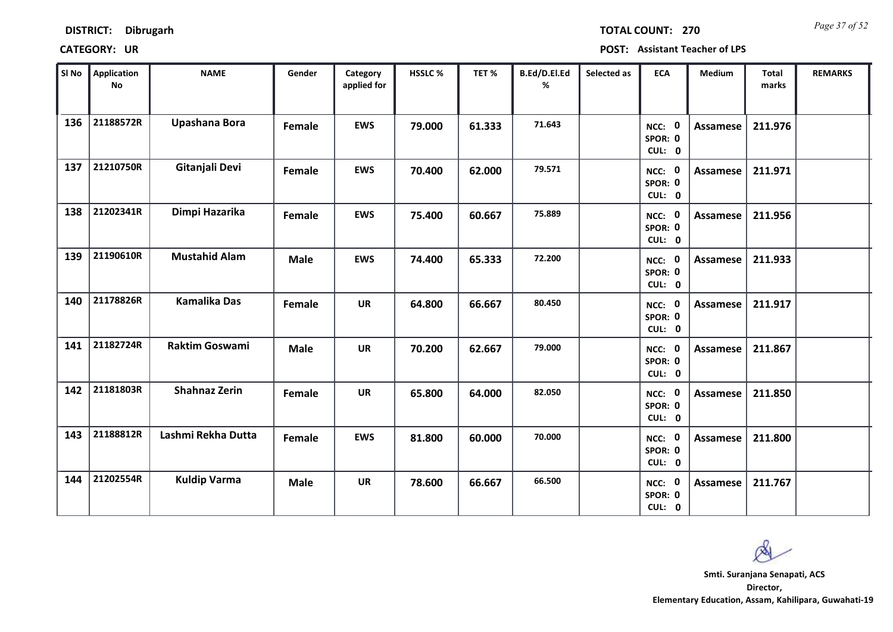**DISTRICT: Dibrugarh** **TOTAL COUNT: 270**

**CATEGORY: UR** **POST: Assistant Teacher of LPS**

| Sl No | Application No | NAME | Gender | Category applied for | HSSLC % | TET % | B.Ed/D.El.Ed % | Selected as | ECA | Medium | Total marks | REMARKS |
|---|---|---|---|---|---|---|---|---|---|---|---|---|
| 136 | 21188572R | Upashana Bora | Female | EWS | 79.000 | 61.333 | 71.643 | | NCC: 0 SPOR: 0 CUL: 0 | Assamese | 211.976 | |
| 137 | 21210750R | Gitanjali Devi | Female | EWS | 70.400 | 62.000 | 79.571 | | NCC: 0 SPOR: 0 CUL: 0 | Assamese | 211.971 | |
| 138 | 21202341R | Dimpi Hazarika | Female | EWS | 75.400 | 60.667 | 75.889 | | NCC: 0 SPOR: 0 CUL: 0 | Assamese | 211.956 | |
| 139 | 21190610R | Mustahid Alam | Male | EWS | 74.400 | 65.333 | 72.200 | | NCC: 0 SPOR: 0 CUL: 0 | Assamese | 211.933 | |
| 140 | 21178826R | Kamalika Das | Female | UR | 64.800 | 66.667 | 80.450 | | NCC: 0 SPOR: 0 CUL: 0 | Assamese | 211.917 | |
| 141 | 21182724R | Raktim Goswami | Male | UR | 70.200 | 62.667 | 79.000 | | NCC: 0 SPOR: 0 CUL: 0 | Assamese | 211.867 | |
| 142 | 21181803R | Shahnaz Zerin | Female | UR | 65.800 | 64.000 | 82.050 | | NCC: 0 SPOR: 0 CUL: 0 | Assamese | 211.850 | |
| 143 | 21188812R | Lashmi Rekha Dutta | Female | EWS | 81.800 | 60.000 | 70.000 | | NCC: 0 SPOR: 0 CUL: 0 | Assamese | 211.800 | |
| 144 | 21202554R | Kuldip Varma | Male | UR | 78.600 | 66.667 | 66.500 | | NCC: 0 SPOR: 0 CUL: 0 | Assamese | 211.767 | |

**Smti. Suranjana Senapati, ACS**
**Director,**
**Elementary Education, Assam, Kahilipara, Guwahati-19**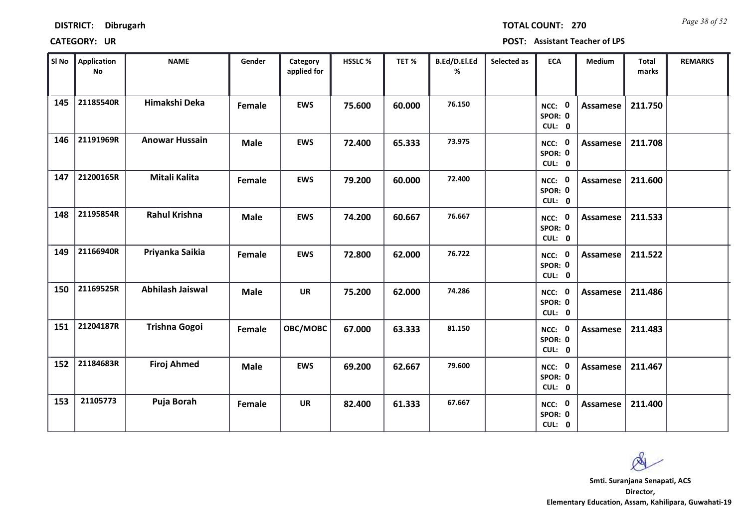**DISTRICT:** Dibrugarh **TOTAL COUNT:** 270

**CATEGORY:** UR **POST:** Assistant Teacher of LPS

| Sl No | Application No | NAME | Gender | Category applied for | HSSLC % | TET % | B.Ed/D.El.Ed % | Selected as | ECA | Medium | Total marks | REMARKS |
|---|---|---|---|---|---|---|---|---|---|---|---|---|
| 145 | 21185540R | Himakshi Deka | Female | EWS | 75.600 | 60.000 | 76.150 | | NCC: 0 SPOR: 0 CUL: 0 | Assamese | 211.750 | |
| 146 | 21191969R | Anowar Hussain | Male | EWS | 72.400 | 65.333 | 73.975 | | NCC: 0 SPOR: 0 CUL: 0 | Assamese | 211.708 | |
| 147 | 21200165R | Mitali Kalita | Female | EWS | 79.200 | 60.000 | 72.400 | | NCC: 0 SPOR: 0 CUL: 0 | Assamese | 211.600 | |
| 148 | 21195854R | Rahul Krishna | Male | EWS | 74.200 | 60.667 | 76.667 | | NCC: 0 SPOR: 0 CUL: 0 | Assamese | 211.533 | |
| 149 | 21166940R | Priyanka Saikia | Female | EWS | 72.800 | 62.000 | 76.722 | | NCC: 0 SPOR: 0 CUL: 0 | Assamese | 211.522 | |
| 150 | 21169525R | Abhilash Jaiswal | Male | UR | 75.200 | 62.000 | 74.286 | | NCC: 0 SPOR: 0 CUL: 0 | Assamese | 211.486 | |
| 151 | 21204187R | Trishna Gogoi | Female | OBC/MOBC | 67.000 | 63.333 | 81.150 | | NCC: 0 SPOR: 0 CUL: 0 | Assamese | 211.483 | |
| 152 | 21184683R | Firoj Ahmed | Male | EWS | 69.200 | 62.667 | 79.600 | | NCC: 0 SPOR: 0 CUL: 0 | Assamese | 211.467 | |
| 153 | 21105773 | Puja Borah | Female | UR | 82.400 | 61.333 | 67.667 | | NCC: 0 SPOR: 0 CUL: 0 | Assamese | 211.400 | |

Smti. Suranjana Senapati, ACS
Director,
Elementary Education, Assam, Kahilipara, Guwahati-19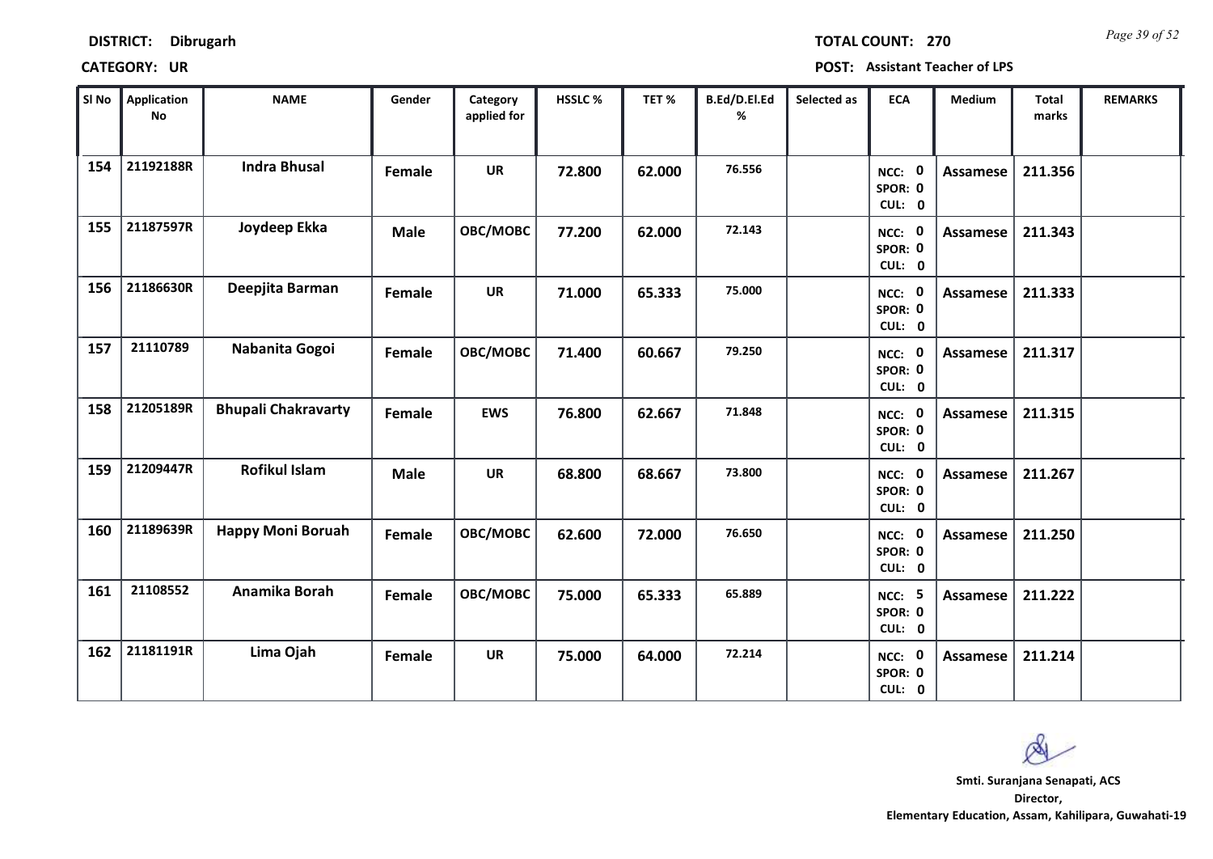**DISTRICT:** Dibrugarh

**TOTAL COUNT:** 270

**CATEGORY:** UR

**POST:** Assistant Teacher of LPS

| Sl No | Application No | NAME | Gender | Category applied for | HSSLC % | TET % | B.Ed/D.El.Ed % | Selected as | ECA | Medium | Total marks | REMARKS |
|---|---|---|---|---|---|---|---|---|---|---|---|---|
| 154 | 21192188R | Indra Bhusal | Female | UR | 72.800 | 62.000 | 76.556 | | NCC: 0 SPOR: 0 CUL: 0 | Assamese | 211.356 | |
| 155 | 21187597R | Joydeep Ekka | Male | OBC/MOBC | 77.200 | 62.000 | 72.143 | | NCC: 0 SPOR: 0 CUL: 0 | Assamese | 211.343 | |
| 156 | 21186630R | Deepjita Barman | Female | UR | 71.000 | 65.333 | 75.000 | | NCC: 0 SPOR: 0 CUL: 0 | Assamese | 211.333 | |
| 157 | 21110789 | Nabanita Gogoi | Female | OBC/MOBC | 71.400 | 60.667 | 79.250 | | NCC: 0 SPOR: 0 CUL: 0 | Assamese | 211.317 | |
| 158 | 21205189R | Bhupali Chakravarty | Female | EWS | 76.800 | 62.667 | 71.848 | | NCC: 0 SPOR: 0 CUL: 0 | Assamese | 211.315 | |
| 159 | 21209447R | Rofikul Islam | Male | UR | 68.800 | 68.667 | 73.800 | | NCC: 0 SPOR: 0 CUL: 0 | Assamese | 211.267 | |
| 160 | 21189639R | Happy Moni Boruah | Female | OBC/MOBC | 62.600 | 72.000 | 76.650 | | NCC: 0 SPOR: 0 CUL: 0 | Assamese | 211.250 | |
| 161 | 21108552 | Anamika Borah | Female | OBC/MOBC | 75.000 | 65.333 | 65.889 | | NCC: 5 SPOR: 0 CUL: 0 | Assamese | 211.222 | |
| 162 | 21181191R | Lima Ojah | Female | UR | 75.000 | 64.000 | 72.214 | | NCC: 0 SPOR: 0 CUL: 0 | Assamese | 211.214 | |

Smti. Suranjana Senapati, ACS
Director,
Elementary Education, Assam, Kahilipara, Guwahati-19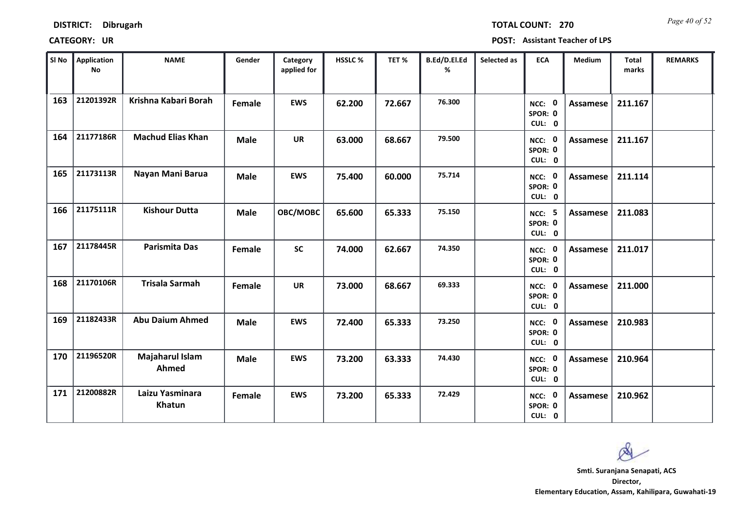**DISTRICT:** Dibrugarh **TOTAL COUNT:** 270

**CATEGORY:** UR **POST:** Assistant Teacher of LPS

| Sl No | Application No | NAME | Gender | Category applied for | HSSLC % | TET % | B.Ed/D.El.Ed % | Selected as | ECA | Medium | Total marks | REMARKS |
|---|---|---|---|---|---|---|---|---|---|---|---|---|
| 163 | 21201392R | Krishna Kabari Borah | Female | EWS | 62.200 | 72.667 | 76.300 | | NCC: 0 SPOR: 0 CUL: 0 | Assamese | 211.167 | |
| 164 | 21177186R | Machud Elias Khan | Male | UR | 63.000 | 68.667 | 79.500 | | NCC: 0 SPOR: 0 CUL: 0 | Assamese | 211.167 | |
| 165 | 21173113R | Nayan Mani Barua | Male | EWS | 75.400 | 60.000 | 75.714 | | NCC: 0 SPOR: 0 CUL: 0 | Assamese | 211.114 | |
| 166 | 21175111R | Kishour Dutta | Male | OBC/MOBC | 65.600 | 65.333 | 75.150 | | NCC: 5 SPOR: 0 CUL: 0 | Assamese | 211.083 | |
| 167 | 21178445R | Parismita Das | Female | SC | 74.000 | 62.667 | 74.350 | | NCC: 0 SPOR: 0 CUL: 0 | Assamese | 211.017 | |
| 168 | 21170106R | Trisala Sarmah | Female | UR | 73.000 | 68.667 | 69.333 | | NCC: 0 SPOR: 0 CUL: 0 | Assamese | 211.000 | |
| 169 | 21182433R | Abu Daium Ahmed | Male | EWS | 72.400 | 65.333 | 73.250 | | NCC: 0 SPOR: 0 CUL: 0 | Assamese | 210.983 | |
| 170 | 21196520R | Majaharul Islam Ahmed | Male | EWS | 73.200 | 63.333 | 74.430 | | NCC: 0 SPOR: 0 CUL: 0 | Assamese | 210.964 | |
| 171 | 21200882R | Laizu Yasminara Khatun | Female | EWS | 73.200 | 65.333 | 72.429 | | NCC: 0 SPOR: 0 CUL: 0 | Assamese | 210.962 | |

**Smti. Suranjana Senapati, ACS**
**Director,**
**Elementary Education, Assam, Kahilipara, Guwahati-19**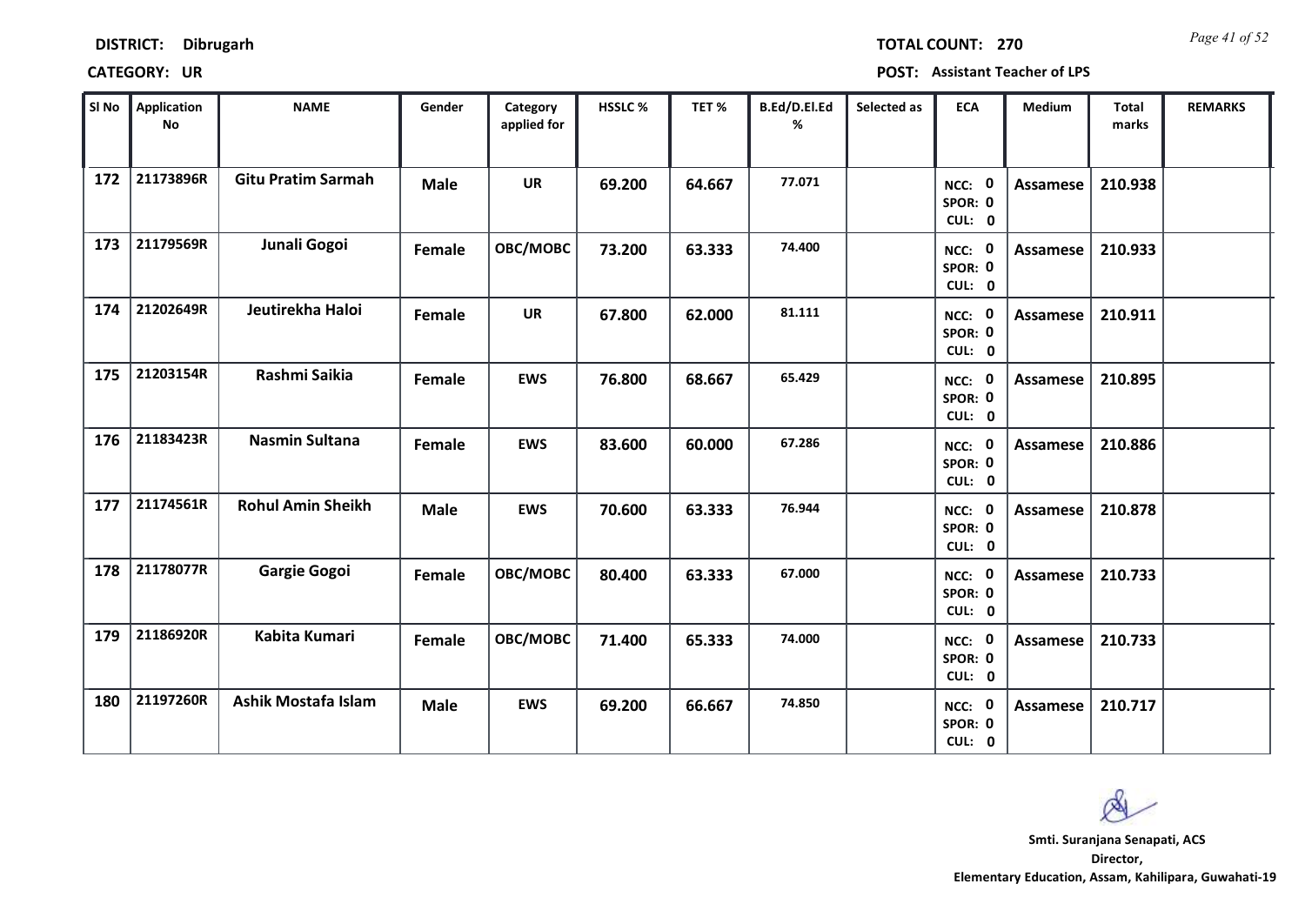**DISTRICT:** Dibrugarh **TOTAL COUNT:** 270

**CATEGORY:** UR **POST:** Assistant Teacher of LPS

| Sl No | Application No | NAME | Gender | Category applied for | HSSLC % | TET % | B.Ed/D.El.Ed % | Selected as | ECA | Medium | Total marks | REMARKS |
|---|---|---|---|---|---|---|---|---|---|---|---|---|
| 172 | 21173896R | Gitu Pratim Sarmah | Male | UR | 69.200 | 64.667 | 77.071 | | NCC: 0 SPOR: 0 CUL: 0 | Assamese | 210.938 | |
| 173 | 21179569R | Junali Gogoi | Female | OBC/MOBC | 73.200 | 63.333 | 74.400 | | NCC: 0 SPOR: 0 CUL: 0 | Assamese | 210.933 | |
| 174 | 21202649R | Jeutirekha Haloi | Female | UR | 67.800 | 62.000 | 81.111 | | NCC: 0 SPOR: 0 CUL: 0 | Assamese | 210.911 | |
| 175 | 21203154R | Rashmi Saikia | Female | EWS | 76.800 | 68.667 | 65.429 | | NCC: 0 SPOR: 0 CUL: 0 | Assamese | 210.895 | |
| 176 | 21183423R | Nasmin Sultana | Female | EWS | 83.600 | 60.000 | 67.286 | | NCC: 0 SPOR: 0 CUL: 0 | Assamese | 210.886 | |
| 177 | 21174561R | Rohul Amin Sheikh | Male | EWS | 70.600 | 63.333 | 76.944 | | NCC: 0 SPOR: 0 CUL: 0 | Assamese | 210.878 | |
| 178 | 21178077R | Gargie Gogoi | Female | OBC/MOBC | 80.400 | 63.333 | 67.000 | | NCC: 0 SPOR: 0 CUL: 0 | Assamese | 210.733 | |
| 179 | 21186920R | Kabita Kumari | Female | OBC/MOBC | 71.400 | 65.333 | 74.000 | | NCC: 0 SPOR: 0 CUL: 0 | Assamese | 210.733 | |
| 180 | 21197260R | Ashik Mostafa Islam | Male | EWS | 69.200 | 66.667 | 74.850 | | NCC: 0 SPOR: 0 CUL: 0 | Assamese | 210.717 | |

**Smti. Suranjana Senapati, ACS**
**Director,**
**Elementary Education, Assam, Kahilipara, Guwahati-19**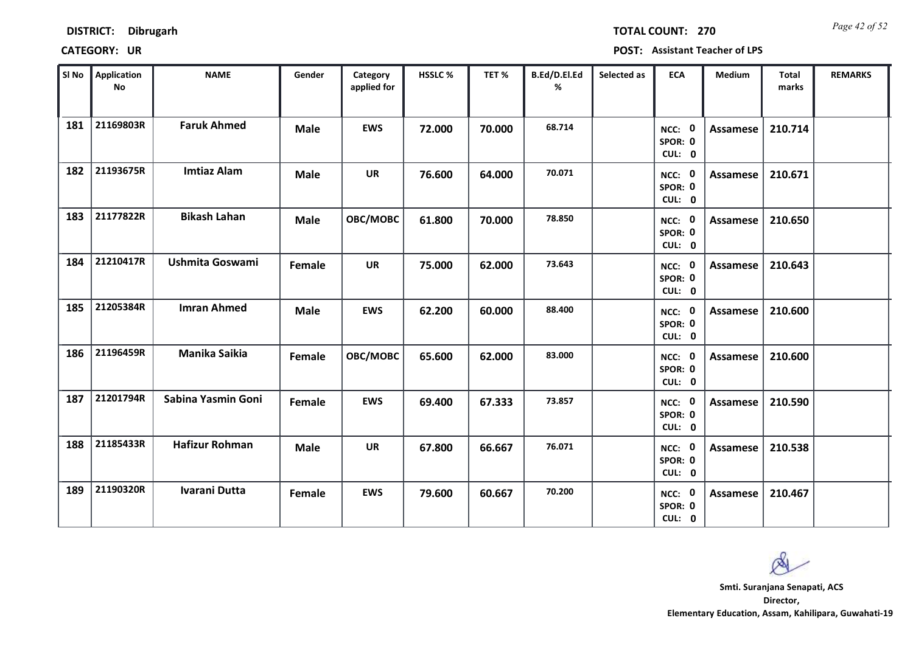**DISTRICT:** Dibrugarh **TOTAL COUNT:** 270

**CATEGORY:** UR **POST:** Assistant Teacher of LPS

| Sl No | Application No | NAME | Gender | Category applied for | HSSLC % | TET % | B.Ed/D.El.Ed % | Selected as | ECA | Medium | Total marks | REMARKS |
|---|---|---|---|---|---|---|---|---|---|---|---|---|
| 181 | 21169803R | Faruk Ahmed | Male | EWS | 72.000 | 70.000 | 68.714 | | NCC: 0 SPOR: 0 CUL: 0 | Assamese | 210.714 | |
| 182 | 21193675R | Imtiaz Alam | Male | UR | 76.600 | 64.000 | 70.071 | | NCC: 0 SPOR: 0 CUL: 0 | Assamese | 210.671 | |
| 183 | 21177822R | Bikash Lahan | Male | OBC/MOBC | 61.800 | 70.000 | 78.850 | | NCC: 0 SPOR: 0 CUL: 0 | Assamese | 210.650 | |
| 184 | 21210417R | Ushmita Goswami | Female | UR | 75.000 | 62.000 | 73.643 | | NCC: 0 SPOR: 0 CUL: 0 | Assamese | 210.643 | |
| 185 | 21205384R | Imran Ahmed | Male | EWS | 62.200 | 60.000 | 88.400 | | NCC: 0 SPOR: 0 CUL: 0 | Assamese | 210.600 | |
| 186 | 21196459R | Manika Saikia | Female | OBC/MOBC | 65.600 | 62.000 | 83.000 | | NCC: 0 SPOR: 0 CUL: 0 | Assamese | 210.600 | |
| 187 | 21201794R | Sabina Yasmin Goni | Female | EWS | 69.400 | 67.333 | 73.857 | | NCC: 0 SPOR: 0 CUL: 0 | Assamese | 210.590 | |
| 188 | 21185433R | Hafizur Rohman | Male | UR | 67.800 | 66.667 | 76.071 | | NCC: 0 SPOR: 0 CUL: 0 | Assamese | 210.538 | |
| 189 | 21190320R | Ivarani Dutta | Female | EWS | 79.600 | 60.667 | 70.200 | | NCC: 0 SPOR: 0 CUL: 0 | Assamese | 210.467 | |

**Smti. Suranjana Senapati, ACS**
**Director,**
**Elementary Education, Assam, Kahilipara, Guwahati-19**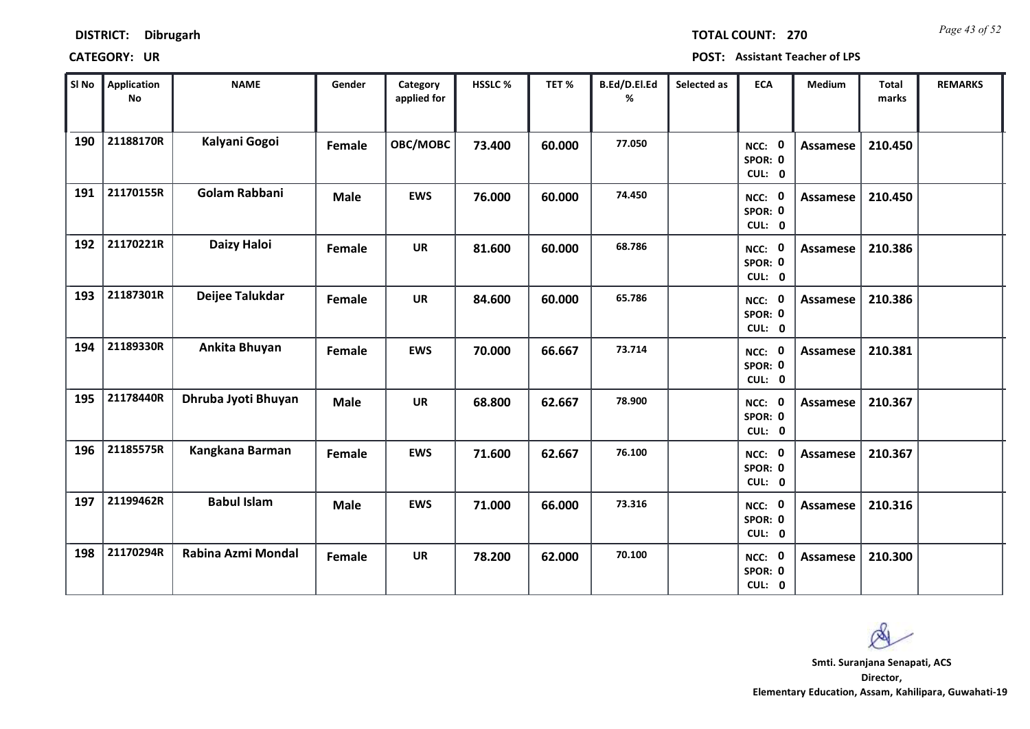**DISTRICT: Dibrugarh** **TOTAL COUNT: 270**

**CATEGORY: UR** **POST: Assistant Teacher of LPS**

| Sl No | Application No | NAME | Gender | Category applied for | HSSLC % | TET % | B.Ed/D.El.Ed % | Selected as | ECA | Medium | Total marks | REMARKS |
|---|---|---|---|---|---|---|---|---|---|---|---|---|
| 190 | 21188170R | Kalyani Gogoi | Female | OBC/MOBC | 73.400 | 60.000 | 77.050 | | NCC: 0 SPOR: 0 CUL: 0 | Assamese | 210.450 | |
| 191 | 21170155R | Golam Rabbani | Male | EWS | 76.000 | 60.000 | 74.450 | | NCC: 0 SPOR: 0 CUL: 0 | Assamese | 210.450 | |
| 192 | 21170221R | Daizy Haloi | Female | UR | 81.600 | 60.000 | 68.786 | | NCC: 0 SPOR: 0 CUL: 0 | Assamese | 210.386 | |
| 193 | 21187301R | Deijee Talukdar | Female | UR | 84.600 | 60.000 | 65.786 | | NCC: 0 SPOR: 0 CUL: 0 | Assamese | 210.386 | |
| 194 | 21189330R | Ankita Bhuyan | Female | EWS | 70.000 | 66.667 | 73.714 | | NCC: 0 SPOR: 0 CUL: 0 | Assamese | 210.381 | |
| 195 | 21178440R | Dhruba Jyoti Bhuyan | Male | UR | 68.800 | 62.667 | 78.900 | | NCC: 0 SPOR: 0 CUL: 0 | Assamese | 210.367 | |
| 196 | 21185575R | Kangkana Barman | Female | EWS | 71.600 | 62.667 | 76.100 | | NCC: 0 SPOR: 0 CUL: 0 | Assamese | 210.367 | |
| 197 | 21199462R | Babul Islam | Male | EWS | 71.000 | 66.000 | 73.316 | | NCC: 0 SPOR: 0 CUL: 0 | Assamese | 210.316 | |
| 198 | 21170294R | Rabina Azmi Mondal | Female | UR | 78.200 | 62.000 | 70.100 | | NCC: 0 SPOR: 0 CUL: 0 | Assamese | 210.300 | |

**Smti. Suranjana Senapati, ACS**
**Director,**
**Elementary Education, Assam, Kahilipara, Guwahati-19**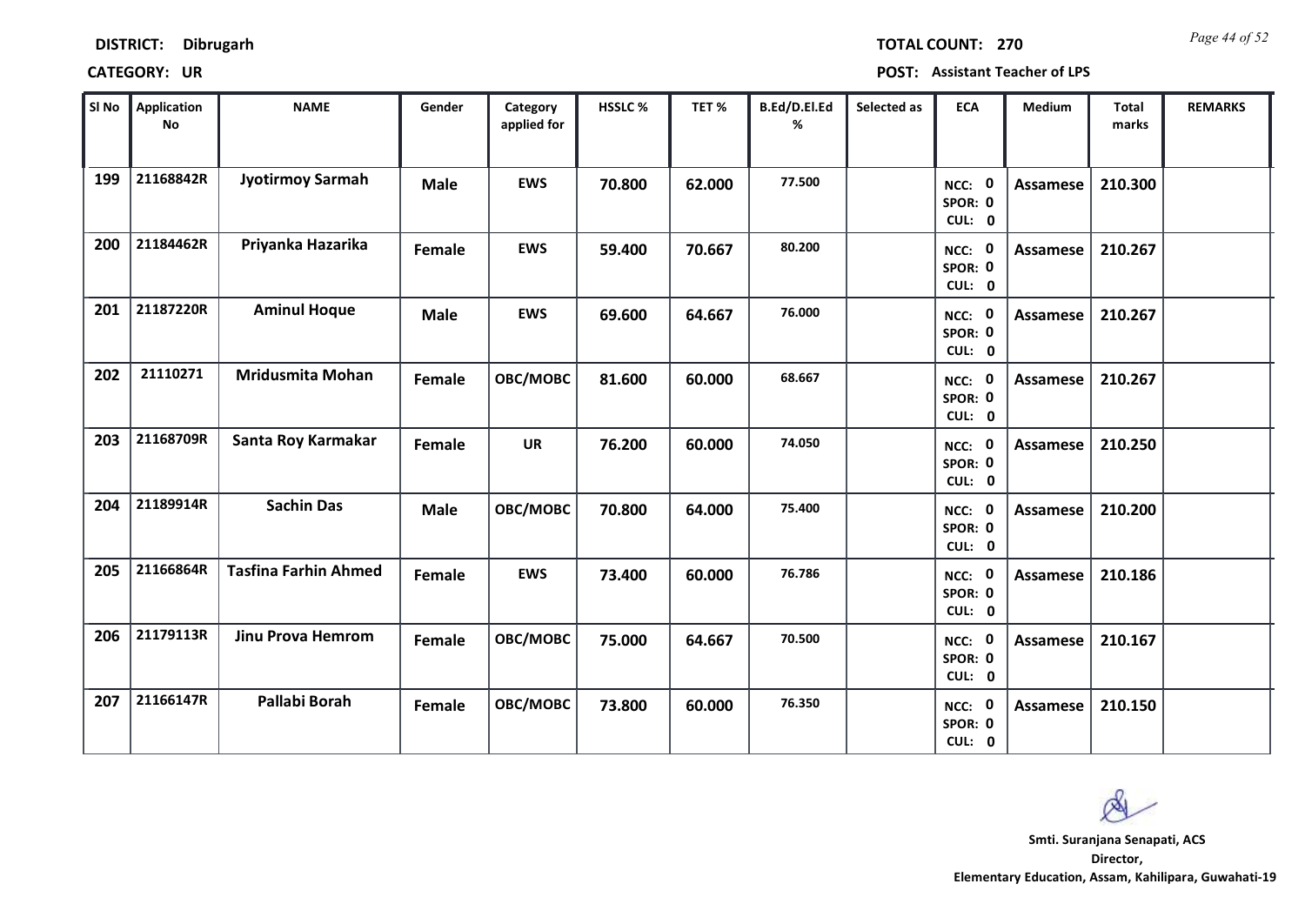**DISTRICT:** Dibrugarh

**TOTAL COUNT:** 270

**CATEGORY:** UR

**POST:** Assistant Teacher of LPS

| Sl No | Application No | NAME | Gender | Category applied for | HSSLC % | TET % | B.Ed/D.El.Ed % | Selected as | ECA | Medium | Total marks | REMARKS |
|---|---|---|---|---|---|---|---|---|---|---|---|---|
| 199 | 21168842R | Jyotirmoy Sarmah | Male | EWS | 70.800 | 62.000 | 77.500 | | NCC: 0 SPOR: 0 CUL: 0 | Assamese | 210.300 | |
| 200 | 21184462R | Priyanka Hazarika | Female | EWS | 59.400 | 70.667 | 80.200 | | NCC: 0 SPOR: 0 CUL: 0 | Assamese | 210.267 | |
| 201 | 21187220R | Aminul Hoque | Male | EWS | 69.600 | 64.667 | 76.000 | | NCC: 0 SPOR: 0 CUL: 0 | Assamese | 210.267 | |
| 202 | 21110271 | Mridusmita Mohan | Female | OBC/MOBC | 81.600 | 60.000 | 68.667 | | NCC: 0 SPOR: 0 CUL: 0 | Assamese | 210.267 | |
| 203 | 21168709R | Santa Roy Karmakar | Female | UR | 76.200 | 60.000 | 74.050 | | NCC: 0 SPOR: 0 CUL: 0 | Assamese | 210.250 | |
| 204 | 21189914R | Sachin Das | Male | OBC/MOBC | 70.800 | 64.000 | 75.400 | | NCC: 0 SPOR: 0 CUL: 0 | Assamese | 210.200 | |
| 205 | 21166864R | Tasfina Farhin Ahmed | Female | EWS | 73.400 | 60.000 | 76.786 | | NCC: 0 SPOR: 0 CUL: 0 | Assamese | 210.186 | |
| 206 | 21179113R | Jinu Prova Hemrom | Female | OBC/MOBC | 75.000 | 64.667 | 70.500 | | NCC: 0 SPOR: 0 CUL: 0 | Assamese | 210.167 | |
| 207 | 21166147R | Pallabi Borah | Female | OBC/MOBC | 73.800 | 60.000 | 76.350 | | NCC: 0 SPOR: 0 CUL: 0 | Assamese | 210.150 | |

**Smti. Suranjana Senapati, ACS**
**Director,**
**Elementary Education, Assam, Kahilipara, Guwahati-19**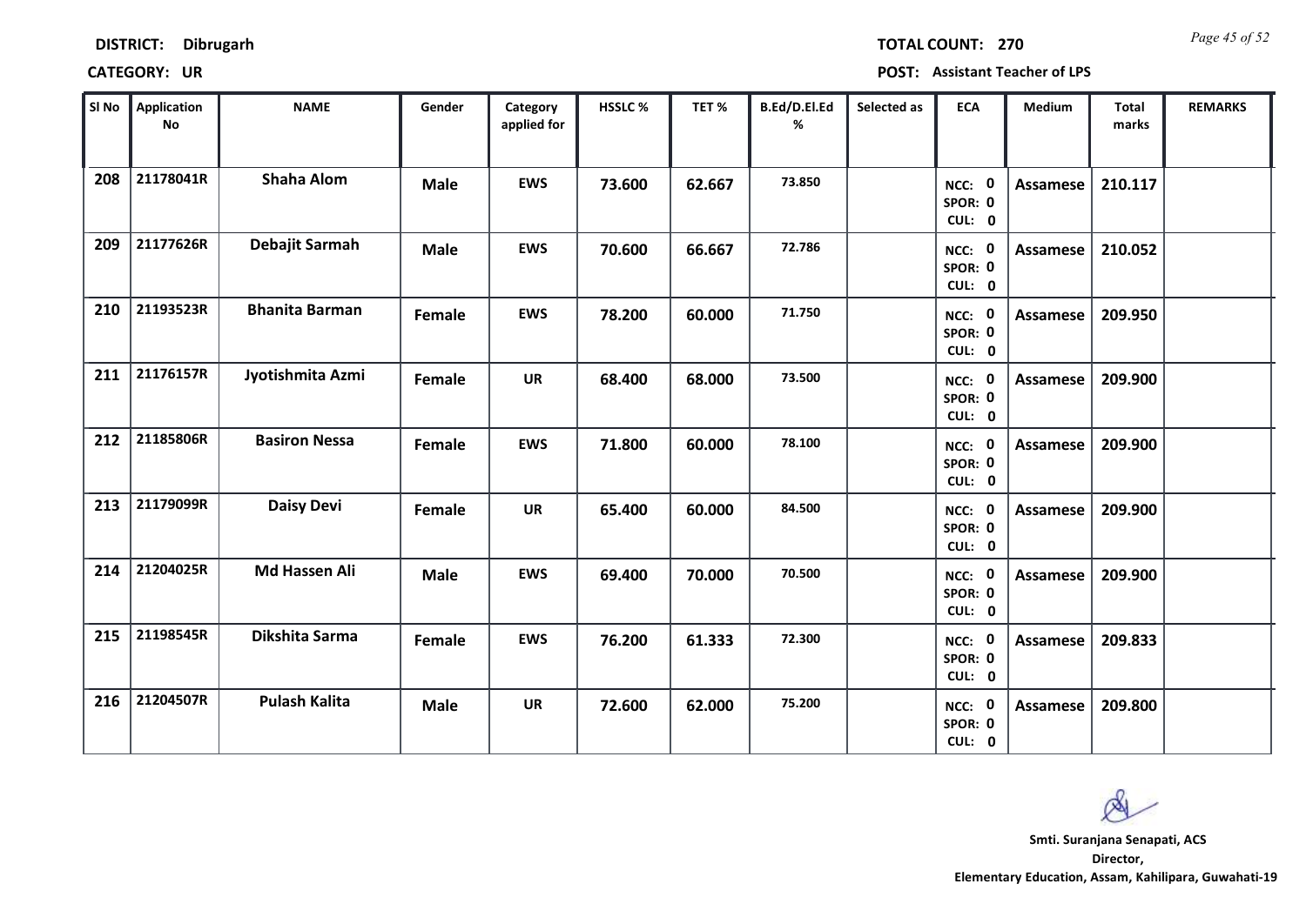**DISTRICT: Dibrugarh** **TOTAL COUNT: 270**

**CATEGORY: UR** **POST: Assistant Teacher of LPS**

| Sl No | Application No | NAME | Gender | Category applied for | HSSLC % | TET % | B.Ed/D.El.Ed % | Selected as | ECA | Medium | Total marks | REMARKS |
|---|---|---|---|---|---|---|---|---|---|---|---|---|
| 208 | 21178041R | Shaha Alom | Male | EWS | 73.600 | 62.667 | 73.850 | | NCC: 0 SPOR: 0 CUL: 0 | Assamese | 210.117 | |
| 209 | 21177626R | Debajit Sarmah | Male | EWS | 70.600 | 66.667 | 72.786 | | NCC: 0 SPOR: 0 CUL: 0 | Assamese | 210.052 | |
| 210 | 21193523R | Bhanita Barman | Female | EWS | 78.200 | 60.000 | 71.750 | | NCC: 0 SPOR: 0 CUL: 0 | Assamese | 209.950 | |
| 211 | 21176157R | Jyotishmita Azmi | Female | UR | 68.400 | 68.000 | 73.500 | | NCC: 0 SPOR: 0 CUL: 0 | Assamese | 209.900 | |
| 212 | 21185806R | Basiron Nessa | Female | EWS | 71.800 | 60.000 | 78.100 | | NCC: 0 SPOR: 0 CUL: 0 | Assamese | 209.900 | |
| 213 | 21179099R | Daisy Devi | Female | UR | 65.400 | 60.000 | 84.500 | | NCC: 0 SPOR: 0 CUL: 0 | Assamese | 209.900 | |
| 214 | 21204025R | Md Hassen Ali | Male | EWS | 69.400 | 70.000 | 70.500 | | NCC: 0 SPOR: 0 CUL: 0 | Assamese | 209.900 | |
| 215 | 21198545R | Dikshita Sarma | Female | EWS | 76.200 | 61.333 | 72.300 | | NCC: 0 SPOR: 0 CUL: 0 | Assamese | 209.833 | |
| 216 | 21204507R | Pulash Kalita | Male | UR | 72.600 | 62.000 | 75.200 | | NCC: 0 SPOR: 0 CUL: 0 | Assamese | 209.800 | |

**Smti. Suranjana Senapati, ACS**
**Director,**
**Elementary Education, Assam, Kahilipara, Guwahati-19**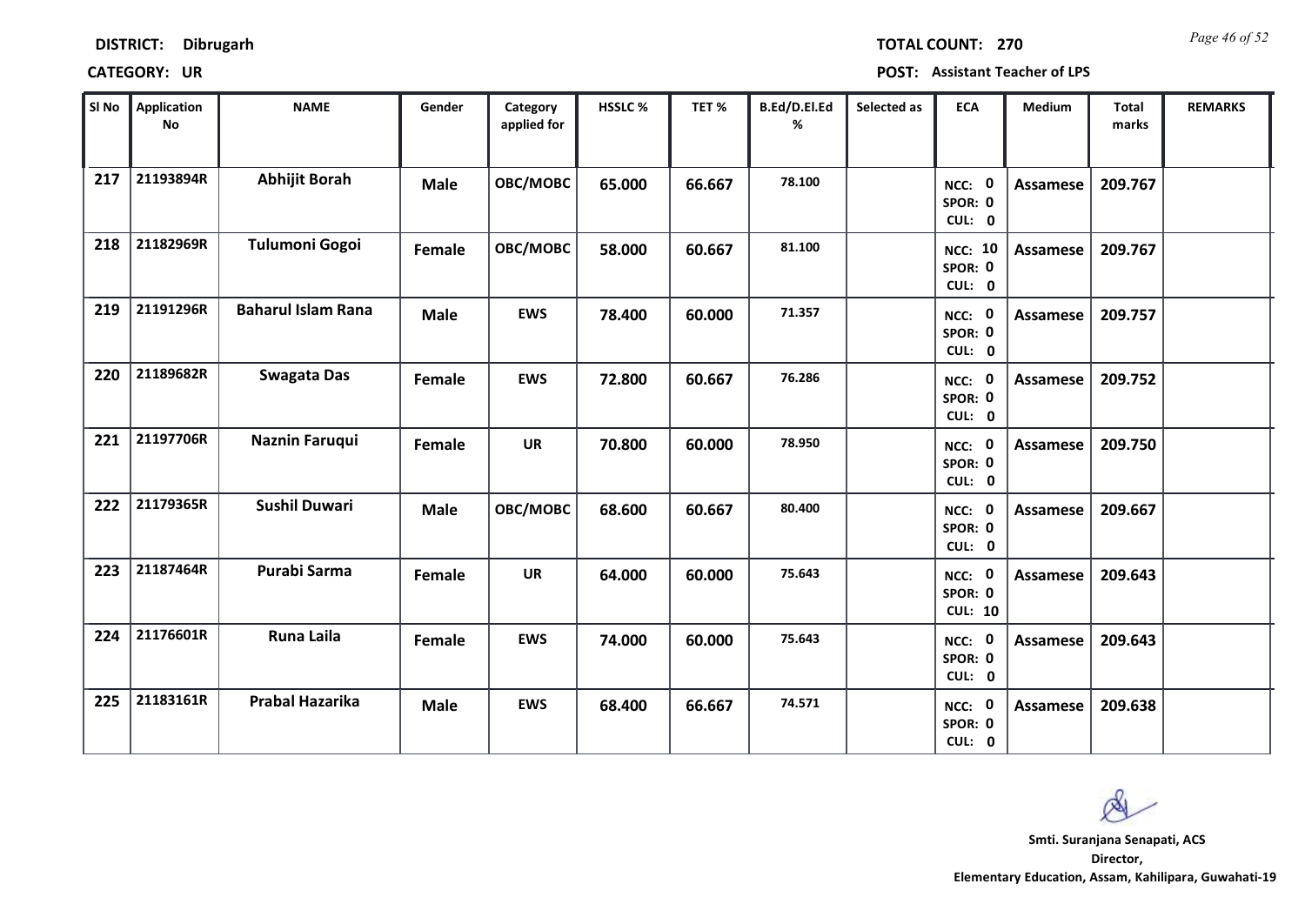**DISTRICT:** Dibrugarh **TOTAL COUNT:** 270

**CATEGORY:** UR **POST:** Assistant Teacher of LPS

| Sl No | Application No | NAME | Gender | Category applied for | HSSLC % | TET % | B.Ed/D.El.Ed % | Selected as | ECA | Medium | Total marks | REMARKS |
|---|---|---|---|---|---|---|---|---|---|---|---|---|
| 217 | 21193894R | Abhijit Borah | Male | OBC/MOBC | 65.000 | 66.667 | 78.100 | | NCC: 0 SPOR: 0 CUL: 0 | Assamese | 209.767 | |
| 218 | 21182969R | Tulumoni Gogoi | Female | OBC/MOBC | 58.000 | 60.667 | 81.100 | | NCC: 10 SPOR: 0 CUL: 0 | Assamese | 209.767 | |
| 219 | 21191296R | Baharul Islam Rana | Male | EWS | 78.400 | 60.000 | 71.357 | | NCC: 0 SPOR: 0 CUL: 0 | Assamese | 209.757 | |
| 220 | 21189682R | Swagata Das | Female | EWS | 72.800 | 60.667 | 76.286 | | NCC: 0 SPOR: 0 CUL: 0 | Assamese | 209.752 | |
| 221 | 21197706R | Naznin Faruqui | Female | UR | 70.800 | 60.000 | 78.950 | | NCC: 0 SPOR: 0 CUL: 0 | Assamese | 209.750 | |
| 222 | 21179365R | Sushil Duwari | Male | OBC/MOBC | 68.600 | 60.667 | 80.400 | | NCC: 0 SPOR: 0 CUL: 0 | Assamese | 209.667 | |
| 223 | 21187464R | Purabi Sarma | Female | UR | 64.000 | 60.000 | 75.643 | | NCC: 0 SPOR: 0 CUL: 10 | Assamese | 209.643 | |
| 224 | 21176601R | Runa Laila | Female | EWS | 74.000 | 60.000 | 75.643 | | NCC: 0 SPOR: 0 CUL: 0 | Assamese | 209.643 | |
| 225 | 21183161R | Prabal Hazarika | Male | EWS | 68.400 | 66.667 | 74.571 | | NCC: 0 SPOR: 0 CUL: 0 | Assamese | 209.638 | |

Smti. Suranjana Senapati, ACS
Director,
Elementary Education, Assam, Kahilipara, Guwahati-19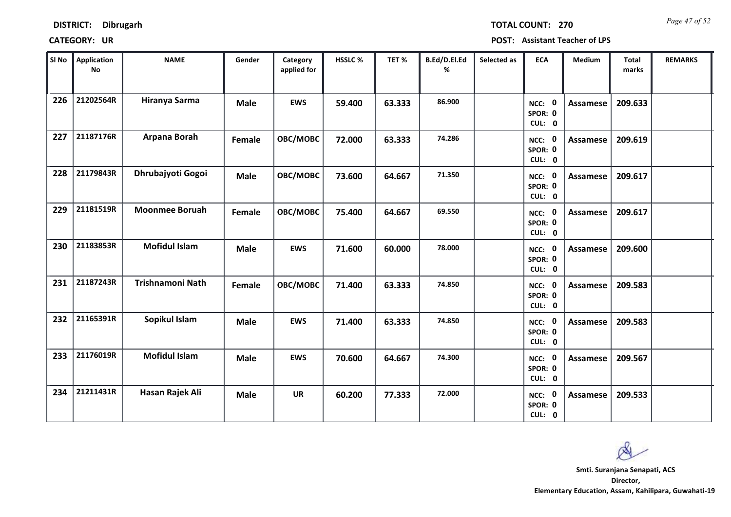**DISTRICT: Dibrugarh** **TOTAL COUNT: 270**

**CATEGORY: UR** **POST: Assistant Teacher of LPS**

| Sl No | Application No | NAME | Gender | Category applied for | HSSLC % | TET % | B.Ed/D.El.Ed % | Selected as | ECA | Medium | Total marks | REMARKS |
|---|---|---|---|---|---|---|---|---|---|---|---|---|
| 226 | 21202564R | Hiranya Sarma | Male | EWS | 59.400 | 63.333 | 86.900 | | NCC: 0 SPOR: 0 CUL: 0 | Assamese | 209.633 | |
| 227 | 21187176R | Arpana Borah | Female | OBC/MOBC | 72.000 | 63.333 | 74.286 | | NCC: 0 SPOR: 0 CUL: 0 | Assamese | 209.619 | |
| 228 | 21179843R | Dhrubajyoti Gogoi | Male | OBC/MOBC | 73.600 | 64.667 | 71.350 | | NCC: 0 SPOR: 0 CUL: 0 | Assamese | 209.617 | |
| 229 | 21181519R | Moonmee Boruah | Female | OBC/MOBC | 75.400 | 64.667 | 69.550 | | NCC: 0 SPOR: 0 CUL: 0 | Assamese | 209.617 | |
| 230 | 21183853R | Mofidul Islam | Male | EWS | 71.600 | 60.000 | 78.000 | | NCC: 0 SPOR: 0 CUL: 0 | Assamese | 209.600 | |
| 231 | 21187243R | Trishnamoni Nath | Female | OBC/MOBC | 71.400 | 63.333 | 74.850 | | NCC: 0 SPOR: 0 CUL: 0 | Assamese | 209.583 | |
| 232 | 21165391R | Sopikul Islam | Male | EWS | 71.400 | 63.333 | 74.850 | | NCC: 0 SPOR: 0 CUL: 0 | Assamese | 209.583 | |
| 233 | 21176019R | Mofidul Islam | Male | EWS | 70.600 | 64.667 | 74.300 | | NCC: 0 SPOR: 0 CUL: 0 | Assamese | 209.567 | |
| 234 | 21211431R | Hasan Rajek Ali | Male | UR | 60.200 | 77.333 | 72.000 | | NCC: 0 SPOR: 0 CUL: 0 | Assamese | 209.533 | |

**Smti. Suranjana Senapati, ACS**
**Director,**
**Elementary Education, Assam, Kahilipara, Guwahati-19**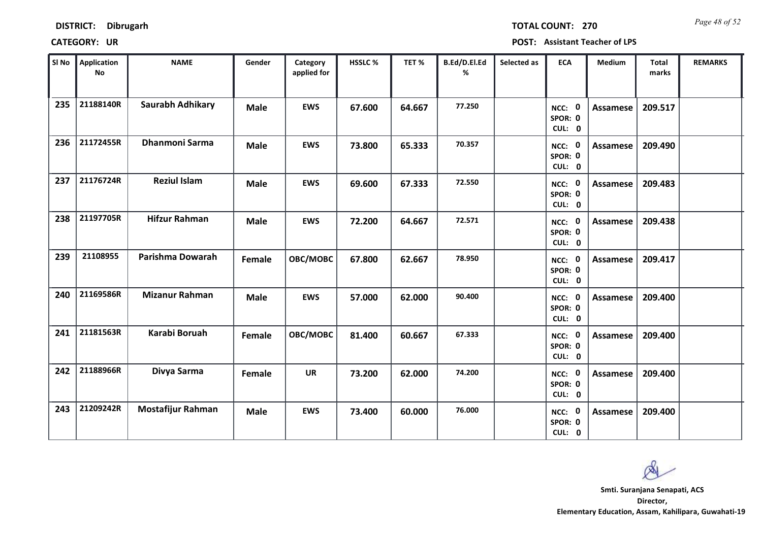**DISTRICT:** Dibrugarh  **TOTAL COUNT:** 270

**CATEGORY:** UR  **POST:** Assistant Teacher of LPS

| Sl No | Application No | NAME | Gender | Category applied for | HSSLC % | TET % | B.Ed/D.El.Ed % | Selected as | ECA | Medium | Total marks | REMARKS |
|---|---|---|---|---|---|---|---|---|---|---|---|---|
| 235 | 21188140R | Saurabh Adhikary | Male | EWS | 67.600 | 64.667 | 77.250 | | NCC: 0 SPOR: 0 CUL: 0 | Assamese | 209.517 | |
| 236 | 21172455R | Dhanmoni Sarma | Male | EWS | 73.800 | 65.333 | 70.357 | | NCC: 0 SPOR: 0 CUL: 0 | Assamese | 209.490 | |
| 237 | 21176724R | Reziul Islam | Male | EWS | 69.600 | 67.333 | 72.550 | | NCC: 0 SPOR: 0 CUL: 0 | Assamese | 209.483 | |
| 238 | 21197705R | Hifzur Rahman | Male | EWS | 72.200 | 64.667 | 72.571 | | NCC: 0 SPOR: 0 CUL: 0 | Assamese | 209.438 | |
| 239 | 21108955 | Parishma Dowarah | Female | OBC/MOBC | 67.800 | 62.667 | 78.950 | | NCC: 0 SPOR: 0 CUL: 0 | Assamese | 209.417 | |
| 240 | 21169586R | Mizanur Rahman | Male | EWS | 57.000 | 62.000 | 90.400 | | NCC: 0 SPOR: 0 CUL: 0 | Assamese | 209.400 | |
| 241 | 21181563R | Karabi Boruah | Female | OBC/MOBC | 81.400 | 60.667 | 67.333 | | NCC: 0 SPOR: 0 CUL: 0 | Assamese | 209.400 | |
| 242 | 21188966R | Divya Sarma | Female | UR | 73.200 | 62.000 | 74.200 | | NCC: 0 SPOR: 0 CUL: 0 | Assamese | 209.400 | |
| 243 | 21209242R | Mostafijur Rahman | Male | EWS | 73.400 | 60.000 | 76.000 | | NCC: 0 SPOR: 0 CUL: 0 | Assamese | 209.400 | |

**Smti. Suranjana Senapati, ACS**
**Director,**
**Elementary Education, Assam, Kahilipara, Guwahati-19**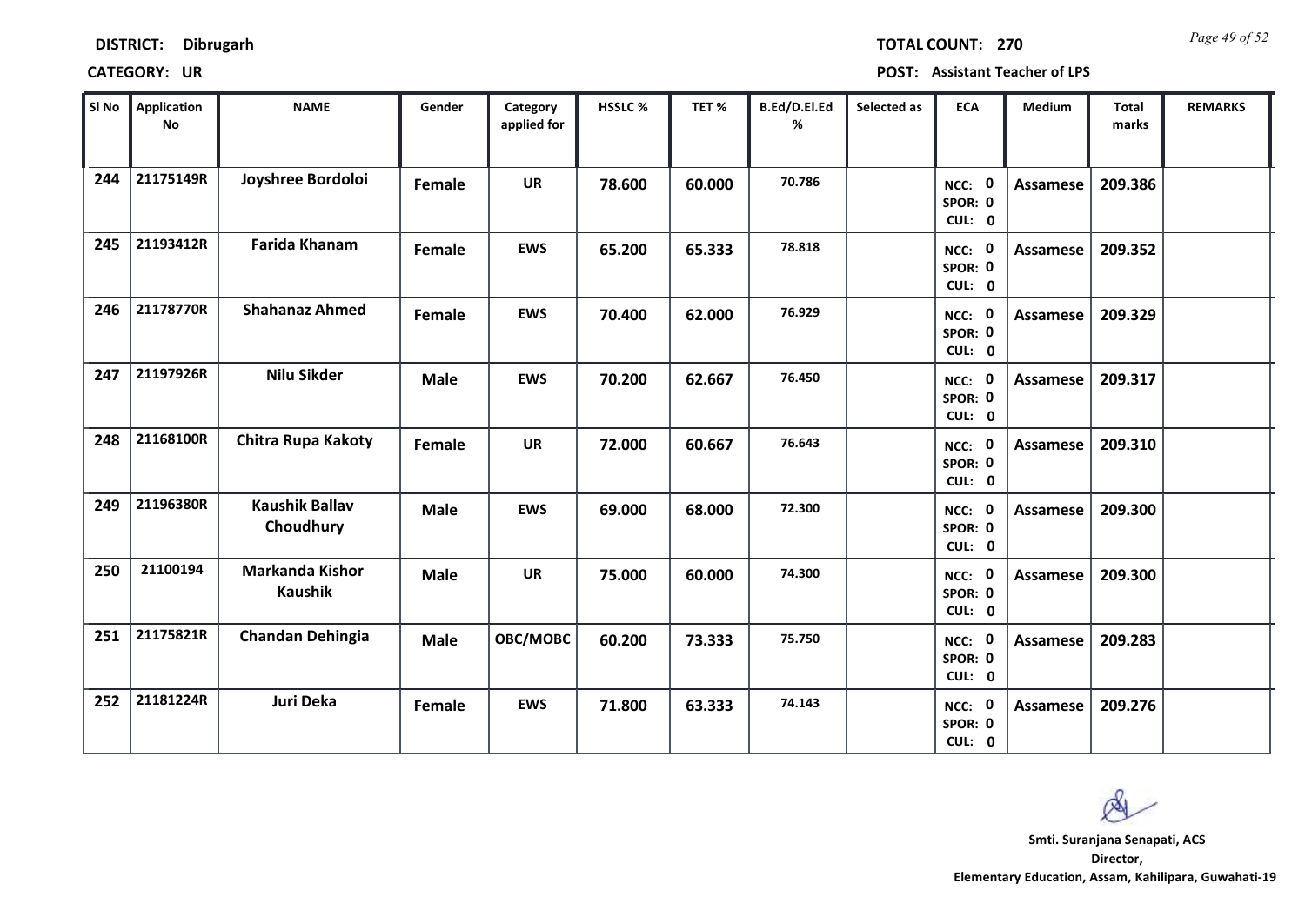**DISTRICT: Dibrugarh** **TOTAL COUNT: 270**

**CATEGORY: UR** **POST: Assistant Teacher of LPS**

| Sl No | Application No | NAME | Gender | Category applied for | HSSLC % | TET % | B.Ed/D.El.Ed % | Selected as | ECA | Medium | Total marks | REMARKS |
|---|---|---|---|---|---|---|---|---|---|---|---|---|
| 244 | 21175149R | Joyshree Bordoloi | Female | UR | 78.600 | 60.000 | 70.786 | | NCC: 0 SPOR: 0 CUL: 0 | Assamese | 209.386 | |
| 245 | 21193412R | Farida Khanam | Female | EWS | 65.200 | 65.333 | 78.818 | | NCC: 0 SPOR: 0 CUL: 0 | Assamese | 209.352 | |
| 246 | 21178770R | Shahanaz Ahmed | Female | EWS | 70.400 | 62.000 | 76.929 | | NCC: 0 SPOR: 0 CUL: 0 | Assamese | 209.329 | |
| 247 | 21197926R | Nilu Sikder | Male | EWS | 70.200 | 62.667 | 76.450 | | NCC: 0 SPOR: 0 CUL: 0 | Assamese | 209.317 | |
| 248 | 21168100R | Chitra Rupa Kakoty | Female | UR | 72.000 | 60.667 | 76.643 | | NCC: 0 SPOR: 0 CUL: 0 | Assamese | 209.310 | |
| 249 | 21196380R | Kaushik Ballav Choudhury | Male | EWS | 69.000 | 68.000 | 72.300 | | NCC: 0 SPOR: 0 CUL: 0 | Assamese | 209.300 | |
| 250 | 21100194 | Markanda Kishor Kaushik | Male | UR | 75.000 | 60.000 | 74.300 | | NCC: 0 SPOR: 0 CUL: 0 | Assamese | 209.300 | |
| 251 | 21175821R | Chandan Dehingia | Male | OBC/MOBC | 60.200 | 73.333 | 75.750 | | NCC: 0 SPOR: 0 CUL: 0 | Assamese | 209.283 | |
| 252 | 21181224R | Juri Deka | Female | EWS | 71.800 | 63.333 | 74.143 | | NCC: 0 SPOR: 0 CUL: 0 | Assamese | 209.276 | |

**Smti. Suranjana Senapati, ACS**
**Director,**
**Elementary Education, Assam, Kahilipara, Guwahati-19**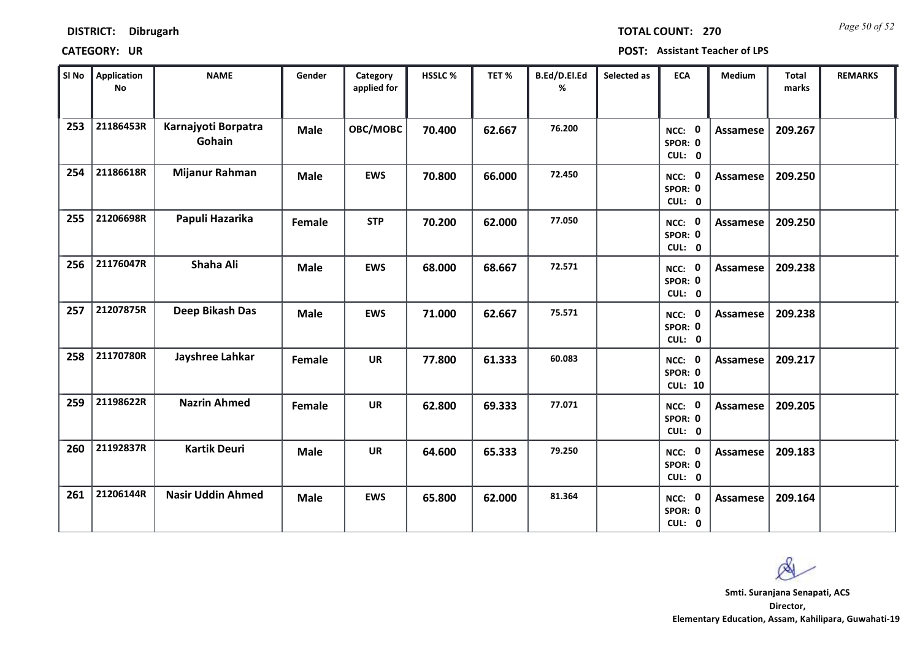**DISTRICT:** Dibrugarh **TOTAL COUNT:** 270

**CATEGORY:** UR **POST:** Assistant Teacher of LPS

| Sl No | Application No | NAME | Gender | Category applied for | HSSLC % | TET % | B.Ed/D.El.Ed % | Selected as | ECA | Medium | Total marks | REMARKS |
|---|---|---|---|---|---|---|---|---|---|---|---|---|
| 253 | 21186453R | Karnajyoti Borpatra Gohain | Male | OBC/MOBC | 70.400 | 62.667 | 76.200 | | NCC: 0 SPOR: 0 CUL: 0 | Assamese | 209.267 | |
| 254 | 21186618R | Mijanur Rahman | Male | EWS | 70.800 | 66.000 | 72.450 | | NCC: 0 SPOR: 0 CUL: 0 | Assamese | 209.250 | |
| 255 | 21206698R | Papuli Hazarika | Female | STP | 70.200 | 62.000 | 77.050 | | NCC: 0 SPOR: 0 CUL: 0 | Assamese | 209.250 | |
| 256 | 21176047R | Shaha Ali | Male | EWS | 68.000 | 68.667 | 72.571 | | NCC: 0 SPOR: 0 CUL: 0 | Assamese | 209.238 | |
| 257 | 21207875R | Deep Bikash Das | Male | EWS | 71.000 | 62.667 | 75.571 | | NCC: 0 SPOR: 0 CUL: 0 | Assamese | 209.238 | |
| 258 | 21170780R | Jayshree Lahkar | Female | UR | 77.800 | 61.333 | 60.083 | | NCC: 0 SPOR: 0 CUL: 10 | Assamese | 209.217 | |
| 259 | 21198622R | Nazrin Ahmed | Female | UR | 62.800 | 69.333 | 77.071 | | NCC: 0 SPOR: 0 CUL: 0 | Assamese | 209.205 | |
| 260 | 21192837R | Kartik Deuri | Male | UR | 64.600 | 65.333 | 79.250 | | NCC: 0 SPOR: 0 CUL: 0 | Assamese | 209.183 | |
| 261 | 21206144R | Nasir Uddin Ahmed | Male | EWS | 65.800 | 62.000 | 81.364 | | NCC: 0 SPOR: 0 CUL: 0 | Assamese | 209.164 | |

**Smti. Suranjana Senapati, ACS**
**Director,**
**Elementary Education, Assam, Kahilipara, Guwahati-19**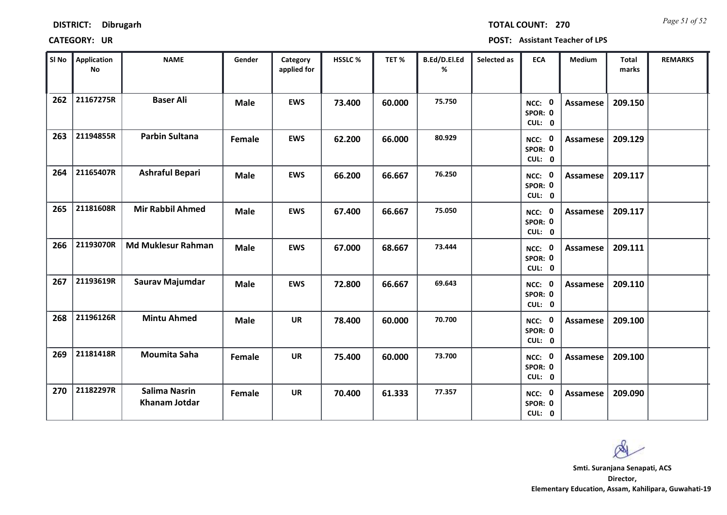**DISTRICT:** Dibrugarh

**TOTAL COUNT:** 270

**CATEGORY:** UR

**POST:** Assistant Teacher of LPS

| Sl No | Application No | NAME | Gender | Category applied for | HSSLC % | TET % | B.Ed/D.El.Ed % | Selected as | ECA | Medium | Total marks | REMARKS |
|---|---|---|---|---|---|---|---|---|---|---|---|---|
| 262 | 21167275R | Baser Ali | Male | EWS | 73.400 | 60.000 | 75.750 | | NCC: 0 SPOR: 0 CUL: 0 | Assamese | 209.150 | |
| 263 | 21194855R | Parbin Sultana | Female | EWS | 62.200 | 66.000 | 80.929 | | NCC: 0 SPOR: 0 CUL: 0 | Assamese | 209.129 | |
| 264 | 21165407R | Ashraful Bepari | Male | EWS | 66.200 | 66.667 | 76.250 | | NCC: 0 SPOR: 0 CUL: 0 | Assamese | 209.117 | |
| 265 | 21181608R | Mir Rabbil Ahmed | Male | EWS | 67.400 | 66.667 | 75.050 | | NCC: 0 SPOR: 0 CUL: 0 | Assamese | 209.117 | |
| 266 | 21193070R | Md Muklesur Rahman | Male | EWS | 67.000 | 68.667 | 73.444 | | NCC: 0 SPOR: 0 CUL: 0 | Assamese | 209.111 | |
| 267 | 21193619R | Saurav Majumdar | Male | EWS | 72.800 | 66.667 | 69.643 | | NCC: 0 SPOR: 0 CUL: 0 | Assamese | 209.110 | |
| 268 | 21196126R | Mintu Ahmed | Male | UR | 78.400 | 60.000 | 70.700 | | NCC: 0 SPOR: 0 CUL: 0 | Assamese | 209.100 | |
| 269 | 21181418R | Moumita Saha | Female | UR | 75.400 | 60.000 | 73.700 | | NCC: 0 SPOR: 0 CUL: 0 | Assamese | 209.100 | |
| 270 | 21182297R | Salima Nasrin Khanam Jotdar | Female | UR | 70.400 | 61.333 | 77.357 | | NCC: 0 SPOR: 0 CUL: 0 | Assamese | 209.090 | |

**Smti. Suranjana Senapati, ACS**
**Director,**
**Elementary Education, Assam, Kahilipara, Guwahati-19**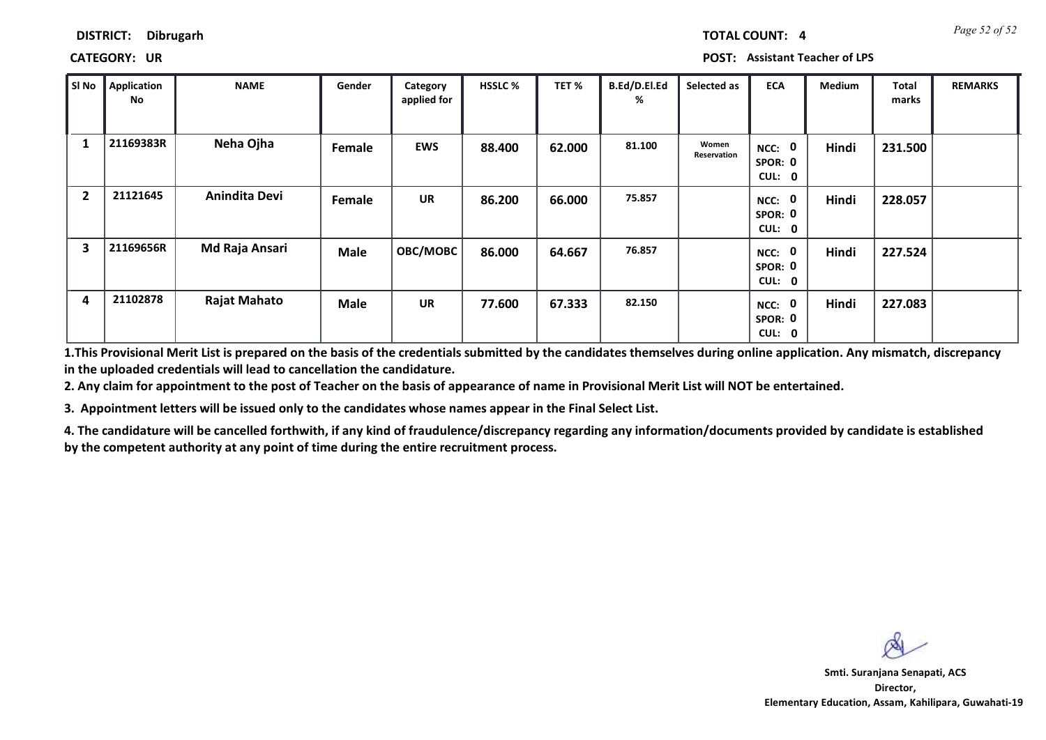**DISTRICT:** Dibrugarh

**TOTAL COUNT:** 4

**CATEGORY:** UR

**POST:** Assistant Teacher of LPS

| Sl No | Application No | NAME | Gender | Category applied for | HSSLC % | TET % | B.Ed/D.El.Ed % | Selected as | ECA | Medium | Total marks | REMARKS |
|---|---|---|---|---|---|---|---|---|---|---|---|---|
| 1 | 21169383R | Neha Ojha | Female | EWS | 88.400 | 62.000 | 81.100 | Women Reservation | NCC: 0 SPOR: 0 CUL: 0 | Hindi | 231.500 | |
| 2 | 21121645 | Anindita Devi | Female | UR | 86.200 | 66.000 | 75.857 | | NCC: 0 SPOR: 0 CUL: 0 | Hindi | 228.057 | |
| 3 | 21169656R | Md Raja Ansari | Male | OBC/MOBC | 86.000 | 64.667 | 76.857 | | NCC: 0 SPOR: 0 CUL: 0 | Hindi | 227.524 | |
| 4 | 21102878 | Rajat Mahato | Male | UR | 77.600 | 67.333 | 82.150 | | NCC: 0 SPOR: 0 CUL: 0 | Hindi | 227.083 | |

**1.This Provisional Merit List is prepared on the basis of the credentials submitted by the candidates themselves during online application. Any mismatch, discrepancy in the uploaded credentials will lead to cancellation the candidature.**

**2. Any claim for appointment to the post of Teacher on the basis of appearance of name in Provisional Merit List will NOT be entertained.**

**3. Appointment letters will be issued only to the candidates whose names appear in the Final Select List.**

**4. The candidature will be cancelled forthwith, if any kind of fraudulence/discrepancy regarding any information/documents provided by candidate is established by the competent authority at any point of time during the entire recruitment process.**

**Smti. Suranjana Senapati, ACS**
**Director,**
**Elementary Education, Assam, Kahilipara, Guwahati-19**